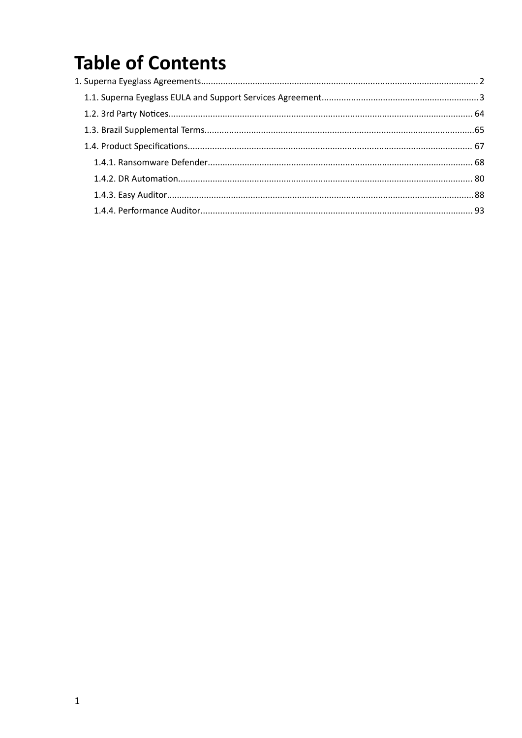# Table of Contents

1. Superna Eyeglass Agreements................................................................................................................ 2
    - 1.1. Superna Eyeglass EULA and Support Services Agreement................................................................3
    - 1.2. 3rd Party Notices........................................................................................................................... 64
    - 1.3. Brazil Supplemental Terms.............................................................................................................65
    - 1.4. Product Specifications................................................................................................................... 67
        - 1.4.1. Ransomware Defender........................................................................................................... 68
        - 1.4.2. DR Automation....................................................................................................................... 80
        - 1.4.3. Easy Auditor............................................................................................................................88
        - 1.4.4. Performance Auditor.............................................................................................................. 93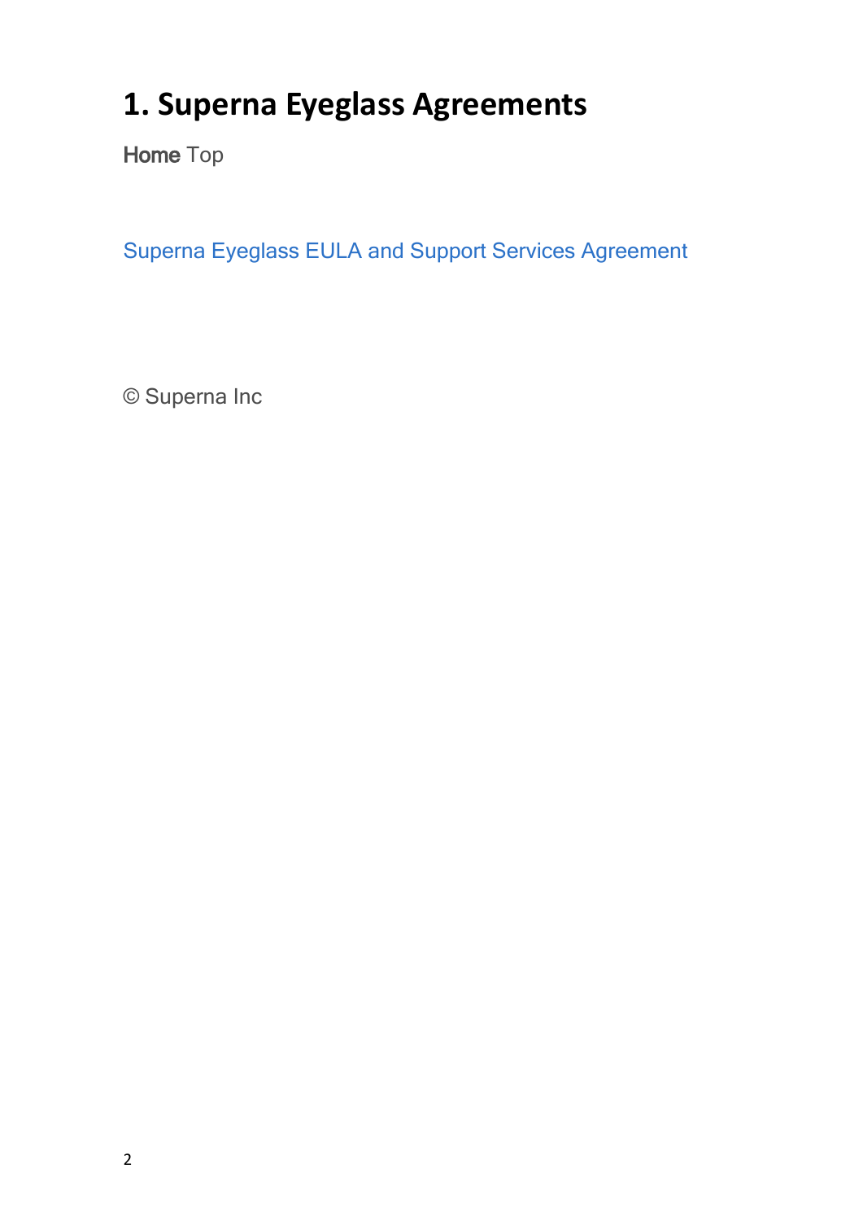# 1. Superna Eyeglass Agreements

**Home** Top

Superna Eyeglass EULA and Support Services Agreement

© Superna Inc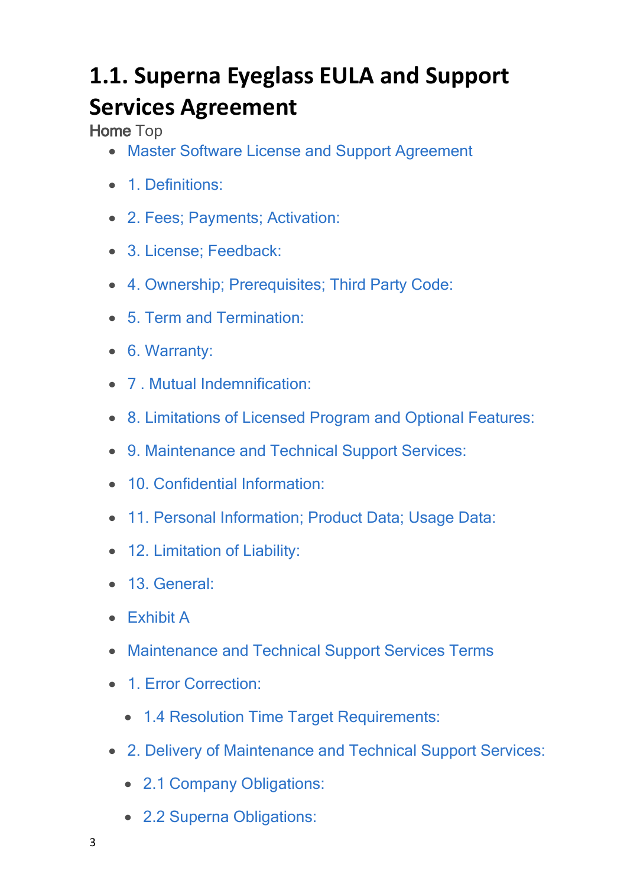# 1.1. Superna Eyeglass EULA and Support Services Agreement

**Home** Top

- Master Software License and Support Agreement
- 1. Definitions:
- 2. Fees; Payments; Activation:
- 3. License; Feedback:
- 4. Ownership; Prerequisites; Third Party Code:
- 5. Term and Termination:
- 6. Warranty:
- 7 . Mutual Indemnification:
- 8. Limitations of Licensed Program and Optional Features:
- 9. Maintenance and Technical Support Services:
- 10. Confidential Information:
- 11. Personal Information; Product Data; Usage Data:
- 12. Limitation of Liability:
- 13. General:
- Exhibit A
- Maintenance and Technical Support Services Terms
- 1. Error Correction:
  - 1.4 Resolution Time Target Requirements:
- 2. Delivery of Maintenance and Technical Support Services:
  - 2.1 Company Obligations:
  - 2.2 Superna Obligations: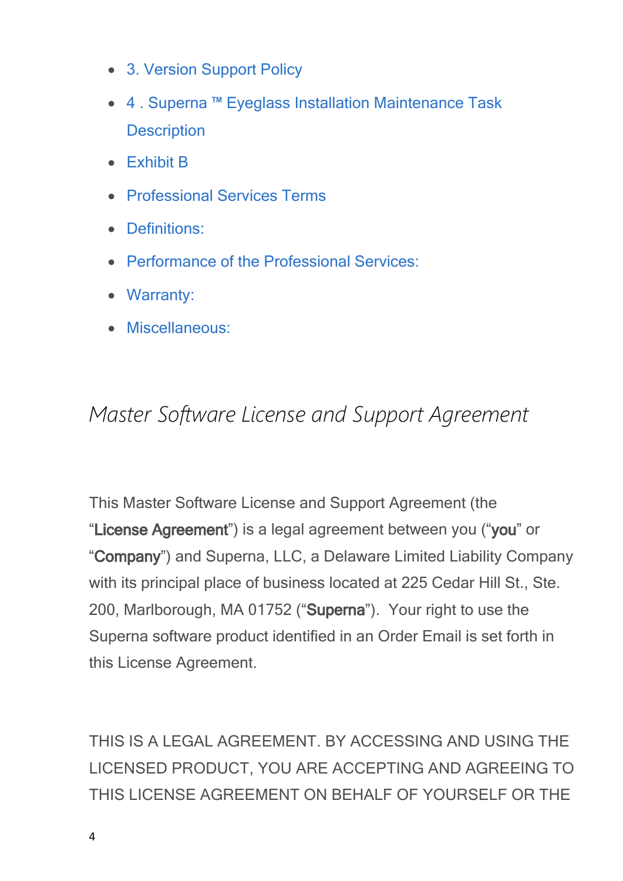- 3. Version Support Policy
- 4 . Superna ™ Eyeglass Installation Maintenance Task Description
- Exhibit B
- Professional Services Terms
- Definitions:
- Performance of the Professional Services:
- Warranty:
- Miscellaneous:

# *Master Software License and Support Agreement*

This Master Software License and Support Agreement (the "**License Agreement**") is a legal agreement between you ("**you**" or "**Company**") and Superna, LLC, a Delaware Limited Liability Company with its principal place of business located at 225 Cedar Hill St., Ste. 200, Marlborough, MA 01752 ("**Superna**"). Your right to use the Superna software product identified in an Order Email is set forth in this License Agreement.

THIS IS A LEGAL AGREEMENT. BY ACCESSING AND USING THE LICENSED PRODUCT, YOU ARE ACCEPTING AND AGREEING TO THIS LICENSE AGREEMENT ON BEHALF OF YOURSELF OR THE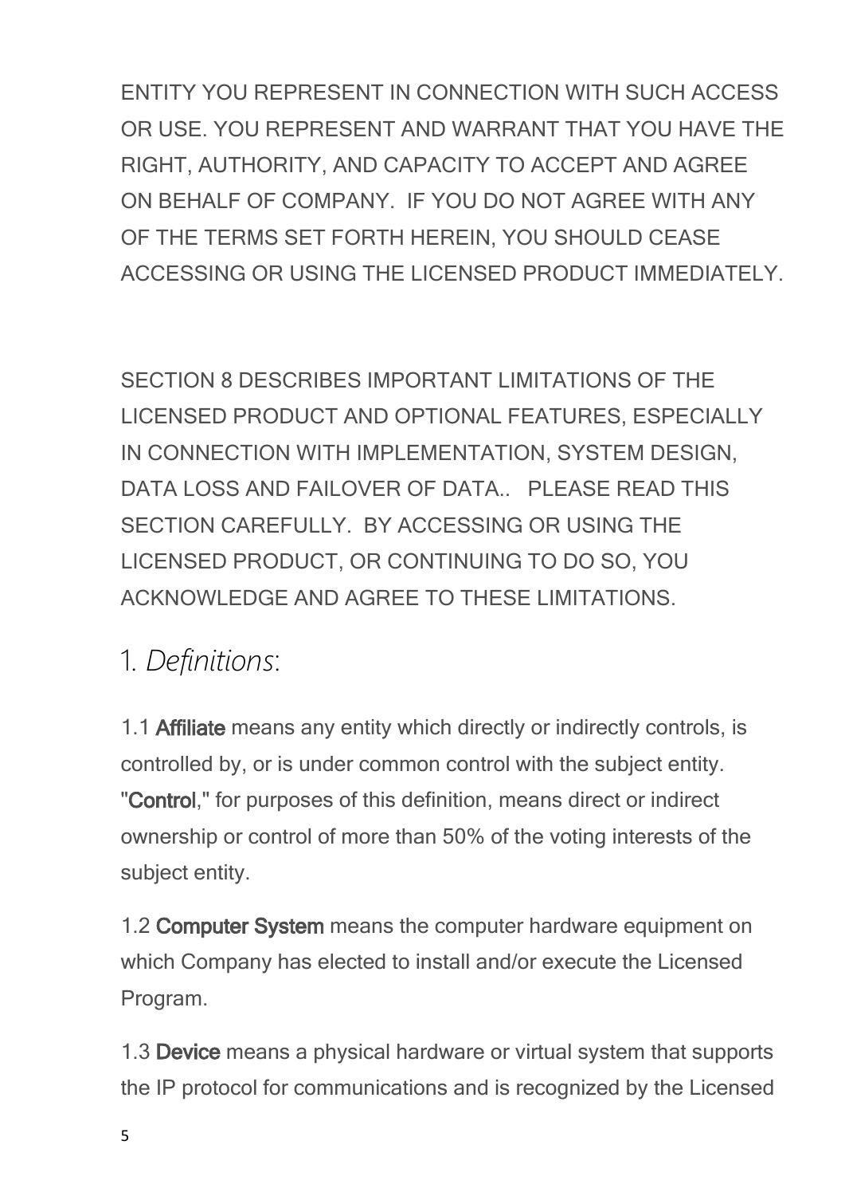ENTITY YOU REPRESENT IN CONNECTION WITH SUCH ACCESS OR USE. YOU REPRESENT AND WARRANT THAT YOU HAVE THE RIGHT, AUTHORITY, AND CAPACITY TO ACCEPT AND AGREE ON BEHALF OF COMPANY. IF YOU DO NOT AGREE WITH ANY OF THE TERMS SET FORTH HEREIN, YOU SHOULD CEASE ACCESSING OR USING THE LICENSED PRODUCT IMMEDIATELY.

SECTION 8 DESCRIBES IMPORTANT LIMITATIONS OF THE LICENSED PRODUCT AND OPTIONAL FEATURES, ESPECIALLY IN CONNECTION WITH IMPLEMENTATION, SYSTEM DESIGN, DATA LOSS AND FAILOVER OF DATA.. PLEASE READ THIS SECTION CAREFULLY. BY ACCESSING OR USING THE LICENSED PRODUCT, OR CONTINUING TO DO SO, YOU ACKNOWLEDGE AND AGREE TO THESE LIMITATIONS.

## 1. *Definitions*:

1.1 **Affiliate** means any entity which directly or indirectly controls, is controlled by, or is under common control with the subject entity. "**Control**," for purposes of this definition, means direct or indirect ownership or control of more than 50% of the voting interests of the subject entity.

1.2 **Computer System** means the computer hardware equipment on which Company has elected to install and/or execute the Licensed Program.

1.3 **Device** means a physical hardware or virtual system that supports the IP protocol for communications and is recognized by the Licensed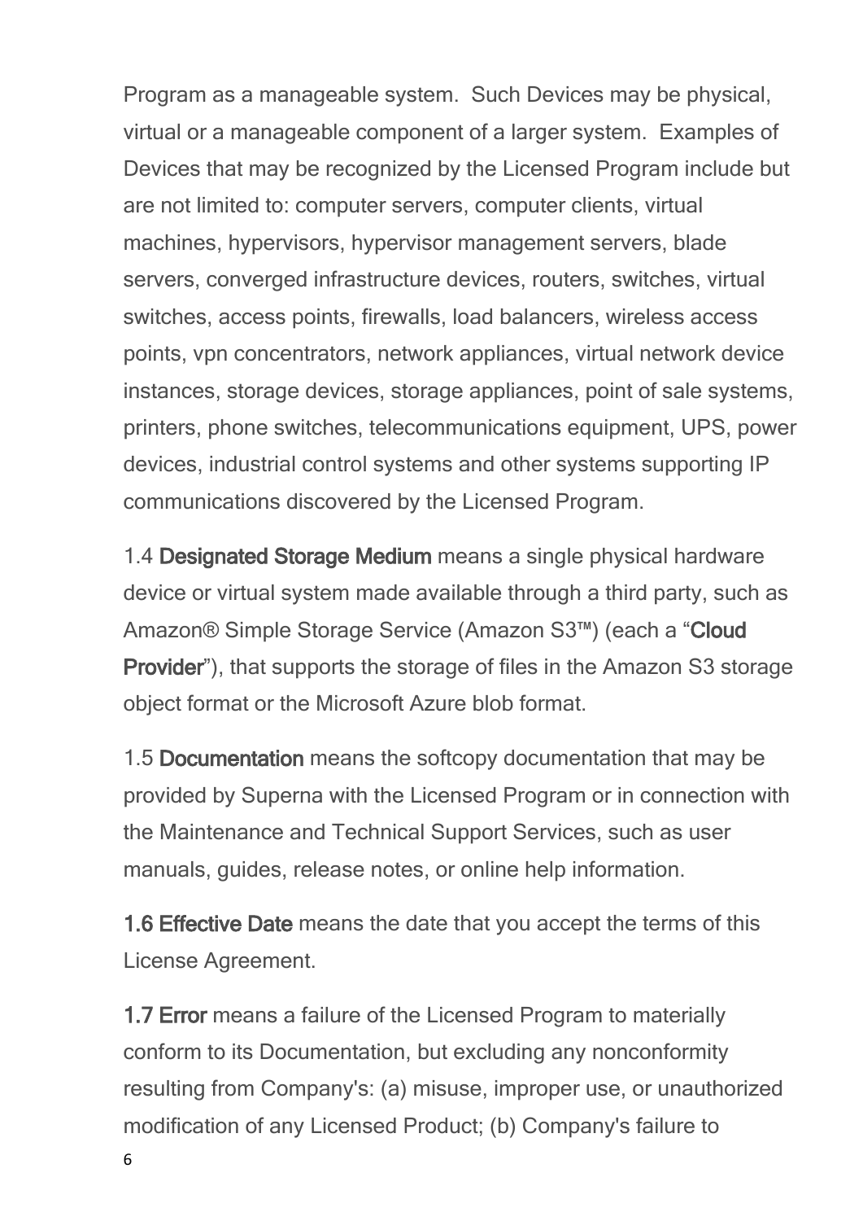Program as a manageable system. Such Devices may be physical, virtual or a manageable component of a larger system. Examples of Devices that may be recognized by the Licensed Program include but are not limited to: computer servers, computer clients, virtual machines, hypervisors, hypervisor management servers, blade servers, converged infrastructure devices, routers, switches, virtual switches, access points, firewalls, load balancers, wireless access points, vpn concentrators, network appliances, virtual network device instances, storage devices, storage appliances, point of sale systems, printers, phone switches, telecommunications equipment, UPS, power devices, industrial control systems and other systems supporting IP communications discovered by the Licensed Program.

1.4 **Designated Storage Medium** means a single physical hardware device or virtual system made available through a third party, such as Amazon® Simple Storage Service (Amazon S3™) (each a "**Cloud Provider**"), that supports the storage of files in the Amazon S3 storage object format or the Microsoft Azure blob format.

1.5 **Documentation** means the softcopy documentation that may be provided by Superna with the Licensed Program or in connection with the Maintenance and Technical Support Services, such as user manuals, guides, release notes, or online help information.

**1.6 Effective Date** means the date that you accept the terms of this License Agreement.

**1.7 Error** means a failure of the Licensed Program to materially conform to its Documentation, but excluding any nonconformity resulting from Company's: (a) misuse, improper use, or unauthorized modification of any Licensed Product; (b) Company's failure to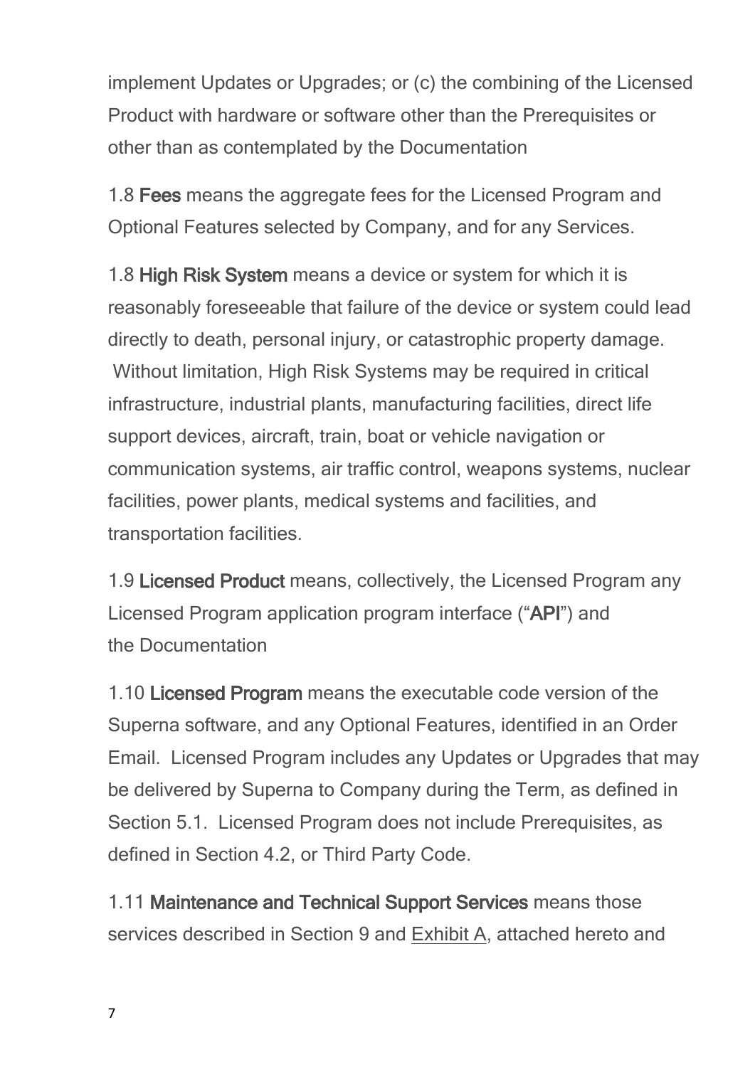implement Updates or Upgrades; or (c) the combining of the Licensed Product with hardware or software other than the Prerequisites or other than as contemplated by the Documentation

1.8 **Fees** means the aggregate fees for the Licensed Program and Optional Features selected by Company, and for any Services.

1.8 **High Risk System** means a device or system for which it is reasonably foreseeable that failure of the device or system could lead directly to death, personal injury, or catastrophic property damage. Without limitation, High Risk Systems may be required in critical infrastructure, industrial plants, manufacturing facilities, direct life support devices, aircraft, train, boat or vehicle navigation or communication systems, air traffic control, weapons systems, nuclear facilities, power plants, medical systems and facilities, and transportation facilities.

1.9 **Licensed Product** means, collectively, the Licensed Program any Licensed Program application program interface ("**API**") and the Documentation

1.10 **Licensed Program** means the executable code version of the Superna software, and any Optional Features, identified in an Order Email. Licensed Program includes any Updates or Upgrades that may be delivered by Superna to Company during the Term, as defined in Section 5.1. Licensed Program does not include Prerequisites, as defined in Section 4.2, or Third Party Code.

1.11 **Maintenance and Technical Support Services** means those services described in Section 9 and Exhibit A, attached hereto and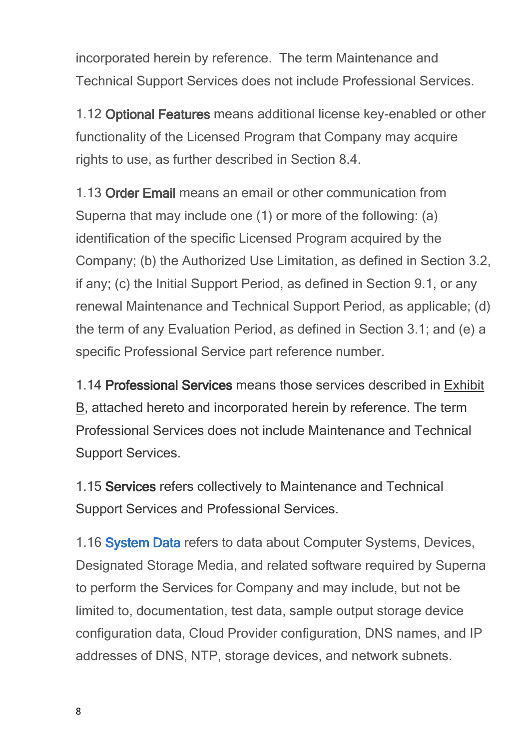incorporated herein by reference. The term Maintenance and Technical Support Services does not include Professional Services.

1.12 **Optional Features** means additional license key-enabled or other functionality of the Licensed Program that Company may acquire rights to use, as further described in Section 8.4.

1.13 **Order Email** means an email or other communication from Superna that may include one (1) or more of the following: (a) identification of the specific Licensed Program acquired by the Company; (b) the Authorized Use Limitation, as defined in Section 3.2, if any; (c) the Initial Support Period, as defined in Section 9.1, or any renewal Maintenance and Technical Support Period, as applicable; (d) the term of any Evaluation Period, as defined in Section 3.1; and (e) a specific Professional Service part reference number.

1.14 **Professional Services** means those services described in Exhibit B, attached hereto and incorporated herein by reference. The term Professional Services does not include Maintenance and Technical Support Services.

1.15 **Services** refers collectively to Maintenance and Technical Support Services and Professional Services.

1.16 **System Data** refers to data about Computer Systems, Devices, Designated Storage Media, and related software required by Superna to perform the Services for Company and may include, but not be limited to, documentation, test data, sample output storage device configuration data, Cloud Provider configuration, DNS names, and IP addresses of DNS, NTP, storage devices, and network subnets.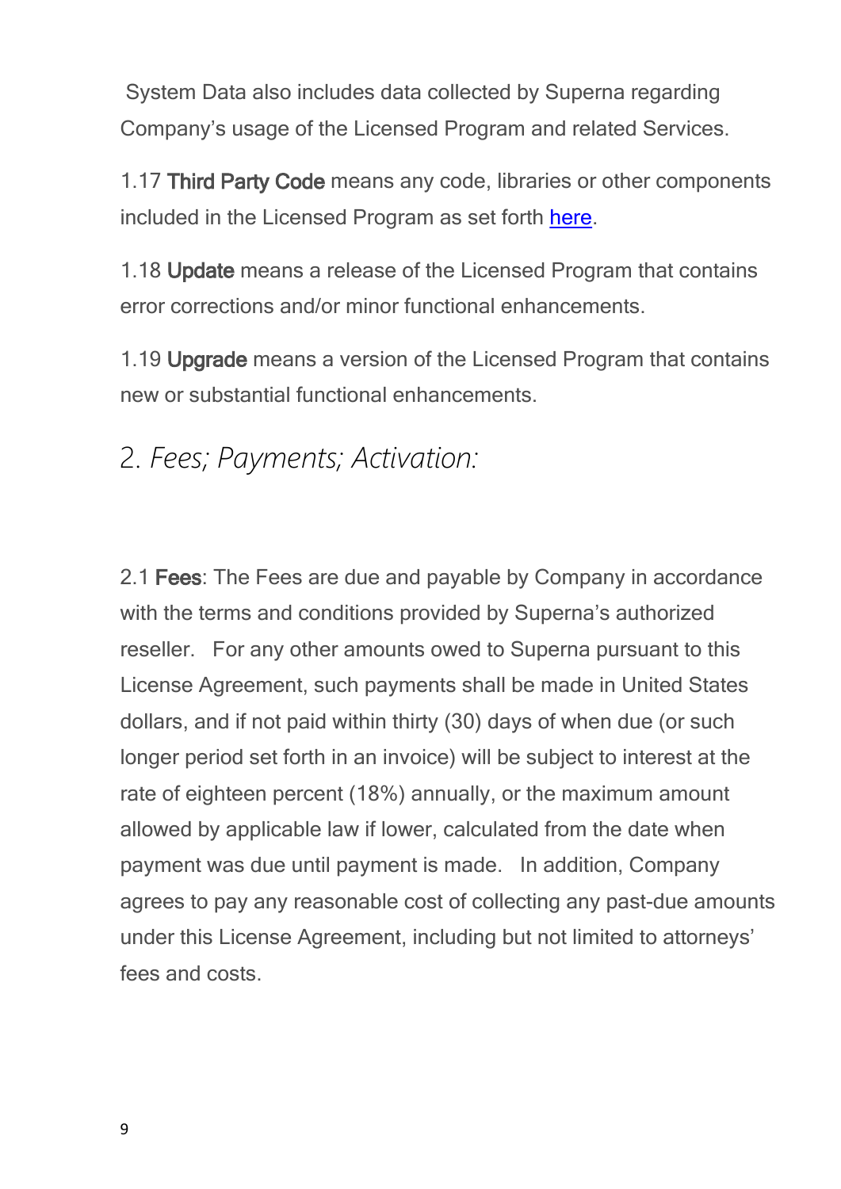System Data also includes data collected by Superna regarding Company's usage of the Licensed Program and related Services.

1.17 **Third Party Code** means any code, libraries or other components included in the Licensed Program as set forth here.

1.18 **Update** means a release of the Licensed Program that contains error corrections and/or minor functional enhancements.

1.19 **Upgrade** means a version of the Licensed Program that contains new or substantial functional enhancements.

## 2. *Fees; Payments; Activation:*

2.1 **Fees**: The Fees are due and payable by Company in accordance with the terms and conditions provided by Superna's authorized reseller. For any other amounts owed to Superna pursuant to this License Agreement, such payments shall be made in United States dollars, and if not paid within thirty (30) days of when due (or such longer period set forth in an invoice) will be subject to interest at the rate of eighteen percent (18%) annually, or the maximum amount allowed by applicable law if lower, calculated from the date when payment was due until payment is made. In addition, Company agrees to pay any reasonable cost of collecting any past-due amounts under this License Agreement, including but not limited to attorneys' fees and costs.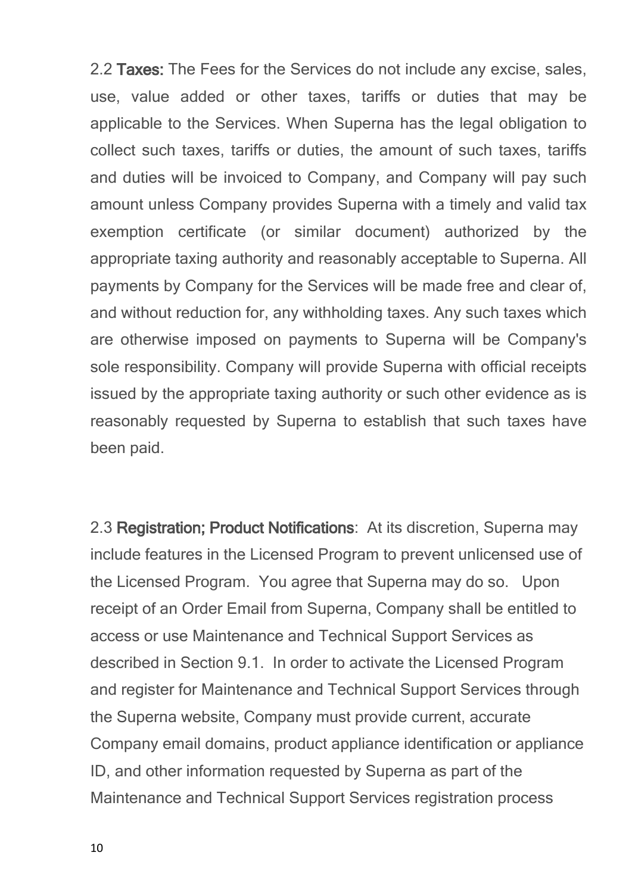2.2 **Taxes:** The Fees for the Services do not include any excise, sales, use, value added or other taxes, tariffs or duties that may be applicable to the Services. When Superna has the legal obligation to collect such taxes, tariffs or duties, the amount of such taxes, tariffs and duties will be invoiced to Company, and Company will pay such amount unless Company provides Superna with a timely and valid tax exemption certificate (or similar document) authorized by the appropriate taxing authority and reasonably acceptable to Superna. All payments by Company for the Services will be made free and clear of, and without reduction for, any withholding taxes. Any such taxes which are otherwise imposed on payments to Superna will be Company's sole responsibility. Company will provide Superna with official receipts issued by the appropriate taxing authority or such other evidence as is reasonably requested by Superna to establish that such taxes have been paid.

2.3 **Registration; Product Notifications**: At its discretion, Superna may include features in the Licensed Program to prevent unlicensed use of the Licensed Program. You agree that Superna may do so. Upon receipt of an Order Email from Superna, Company shall be entitled to access or use Maintenance and Technical Support Services as described in Section 9.1. In order to activate the Licensed Program and register for Maintenance and Technical Support Services through the Superna website, Company must provide current, accurate Company email domains, product appliance identification or appliance ID, and other information requested by Superna as part of the Maintenance and Technical Support Services registration process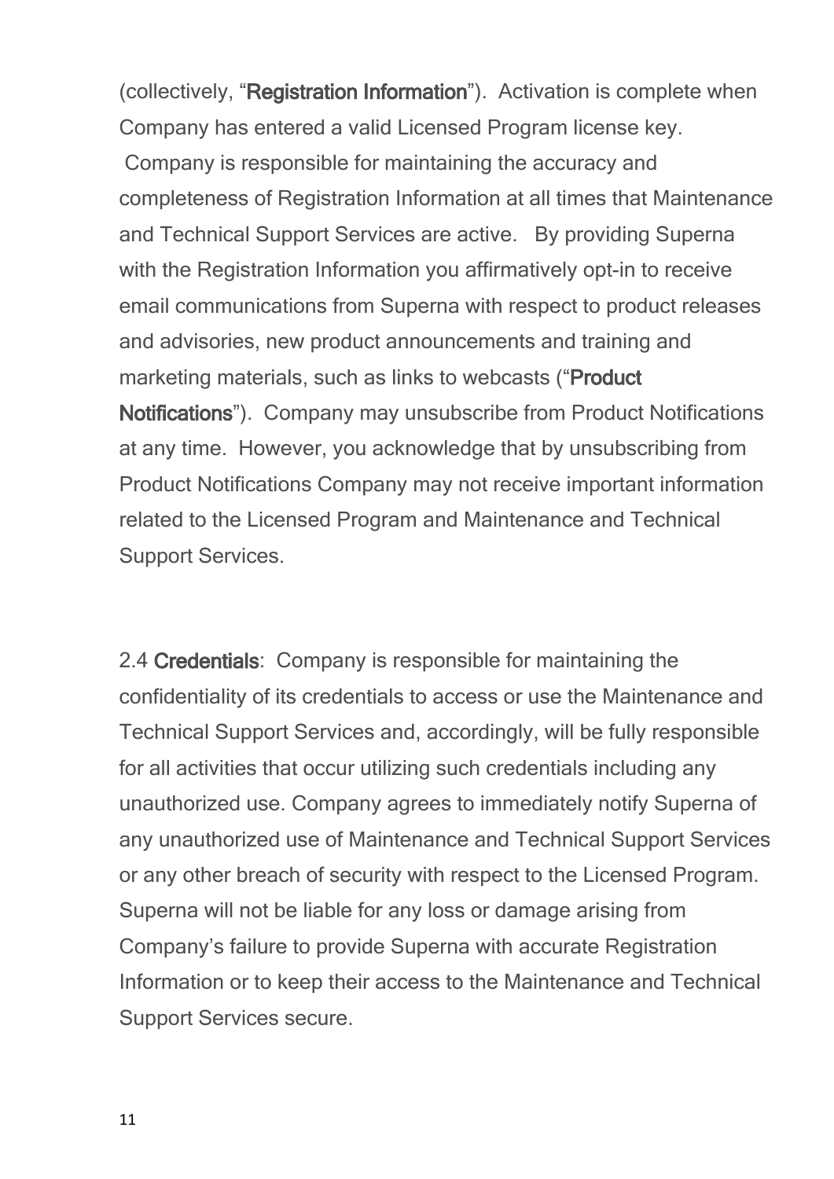(collectively, "**Registration Information**"). Activation is complete when Company has entered a valid Licensed Program license key. Company is responsible for maintaining the accuracy and completeness of Registration Information at all times that Maintenance and Technical Support Services are active. By providing Superna with the Registration Information you affirmatively opt-in to receive email communications from Superna with respect to product releases and advisories, new product announcements and training and marketing materials, such as links to webcasts ("**Product Notifications**"). Company may unsubscribe from Product Notifications at any time. However, you acknowledge that by unsubscribing from Product Notifications Company may not receive important information related to the Licensed Program and Maintenance and Technical Support Services.

2.4 **Credentials**: Company is responsible for maintaining the confidentiality of its credentials to access or use the Maintenance and Technical Support Services and, accordingly, will be fully responsible for all activities that occur utilizing such credentials including any unauthorized use. Company agrees to immediately notify Superna of any unauthorized use of Maintenance and Technical Support Services or any other breach of security with respect to the Licensed Program. Superna will not be liable for any loss or damage arising from Company's failure to provide Superna with accurate Registration Information or to keep their access to the Maintenance and Technical Support Services secure.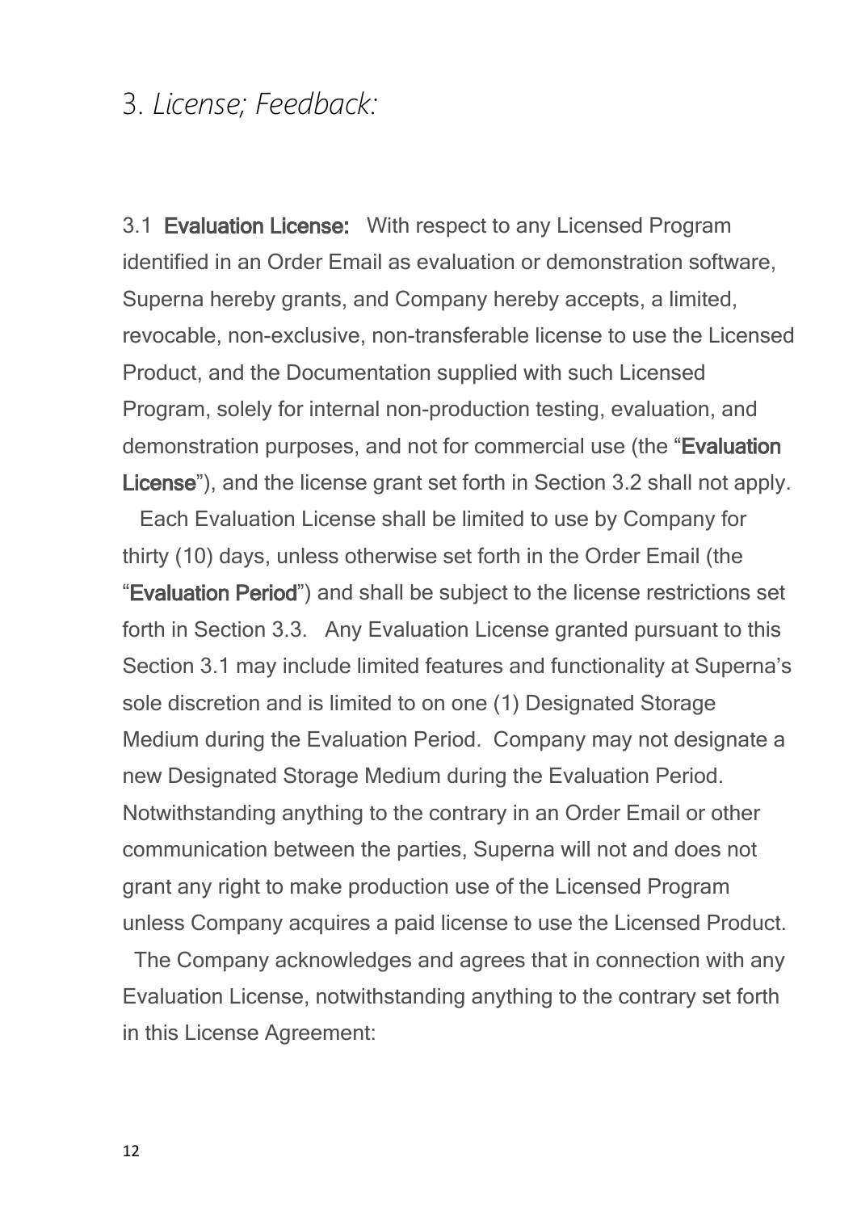# 3. *License; Feedback:*

3.1 **Evaluation License:** With respect to any Licensed Program identified in an Order Email as evaluation or demonstration software, Superna hereby grants, and Company hereby accepts, a limited, revocable, non-exclusive, non-transferable license to use the Licensed Product, and the Documentation supplied with such Licensed Program, solely for internal non-production testing, evaluation, and demonstration purposes, and not for commercial use (the "**Evaluation License**"), and the license grant set forth in Section 3.2 shall not apply. Each Evaluation License shall be limited to use by Company for thirty (10) days, unless otherwise set forth in the Order Email (the "**Evaluation Period**") and shall be subject to the license restrictions set forth in Section 3.3. Any Evaluation License granted pursuant to this Section 3.1 may include limited features and functionality at Superna's sole discretion and is limited to on one (1) Designated Storage Medium during the Evaluation Period. Company may not designate a new Designated Storage Medium during the Evaluation Period. Notwithstanding anything to the contrary in an Order Email or other communication between the parties, Superna will not and does not grant any right to make production use of the Licensed Program unless Company acquires a paid license to use the Licensed Product. The Company acknowledges and agrees that in connection with any Evaluation License, notwithstanding anything to the contrary set forth in this License Agreement: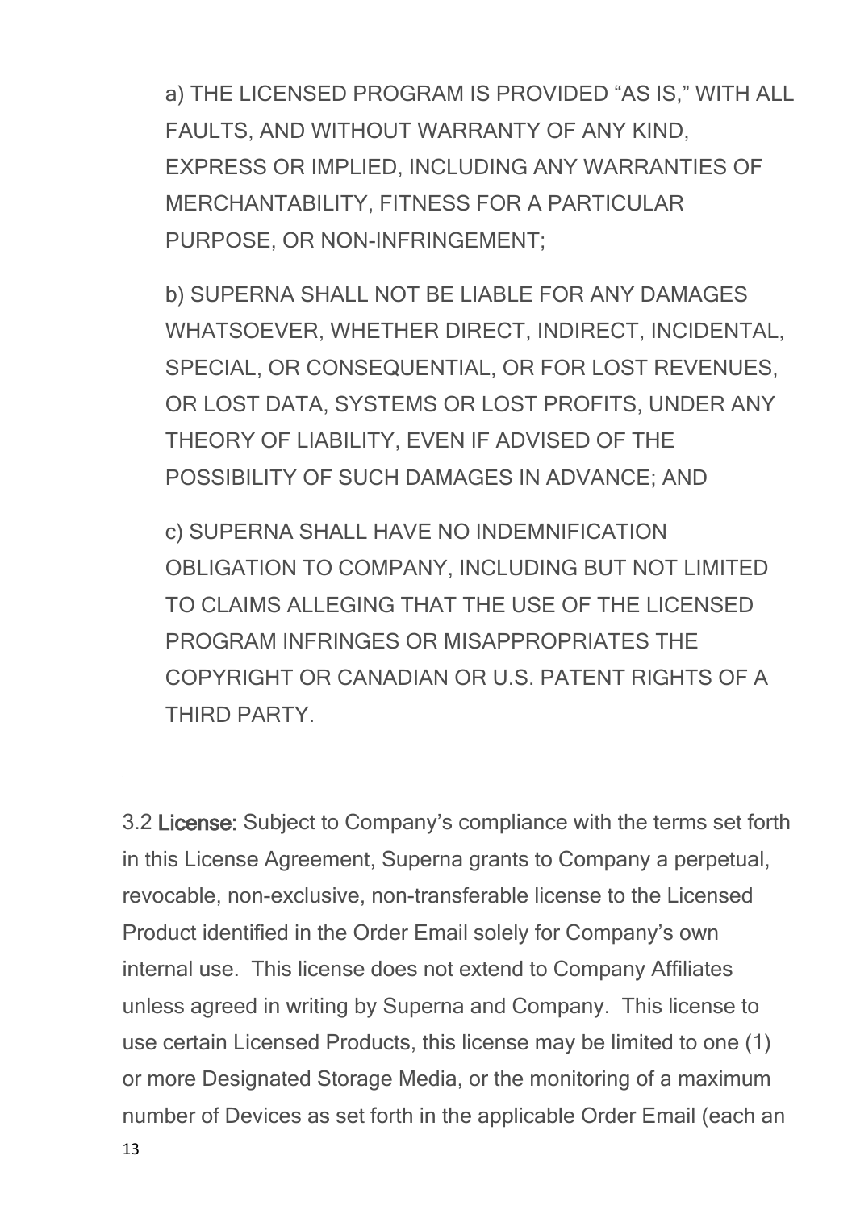a) THE LICENSED PROGRAM IS PROVIDED "AS IS," WITH ALL FAULTS, AND WITHOUT WARRANTY OF ANY KIND, EXPRESS OR IMPLIED, INCLUDING ANY WARRANTIES OF MERCHANTABILITY, FITNESS FOR A PARTICULAR PURPOSE, OR NON-INFRINGEMENT;

b) SUPERNA SHALL NOT BE LIABLE FOR ANY DAMAGES WHATSOEVER, WHETHER DIRECT, INDIRECT, INCIDENTAL, SPECIAL, OR CONSEQUENTIAL, OR FOR LOST REVENUES, OR LOST DATA, SYSTEMS OR LOST PROFITS, UNDER ANY THEORY OF LIABILITY, EVEN IF ADVISED OF THE POSSIBILITY OF SUCH DAMAGES IN ADVANCE; AND

c) SUPERNA SHALL HAVE NO INDEMNIFICATION OBLIGATION TO COMPANY, INCLUDING BUT NOT LIMITED TO CLAIMS ALLEGING THAT THE USE OF THE LICENSED PROGRAM INFRINGES OR MISAPPROPRIATES THE COPYRIGHT OR CANADIAN OR U.S. PATENT RIGHTS OF A THIRD PARTY.

3.2 **License:** Subject to Company's compliance with the terms set forth in this License Agreement, Superna grants to Company a perpetual, revocable, non-exclusive, non-transferable license to the Licensed Product identified in the Order Email solely for Company's own internal use. This license does not extend to Company Affiliates unless agreed in writing by Superna and Company. This license to use certain Licensed Products, this license may be limited to one (1) or more Designated Storage Media, or the monitoring of a maximum number of Devices as set forth in the applicable Order Email (each an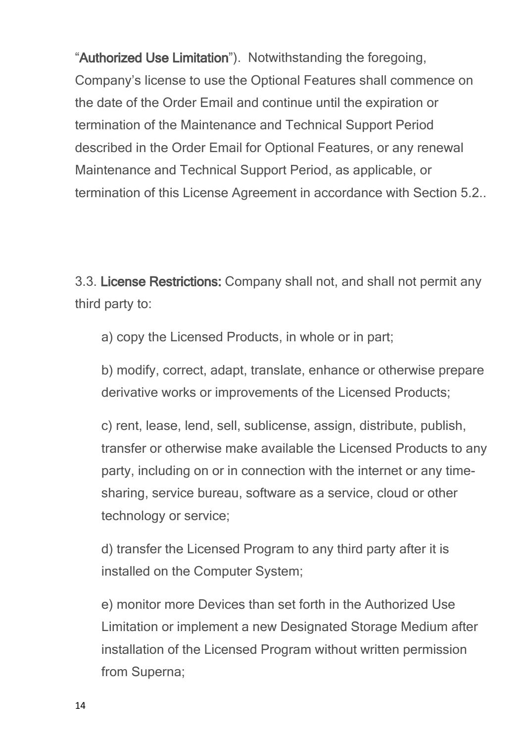"**Authorized Use Limitation**"). Notwithstanding the foregoing, Company's license to use the Optional Features shall commence on the date of the Order Email and continue until the expiration or termination of the Maintenance and Technical Support Period described in the Order Email for Optional Features, or any renewal Maintenance and Technical Support Period, as applicable, or termination of this License Agreement in accordance with Section 5.2..

3.3. **License Restrictions:** Company shall not, and shall not permit any third party to:

a) copy the Licensed Products, in whole or in part;

b) modify, correct, adapt, translate, enhance or otherwise prepare derivative works or improvements of the Licensed Products;

c) rent, lease, lend, sell, sublicense, assign, distribute, publish, transfer or otherwise make available the Licensed Products to any party, including on or in connection with the internet or any time-sharing, service bureau, software as a service, cloud or other technology or service;

d) transfer the Licensed Program to any third party after it is installed on the Computer System;

e) monitor more Devices than set forth in the Authorized Use Limitation or implement a new Designated Storage Medium after installation of the Licensed Program without written permission from Superna;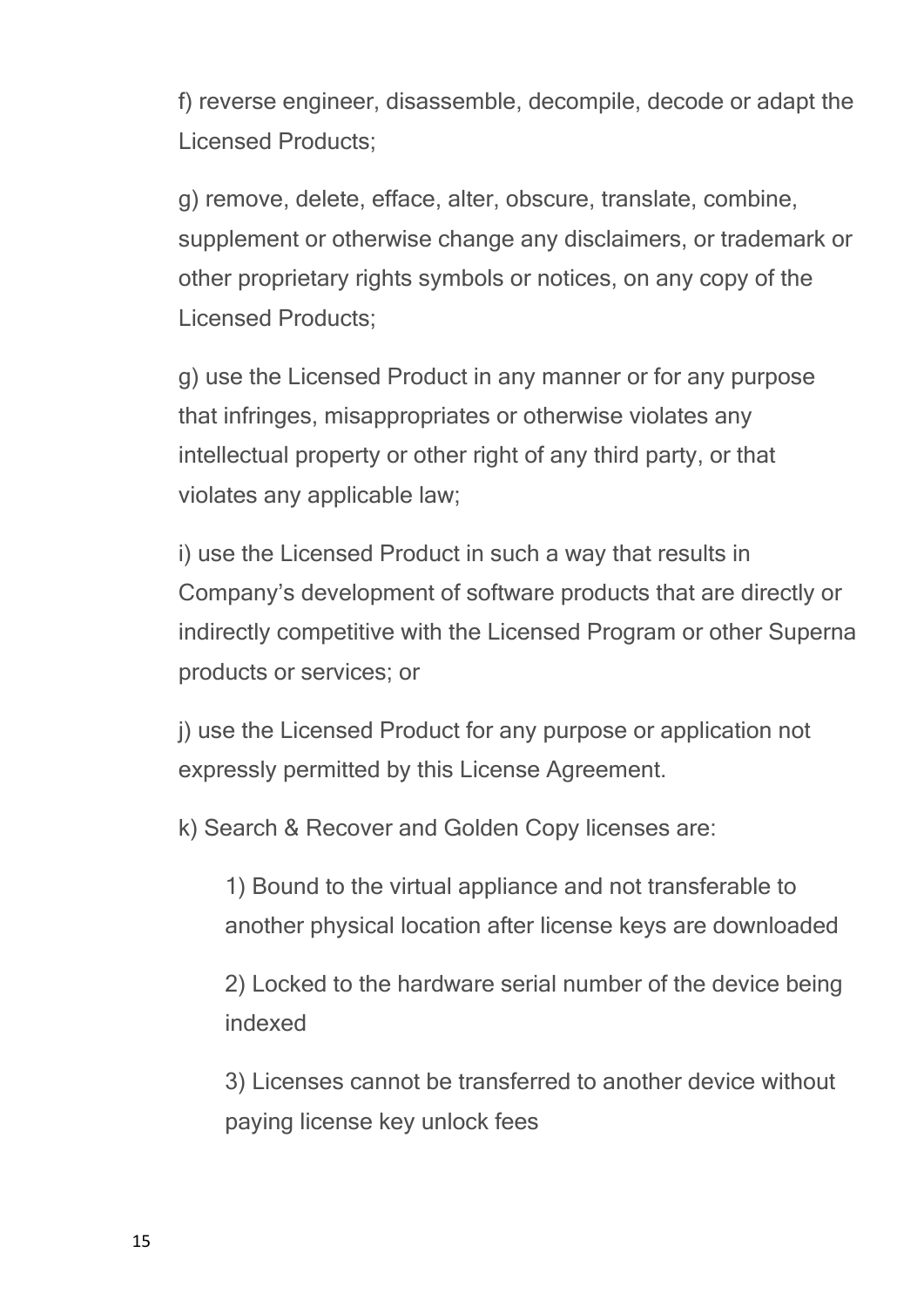f) reverse engineer, disassemble, decompile, decode or adapt the Licensed Products;

g) remove, delete, efface, alter, obscure, translate, combine, supplement or otherwise change any disclaimers, or trademark or other proprietary rights symbols or notices, on any copy of the Licensed Products;

g) use the Licensed Product in any manner or for any purpose that infringes, misappropriates or otherwise violates any intellectual property or other right of any third party, or that violates any applicable law;

i) use the Licensed Product in such a way that results in Company's development of software products that are directly or indirectly competitive with the Licensed Program or other Superna products or services; or

j) use the Licensed Product for any purpose or application not expressly permitted by this License Agreement.

k) Search & Recover and Golden Copy licenses are:

> 1) Bound to the virtual appliance and not transferable to another physical location after license keys are downloaded
>
> 2) Locked to the hardware serial number of the device being indexed
>
> 3) Licenses cannot be transferred to another device without paying license key unlock fees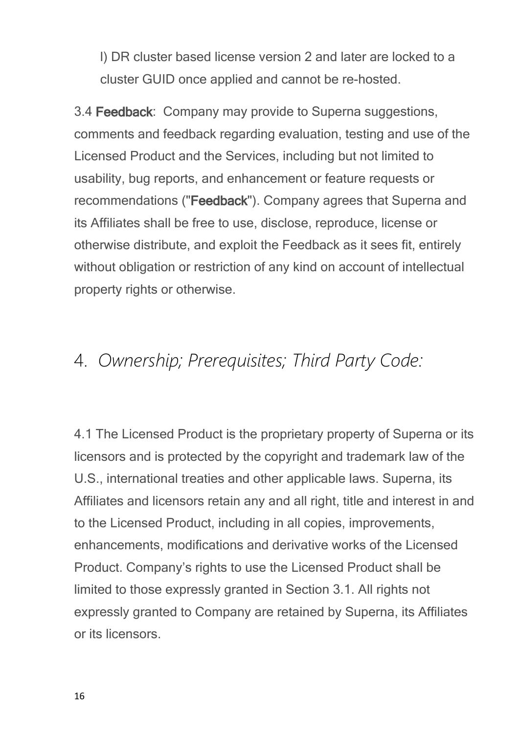l) DR cluster based license version 2 and later are locked to a cluster GUID once applied and cannot be re-hosted.

3.4 **Feedback**: Company may provide to Superna suggestions, comments and feedback regarding evaluation, testing and use of the Licensed Product and the Services, including but not limited to usability, bug reports, and enhancement or feature requests or recommendations ("**Feedback**"). Company agrees that Superna and its Affiliates shall be free to use, disclose, reproduce, license or otherwise distribute, and exploit the Feedback as it sees fit, entirely without obligation or restriction of any kind on account of intellectual property rights or otherwise.

## 4. *Ownership; Prerequisites; Third Party Code:*

4.1 The Licensed Product is the proprietary property of Superna or its licensors and is protected by the copyright and trademark law of the U.S., international treaties and other applicable laws. Superna, its Affiliates and licensors retain any and all right, title and interest in and to the Licensed Product, including in all copies, improvements, enhancements, modifications and derivative works of the Licensed Product. Company's rights to use the Licensed Product shall be limited to those expressly granted in Section 3.1. All rights not expressly granted to Company are retained by Superna, its Affiliates or its licensors.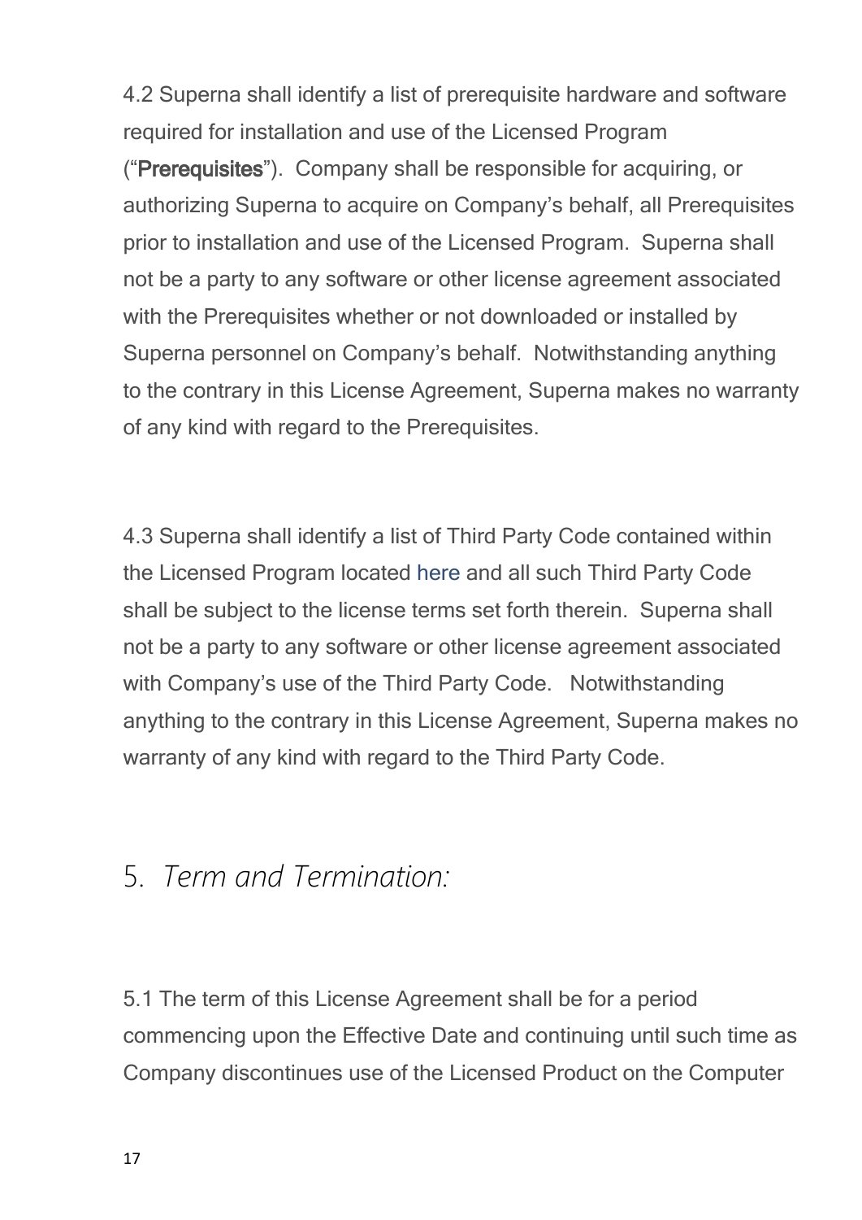4.2 Superna shall identify a list of prerequisite hardware and software required for installation and use of the Licensed Program ("**Prerequisites**"). Company shall be responsible for acquiring, or authorizing Superna to acquire on Company's behalf, all Prerequisites prior to installation and use of the Licensed Program. Superna shall not be a party to any software or other license agreement associated with the Prerequisites whether or not downloaded or installed by Superna personnel on Company's behalf. Notwithstanding anything to the contrary in this License Agreement, Superna makes no warranty of any kind with regard to the Prerequisites.

4.3 Superna shall identify a list of Third Party Code contained within the Licensed Program located here and all such Third Party Code shall be subject to the license terms set forth therein. Superna shall not be a party to any software or other license agreement associated with Company's use of the Third Party Code. Notwithstanding anything to the contrary in this License Agreement, Superna makes no warranty of any kind with regard to the Third Party Code.

## 5. *Term and Termination:*

5.1 The term of this License Agreement shall be for a period commencing upon the Effective Date and continuing until such time as Company discontinues use of the Licensed Product on the Computer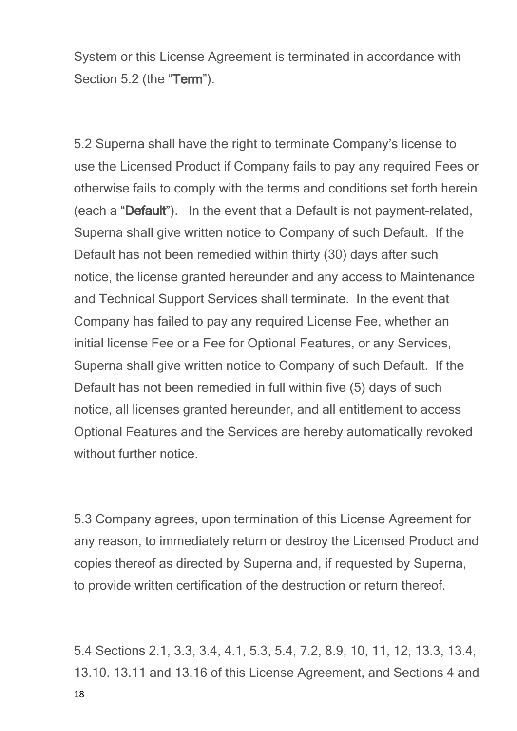System or this License Agreement is terminated in accordance with Section 5.2 (the "**Term**").

5.2 Superna shall have the right to terminate Company's license to use the Licensed Product if Company fails to pay any required Fees or otherwise fails to comply with the terms and conditions set forth herein (each a "**Default**"). In the event that a Default is not payment-related, Superna shall give written notice to Company of such Default. If the Default has not been remedied within thirty (30) days after such notice, the license granted hereunder and any access to Maintenance and Technical Support Services shall terminate. In the event that Company has failed to pay any required License Fee, whether an initial license Fee or a Fee for Optional Features, or any Services, Superna shall give written notice to Company of such Default. If the Default has not been remedied in full within five (5) days of such notice, all licenses granted hereunder, and all entitlement to access Optional Features and the Services are hereby automatically revoked without further notice.

5.3 Company agrees, upon termination of this License Agreement for any reason, to immediately return or destroy the Licensed Product and copies thereof as directed by Superna and, if requested by Superna, to provide written certification of the destruction or return thereof.

5.4 Sections 2.1, 3.3, 3.4, 4.1, 5.3, 5.4, 7.2, 8.9, 10, 11, 12, 13.3, 13.4, 13.10. 13.11 and 13.16 of this License Agreement, and Sections 4 and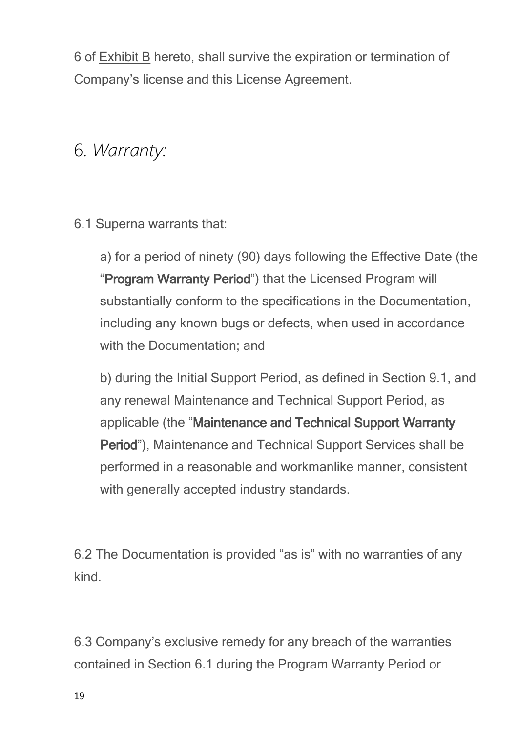6 of Exhibit B hereto, shall survive the expiration or termination of Company's license and this License Agreement.

## 6. *Warranty:*

6.1 Superna warrants that:

a) for a period of ninety (90) days following the Effective Date (the "**Program Warranty Period**") that the Licensed Program will substantially conform to the specifications in the Documentation, including any known bugs or defects, when used in accordance with the Documentation; and

b) during the Initial Support Period, as defined in Section 9.1, and any renewal Maintenance and Technical Support Period, as applicable (the "**Maintenance and Technical Support Warranty Period**"), Maintenance and Technical Support Services shall be performed in a reasonable and workmanlike manner, consistent with generally accepted industry standards.

6.2 The Documentation is provided "as is" with no warranties of any kind.

6.3 Company's exclusive remedy for any breach of the warranties contained in Section 6.1 during the Program Warranty Period or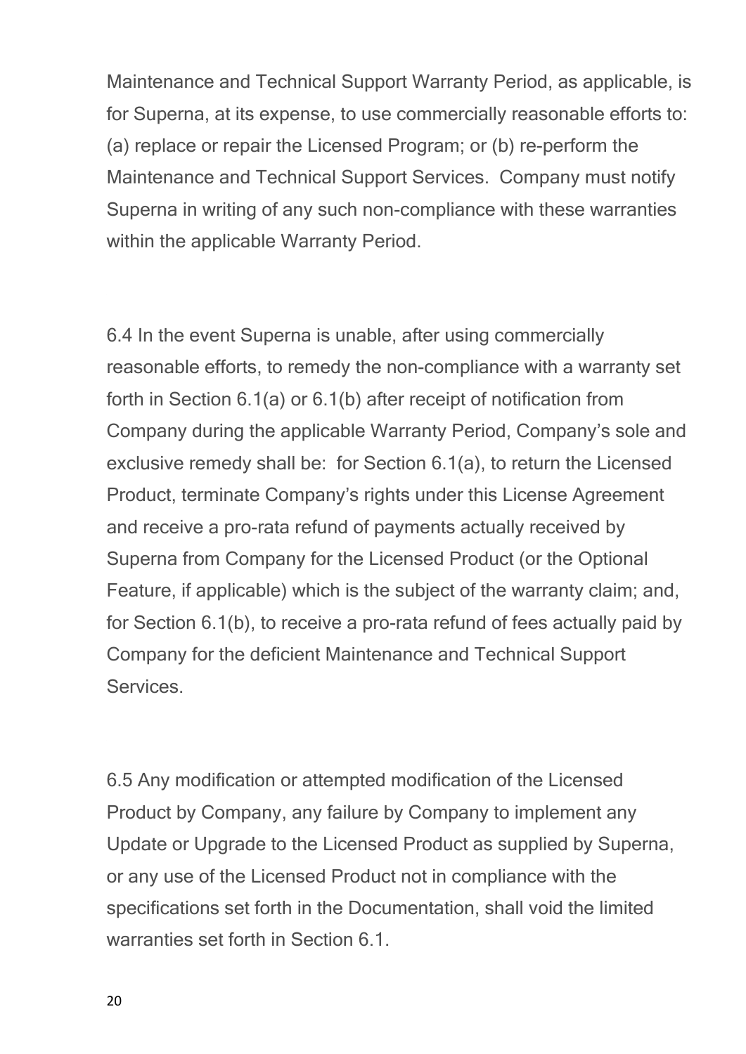Maintenance and Technical Support Warranty Period, as applicable, is for Superna, at its expense, to use commercially reasonable efforts to: (a) replace or repair the Licensed Program; or (b) re-perform the Maintenance and Technical Support Services. Company must notify Superna in writing of any such non-compliance with these warranties within the applicable Warranty Period.

6.4 In the event Superna is unable, after using commercially reasonable efforts, to remedy the non-compliance with a warranty set forth in Section 6.1(a) or 6.1(b) after receipt of notification from Company during the applicable Warranty Period, Company's sole and exclusive remedy shall be: for Section 6.1(a), to return the Licensed Product, terminate Company's rights under this License Agreement and receive a pro-rata refund of payments actually received by Superna from Company for the Licensed Product (or the Optional Feature, if applicable) which is the subject of the warranty claim; and, for Section 6.1(b), to receive a pro-rata refund of fees actually paid by Company for the deficient Maintenance and Technical Support Services.

6.5 Any modification or attempted modification of the Licensed Product by Company, any failure by Company to implement any Update or Upgrade to the Licensed Product as supplied by Superna, or any use of the Licensed Product not in compliance with the specifications set forth in the Documentation, shall void the limited warranties set forth in Section 6.1.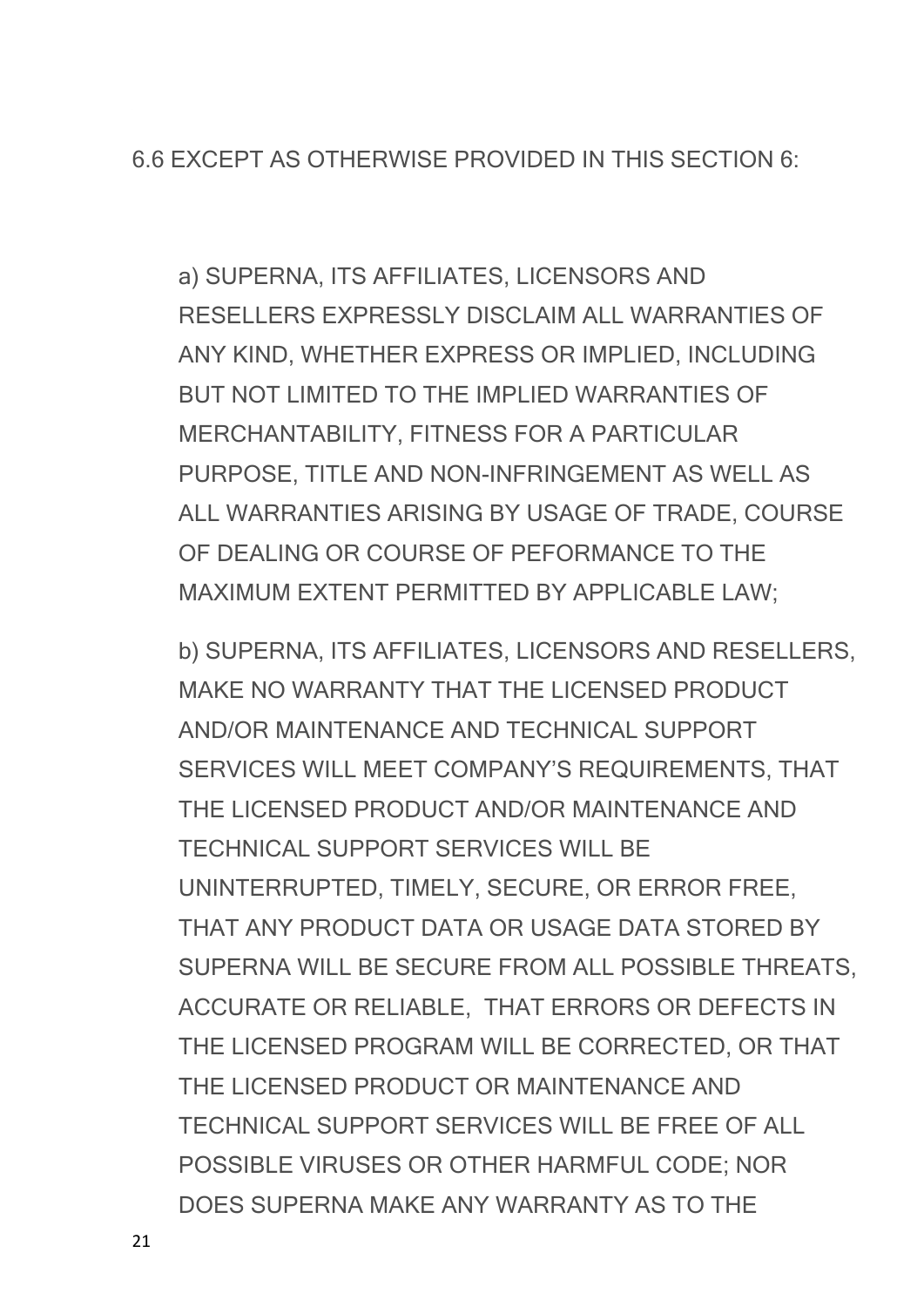6.6 EXCEPT AS OTHERWISE PROVIDED IN THIS SECTION 6:

a) SUPERNA, ITS AFFILIATES, LICENSORS AND RESELLERS EXPRESSLY DISCLAIM ALL WARRANTIES OF ANY KIND, WHETHER EXPRESS OR IMPLIED, INCLUDING BUT NOT LIMITED TO THE IMPLIED WARRANTIES OF MERCHANTABILITY, FITNESS FOR A PARTICULAR PURPOSE, TITLE AND NON-INFRINGEMENT AS WELL AS ALL WARRANTIES ARISING BY USAGE OF TRADE, COURSE OF DEALING OR COURSE OF PEFORMANCE TO THE MAXIMUM EXTENT PERMITTED BY APPLICABLE LAW;

b) SUPERNA, ITS AFFILIATES, LICENSORS AND RESELLERS, MAKE NO WARRANTY THAT THE LICENSED PRODUCT AND/OR MAINTENANCE AND TECHNICAL SUPPORT SERVICES WILL MEET COMPANY'S REQUIREMENTS, THAT THE LICENSED PRODUCT AND/OR MAINTENANCE AND TECHNICAL SUPPORT SERVICES WILL BE UNINTERRUPTED, TIMELY, SECURE, OR ERROR FREE, THAT ANY PRODUCT DATA OR USAGE DATA STORED BY SUPERNA WILL BE SECURE FROM ALL POSSIBLE THREATS, ACCURATE OR RELIABLE, THAT ERRORS OR DEFECTS IN THE LICENSED PROGRAM WILL BE CORRECTED, OR THAT THE LICENSED PRODUCT OR MAINTENANCE AND TECHNICAL SUPPORT SERVICES WILL BE FREE OF ALL POSSIBLE VIRUSES OR OTHER HARMFUL CODE; NOR DOES SUPERNA MAKE ANY WARRANTY AS TO THE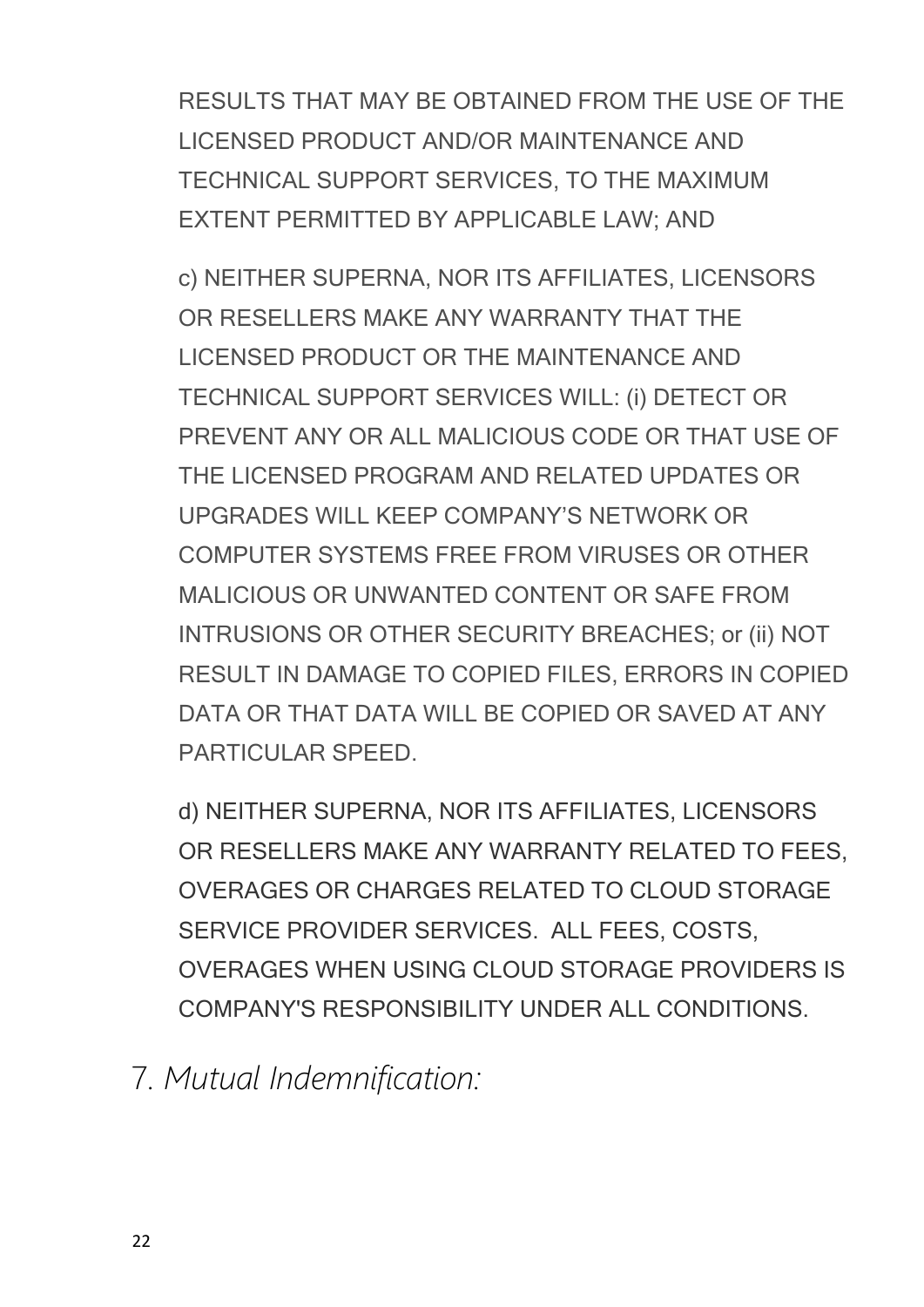RESULTS THAT MAY BE OBTAINED FROM THE USE OF THE LICENSED PRODUCT AND/OR MAINTENANCE AND TECHNICAL SUPPORT SERVICES, TO THE MAXIMUM EXTENT PERMITTED BY APPLICABLE LAW; AND

c) NEITHER SUPERNA, NOR ITS AFFILIATES, LICENSORS OR RESELLERS MAKE ANY WARRANTY THAT THE LICENSED PRODUCT OR THE MAINTENANCE AND TECHNICAL SUPPORT SERVICES WILL: (i) DETECT OR PREVENT ANY OR ALL MALICIOUS CODE OR THAT USE OF THE LICENSED PROGRAM AND RELATED UPDATES OR UPGRADES WILL KEEP COMPANY'S NETWORK OR COMPUTER SYSTEMS FREE FROM VIRUSES OR OTHER MALICIOUS OR UNWANTED CONTENT OR SAFE FROM INTRUSIONS OR OTHER SECURITY BREACHES; or (ii) NOT RESULT IN DAMAGE TO COPIED FILES, ERRORS IN COPIED DATA OR THAT DATA WILL BE COPIED OR SAVED AT ANY PARTICULAR SPEED.

d) NEITHER SUPERNA, NOR ITS AFFILIATES, LICENSORS OR RESELLERS MAKE ANY WARRANTY RELATED TO FEES, OVERAGES OR CHARGES RELATED TO CLOUD STORAGE SERVICE PROVIDER SERVICES. ALL FEES, COSTS, OVERAGES WHEN USING CLOUD STORAGE PROVIDERS IS COMPANY'S RESPONSIBILITY UNDER ALL CONDITIONS.

## *7. Mutual Indemnification:*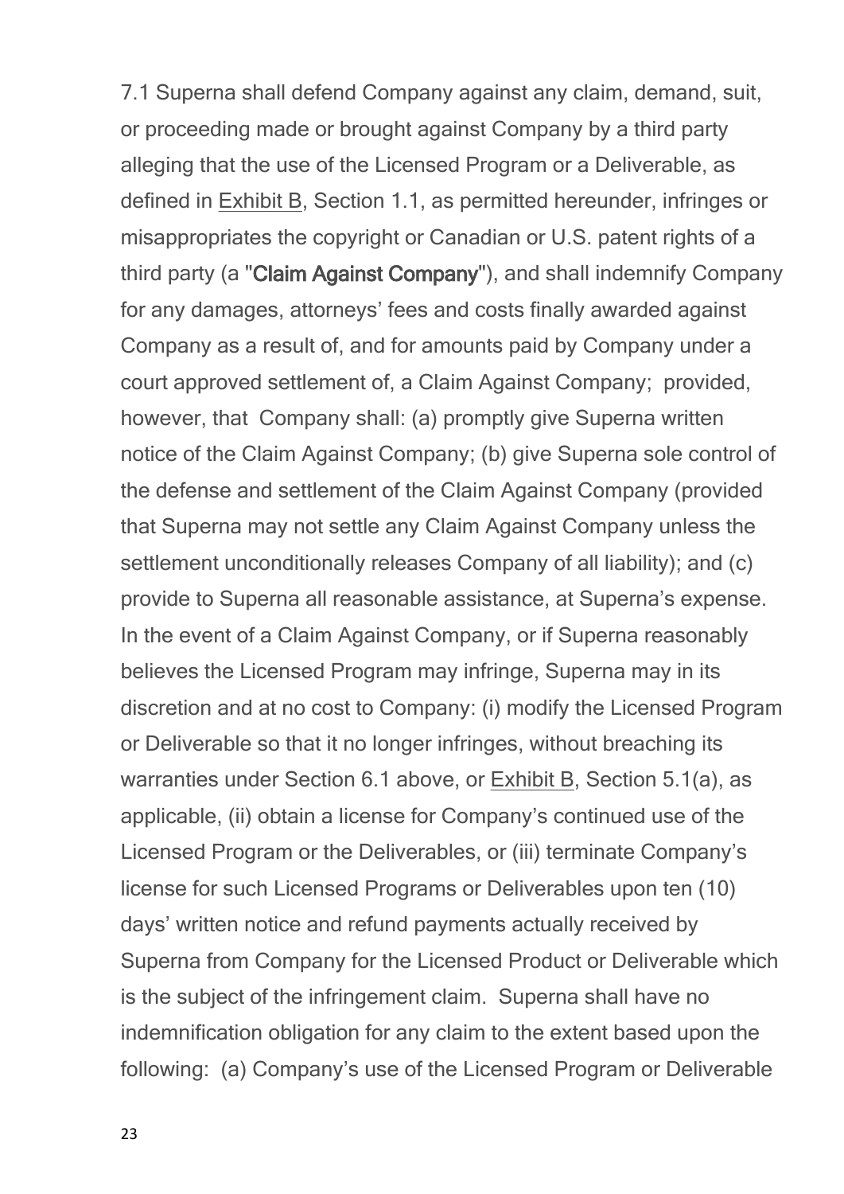7.1 Superna shall defend Company against any claim, demand, suit, or proceeding made or brought against Company by a third party alleging that the use of the Licensed Program or a Deliverable, as defined in Exhibit B, Section 1.1, as permitted hereunder, infringes or misappropriates the copyright or Canadian or U.S. patent rights of a third party (a "**Claim Against Company**"), and shall indemnify Company for any damages, attorneys' fees and costs finally awarded against Company as a result of, and for amounts paid by Company under a court approved settlement of, a Claim Against Company; provided, however, that Company shall: (a) promptly give Superna written notice of the Claim Against Company; (b) give Superna sole control of the defense and settlement of the Claim Against Company (provided that Superna may not settle any Claim Against Company unless the settlement unconditionally releases Company of all liability); and (c) provide to Superna all reasonable assistance, at Superna's expense. In the event of a Claim Against Company, or if Superna reasonably believes the Licensed Program may infringe, Superna may in its discretion and at no cost to Company: (i) modify the Licensed Program or Deliverable so that it no longer infringes, without breaching its warranties under Section 6.1 above, or Exhibit B, Section 5.1(a), as applicable, (ii) obtain a license for Company's continued use of the Licensed Program or the Deliverables, or (iii) terminate Company's license for such Licensed Programs or Deliverables upon ten (10) days' written notice and refund payments actually received by Superna from Company for the Licensed Product or Deliverable which is the subject of the infringement claim. Superna shall have no indemnification obligation for any claim to the extent based upon the following: (a) Company's use of the Licensed Program or Deliverable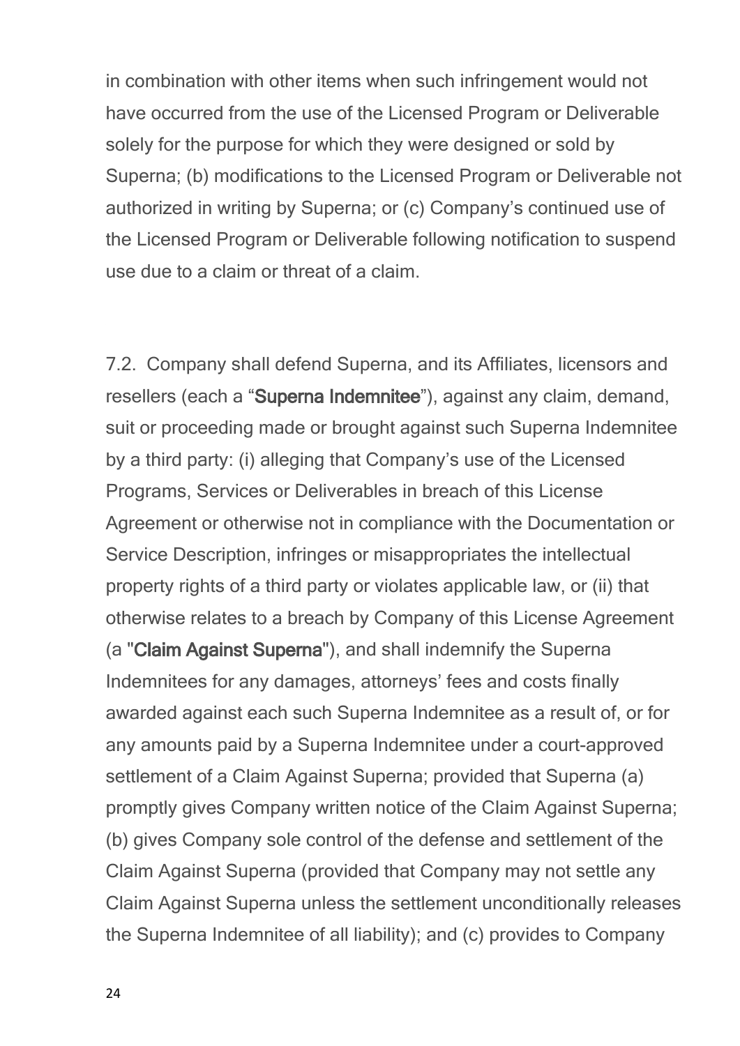in combination with other items when such infringement would not have occurred from the use of the Licensed Program or Deliverable solely for the purpose for which they were designed or sold by Superna; (b) modifications to the Licensed Program or Deliverable not authorized in writing by Superna; or (c) Company's continued use of the Licensed Program or Deliverable following notification to suspend use due to a claim or threat of a claim.

7.2. Company shall defend Superna, and its Affiliates, licensors and resellers (each a "**Superna Indemnitee**"), against any claim, demand, suit or proceeding made or brought against such Superna Indemnitee by a third party: (i) alleging that Company's use of the Licensed Programs, Services or Deliverables in breach of this License Agreement or otherwise not in compliance with the Documentation or Service Description, infringes or misappropriates the intellectual property rights of a third party or violates applicable law, or (ii) that otherwise relates to a breach by Company of this License Agreement (a "**Claim Against Superna**"), and shall indemnify the Superna Indemnitees for any damages, attorneys' fees and costs finally awarded against each such Superna Indemnitee as a result of, or for any amounts paid by a Superna Indemnitee under a court-approved settlement of a Claim Against Superna; provided that Superna (a) promptly gives Company written notice of the Claim Against Superna; (b) gives Company sole control of the defense and settlement of the Claim Against Superna (provided that Company may not settle any Claim Against Superna unless the settlement unconditionally releases the Superna Indemnitee of all liability); and (c) provides to Company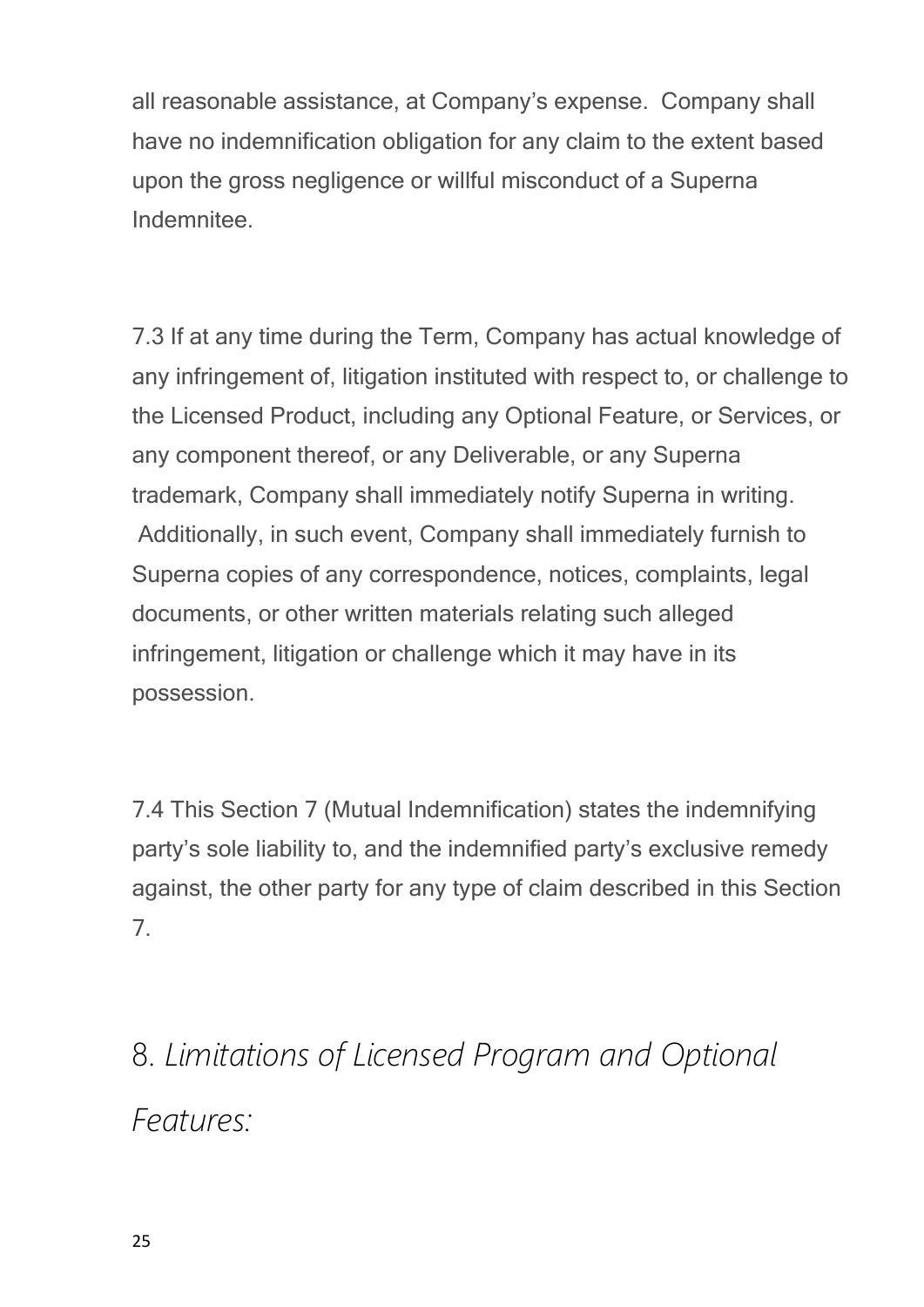all reasonable assistance, at Company's expense.  Company shall have no indemnification obligation for any claim to the extent based upon the gross negligence or willful misconduct of a Superna Indemnitee.

7.3 If at any time during the Term, Company has actual knowledge of any infringement of, litigation instituted with respect to, or challenge to the Licensed Product, including any Optional Feature, or Services, or any component thereof, or any Deliverable, or any Superna trademark, Company shall immediately notify Superna in writing. Additionally, in such event, Company shall immediately furnish to Superna copies of any correspondence, notices, complaints, legal documents, or other written materials relating such alleged infringement, litigation or challenge which it may have in its possession.

7.4 This Section 7 (Mutual Indemnification) states the indemnifying party's sole liability to, and the indemnified party's exclusive remedy against, the other party for any type of claim described in this Section 7.

## 8. *Limitations of Licensed Program and Optional Features:*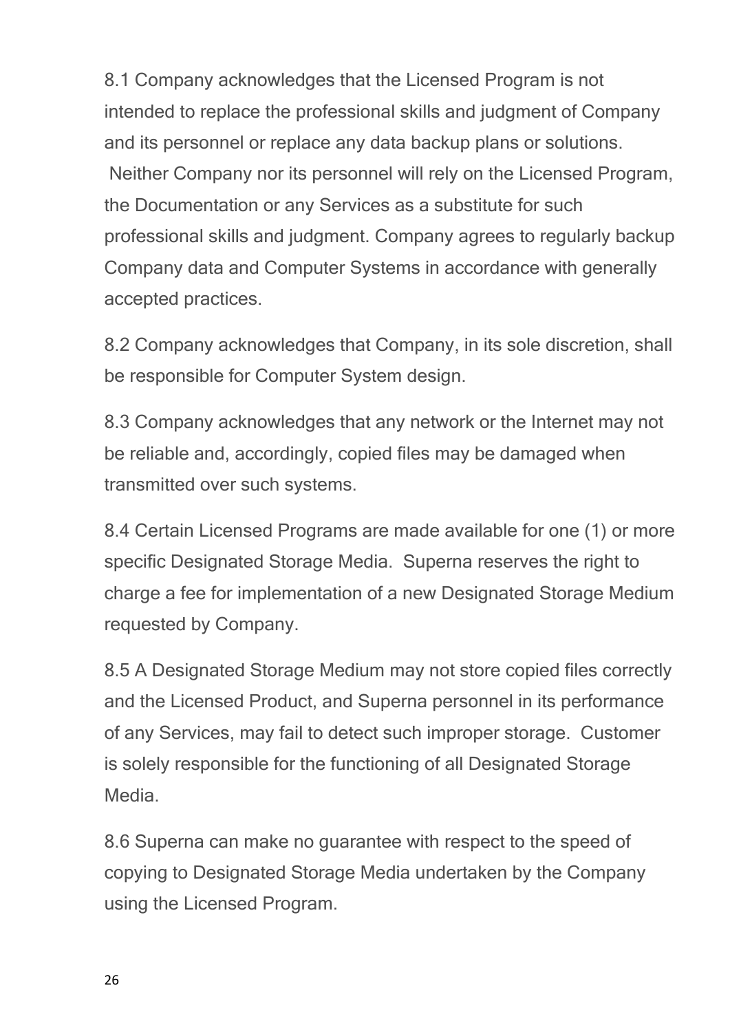8.1 Company acknowledges that the Licensed Program is not intended to replace the professional skills and judgment of Company and its personnel or replace any data backup plans or solutions. Neither Company nor its personnel will rely on the Licensed Program, the Documentation or any Services as a substitute for such professional skills and judgment. Company agrees to regularly backup Company data and Computer Systems in accordance with generally accepted practices.

8.2 Company acknowledges that Company, in its sole discretion, shall be responsible for Computer System design.

8.3 Company acknowledges that any network or the Internet may not be reliable and, accordingly, copied files may be damaged when transmitted over such systems.

8.4 Certain Licensed Programs are made available for one (1) or more specific Designated Storage Media. Superna reserves the right to charge a fee for implementation of a new Designated Storage Medium requested by Company.

8.5 A Designated Storage Medium may not store copied files correctly and the Licensed Product, and Superna personnel in its performance of any Services, may fail to detect such improper storage. Customer is solely responsible for the functioning of all Designated Storage Media.

8.6 Superna can make no guarantee with respect to the speed of copying to Designated Storage Media undertaken by the Company using the Licensed Program.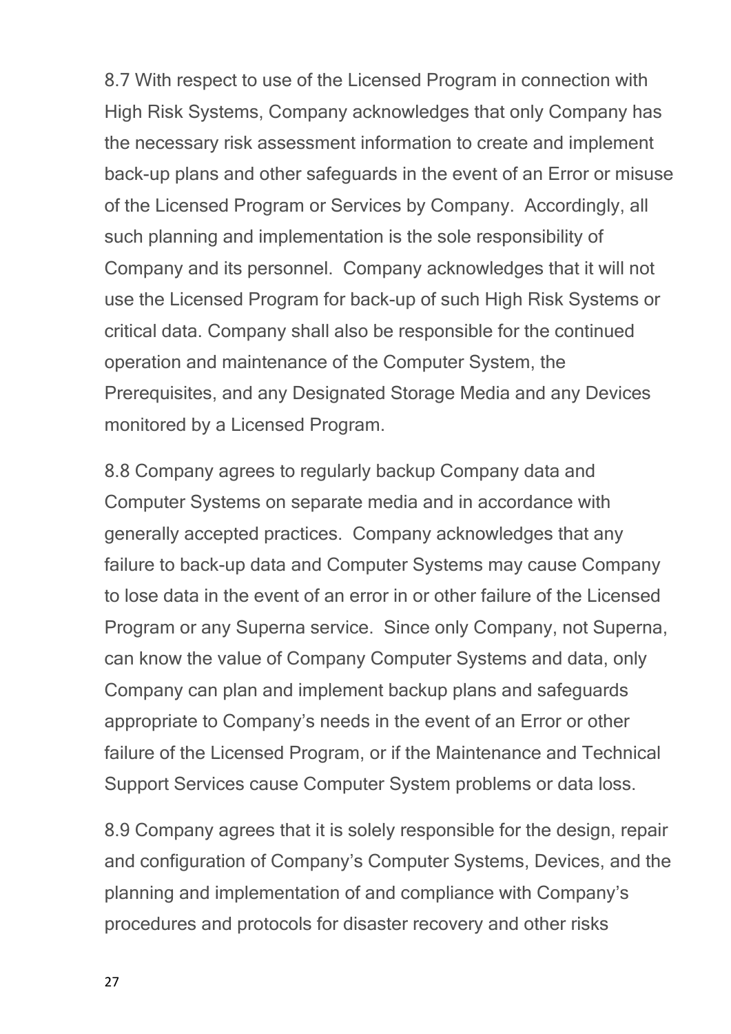8.7 With respect to use of the Licensed Program in connection with High Risk Systems, Company acknowledges that only Company has the necessary risk assessment information to create and implement back-up plans and other safeguards in the event of an Error or misuse of the Licensed Program or Services by Company. Accordingly, all such planning and implementation is the sole responsibility of Company and its personnel. Company acknowledges that it will not use the Licensed Program for back-up of such High Risk Systems or critical data. Company shall also be responsible for the continued operation and maintenance of the Computer System, the Prerequisites, and any Designated Storage Media and any Devices monitored by a Licensed Program.

8.8 Company agrees to regularly backup Company data and Computer Systems on separate media and in accordance with generally accepted practices. Company acknowledges that any failure to back-up data and Computer Systems may cause Company to lose data in the event of an error in or other failure of the Licensed Program or any Superna service. Since only Company, not Superna, can know the value of Company Computer Systems and data, only Company can plan and implement backup plans and safeguards appropriate to Company's needs in the event of an Error or other failure of the Licensed Program, or if the Maintenance and Technical Support Services cause Computer System problems or data loss.

8.9 Company agrees that it is solely responsible for the design, repair and configuration of Company's Computer Systems, Devices, and the planning and implementation of and compliance with Company's procedures and protocols for disaster recovery and other risks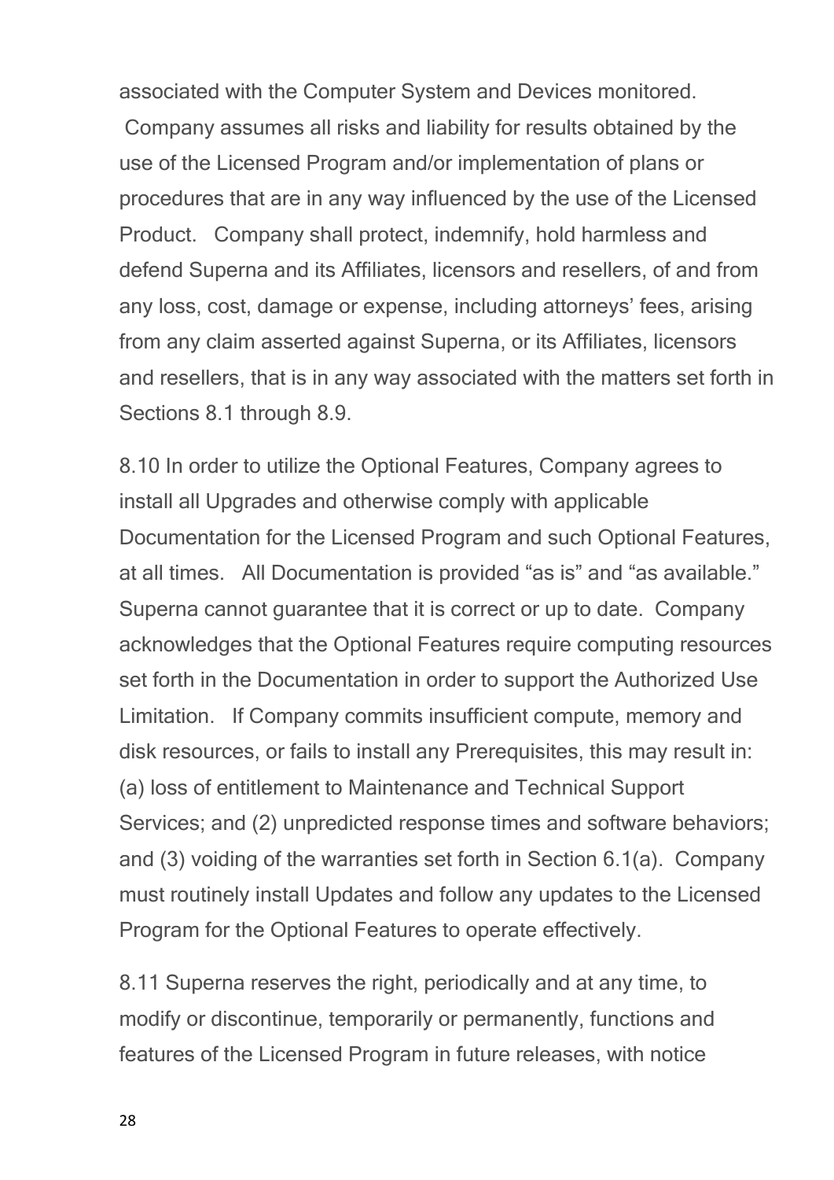associated with the Computer System and Devices monitored. Company assumes all risks and liability for results obtained by the use of the Licensed Program and/or implementation of plans or procedures that are in any way influenced by the use of the Licensed Product. Company shall protect, indemnify, hold harmless and defend Superna and its Affiliates, licensors and resellers, of and from any loss, cost, damage or expense, including attorneys' fees, arising from any claim asserted against Superna, or its Affiliates, licensors and resellers, that is in any way associated with the matters set forth in Sections 8.1 through 8.9.

8.10 In order to utilize the Optional Features, Company agrees to install all Upgrades and otherwise comply with applicable Documentation for the Licensed Program and such Optional Features, at all times. All Documentation is provided "as is" and "as available." Superna cannot guarantee that it is correct or up to date. Company acknowledges that the Optional Features require computing resources set forth in the Documentation in order to support the Authorized Use Limitation. If Company commits insufficient compute, memory and disk resources, or fails to install any Prerequisites, this may result in: (a) loss of entitlement to Maintenance and Technical Support Services; and (2) unpredicted response times and software behaviors; and (3) voiding of the warranties set forth in Section 6.1(a). Company must routinely install Updates and follow any updates to the Licensed Program for the Optional Features to operate effectively.

8.11 Superna reserves the right, periodically and at any time, to modify or discontinue, temporarily or permanently, functions and features of the Licensed Program in future releases, with notice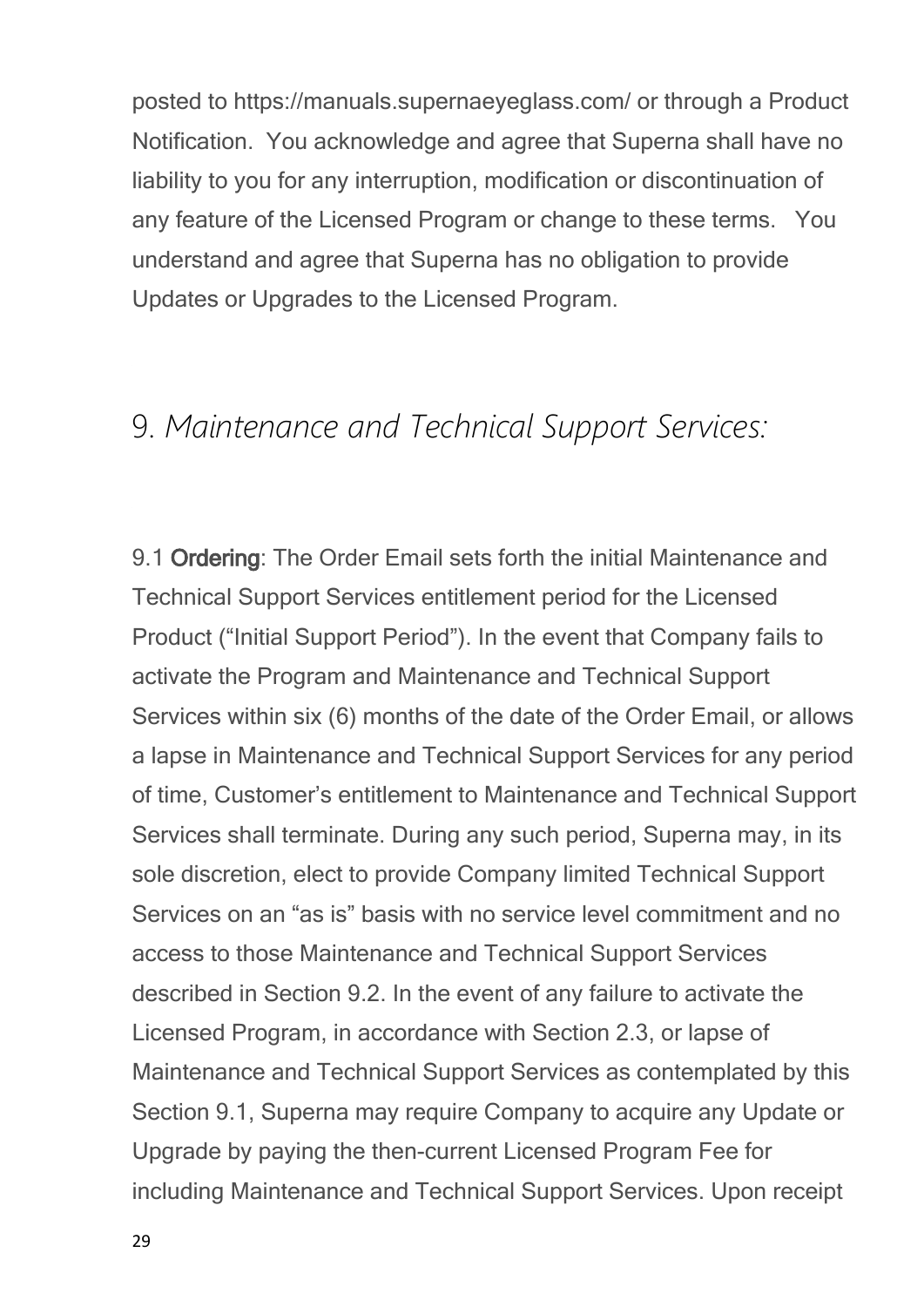posted to https://manuals.supernaeyeglass.com/ or through a Product Notification. You acknowledge and agree that Superna shall have no liability to you for any interruption, modification or discontinuation of any feature of the Licensed Program or change to these terms. You understand and agree that Superna has no obligation to provide Updates or Upgrades to the Licensed Program.

## 9. *Maintenance and Technical Support Services:*

9.1 **Ordering**: The Order Email sets forth the initial Maintenance and Technical Support Services entitlement period for the Licensed Product ("Initial Support Period"). In the event that Company fails to activate the Program and Maintenance and Technical Support Services within six (6) months of the date of the Order Email, or allows a lapse in Maintenance and Technical Support Services for any period of time, Customer's entitlement to Maintenance and Technical Support Services shall terminate. During any such period, Superna may, in its sole discretion, elect to provide Company limited Technical Support Services on an "as is" basis with no service level commitment and no access to those Maintenance and Technical Support Services described in Section 9.2. In the event of any failure to activate the Licensed Program, in accordance with Section 2.3, or lapse of Maintenance and Technical Support Services as contemplated by this Section 9.1, Superna may require Company to acquire any Update or Upgrade by paying the then-current Licensed Program Fee for including Maintenance and Technical Support Services. Upon receipt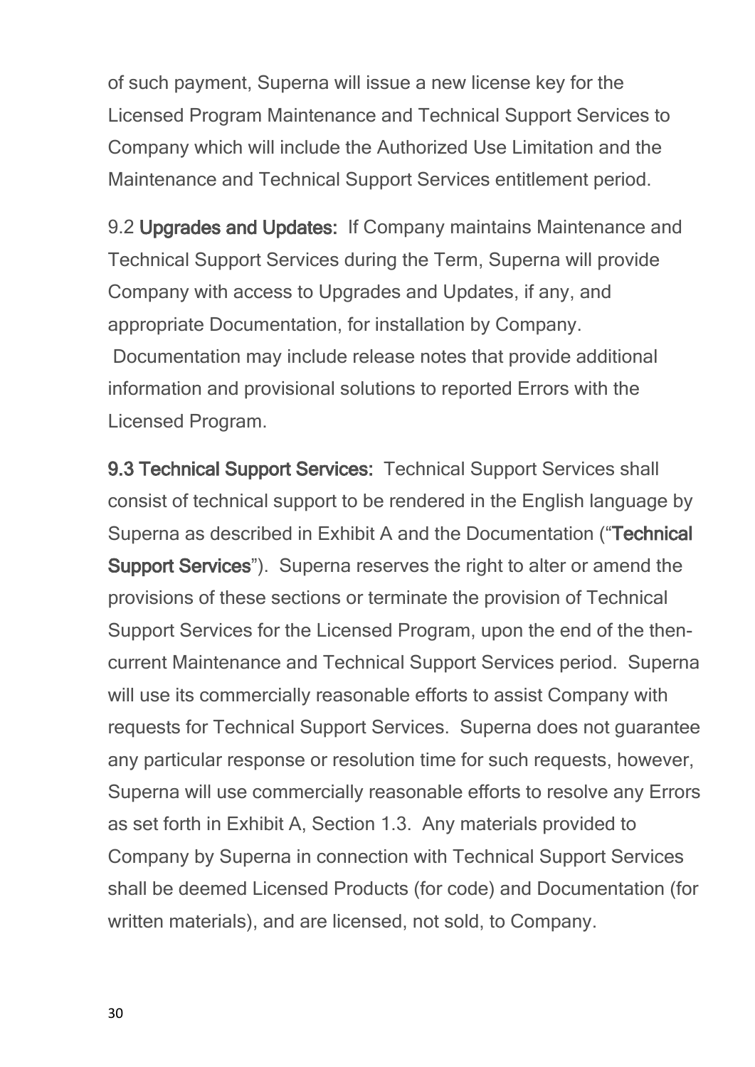of such payment, Superna will issue a new license key for the Licensed Program Maintenance and Technical Support Services to Company which will include the Authorized Use Limitation and the Maintenance and Technical Support Services entitlement period.

9.2 **Upgrades and Updates:** If Company maintains Maintenance and Technical Support Services during the Term, Superna will provide Company with access to Upgrades and Updates, if any, and appropriate Documentation, for installation by Company. Documentation may include release notes that provide additional information and provisional solutions to reported Errors with the Licensed Program.

**9.3 Technical Support Services:** Technical Support Services shall consist of technical support to be rendered in the English language by Superna as described in Exhibit A and the Documentation ("**Technical Support Services**"). Superna reserves the right to alter or amend the provisions of these sections or terminate the provision of Technical Support Services for the Licensed Program, upon the end of the then-current Maintenance and Technical Support Services period. Superna will use its commercially reasonable efforts to assist Company with requests for Technical Support Services. Superna does not guarantee any particular response or resolution time for such requests, however, Superna will use commercially reasonable efforts to resolve any Errors as set forth in Exhibit A, Section 1.3. Any materials provided to Company by Superna in connection with Technical Support Services shall be deemed Licensed Products (for code) and Documentation (for written materials), and are licensed, not sold, to Company.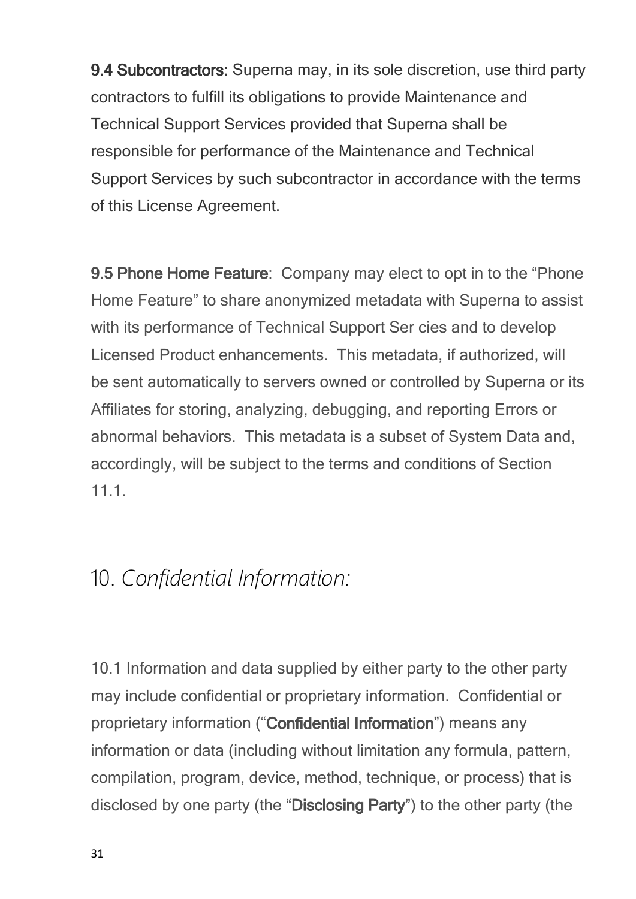**9.4 Subcontractors:** Superna may, in its sole discretion, use third party contractors to fulfill its obligations to provide Maintenance and Technical Support Services provided that Superna shall be responsible for performance of the Maintenance and Technical Support Services by such subcontractor in accordance with the terms of this License Agreement.

**9.5 Phone Home Feature**: Company may elect to opt in to the "Phone Home Feature" to share anonymized metadata with Superna to assist with its performance of Technical Support Ser cies and to develop Licensed Product enhancements. This metadata, if authorized, will be sent automatically to servers owned or controlled by Superna or its Affiliates for storing, analyzing, debugging, and reporting Errors or abnormal behaviors. This metadata is a subset of System Data and, accordingly, will be subject to the terms and conditions of Section 11.1.

## 10. *Confidential Information:*

10.1 Information and data supplied by either party to the other party may include confidential or proprietary information. Confidential or proprietary information ("**Confidential Information**") means any information or data (including without limitation any formula, pattern, compilation, program, device, method, technique, or process) that is disclosed by one party (the "**Disclosing Party**") to the other party (the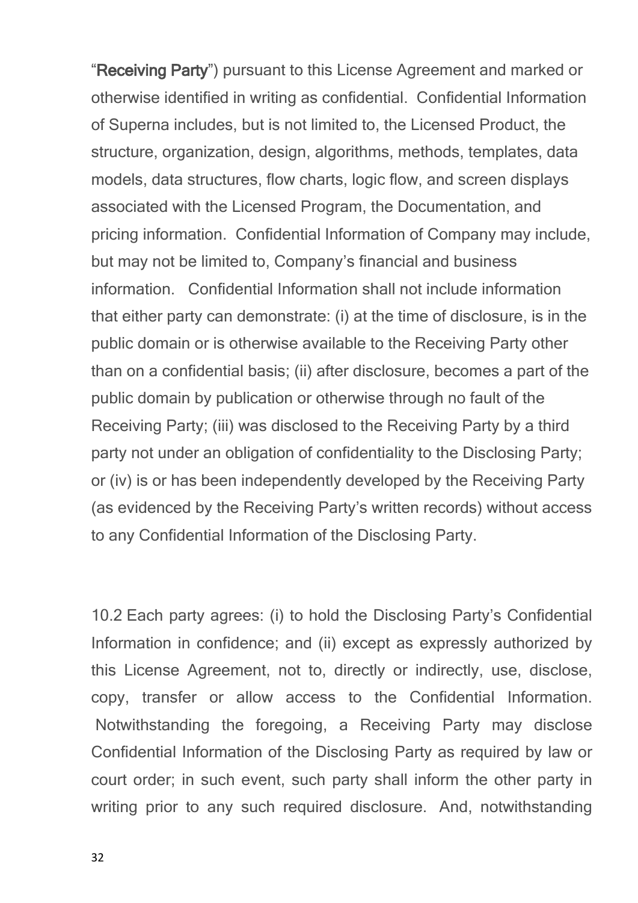"**Receiving Party**") pursuant to this License Agreement and marked or otherwise identified in writing as confidential. Confidential Information of Superna includes, but is not limited to, the Licensed Product, the structure, organization, design, algorithms, methods, templates, data models, data structures, flow charts, logic flow, and screen displays associated with the Licensed Program, the Documentation, and pricing information. Confidential Information of Company may include, but may not be limited to, Company's financial and business information. Confidential Information shall not include information that either party can demonstrate: (i) at the time of disclosure, is in the public domain or is otherwise available to the Receiving Party other than on a confidential basis; (ii) after disclosure, becomes a part of the public domain by publication or otherwise through no fault of the Receiving Party; (iii) was disclosed to the Receiving Party by a third party not under an obligation of confidentiality to the Disclosing Party; or (iv) is or has been independently developed by the Receiving Party (as evidenced by the Receiving Party's written records) without access to any Confidential Information of the Disclosing Party.

10.2 Each party agrees: (i) to hold the Disclosing Party's Confidential Information in confidence; and (ii) except as expressly authorized by this License Agreement, not to, directly or indirectly, use, disclose, copy, transfer or allow access to the Confidential Information. Notwithstanding the foregoing, a Receiving Party may disclose Confidential Information of the Disclosing Party as required by law or court order; in such event, such party shall inform the other party in writing prior to any such required disclosure. And, notwithstanding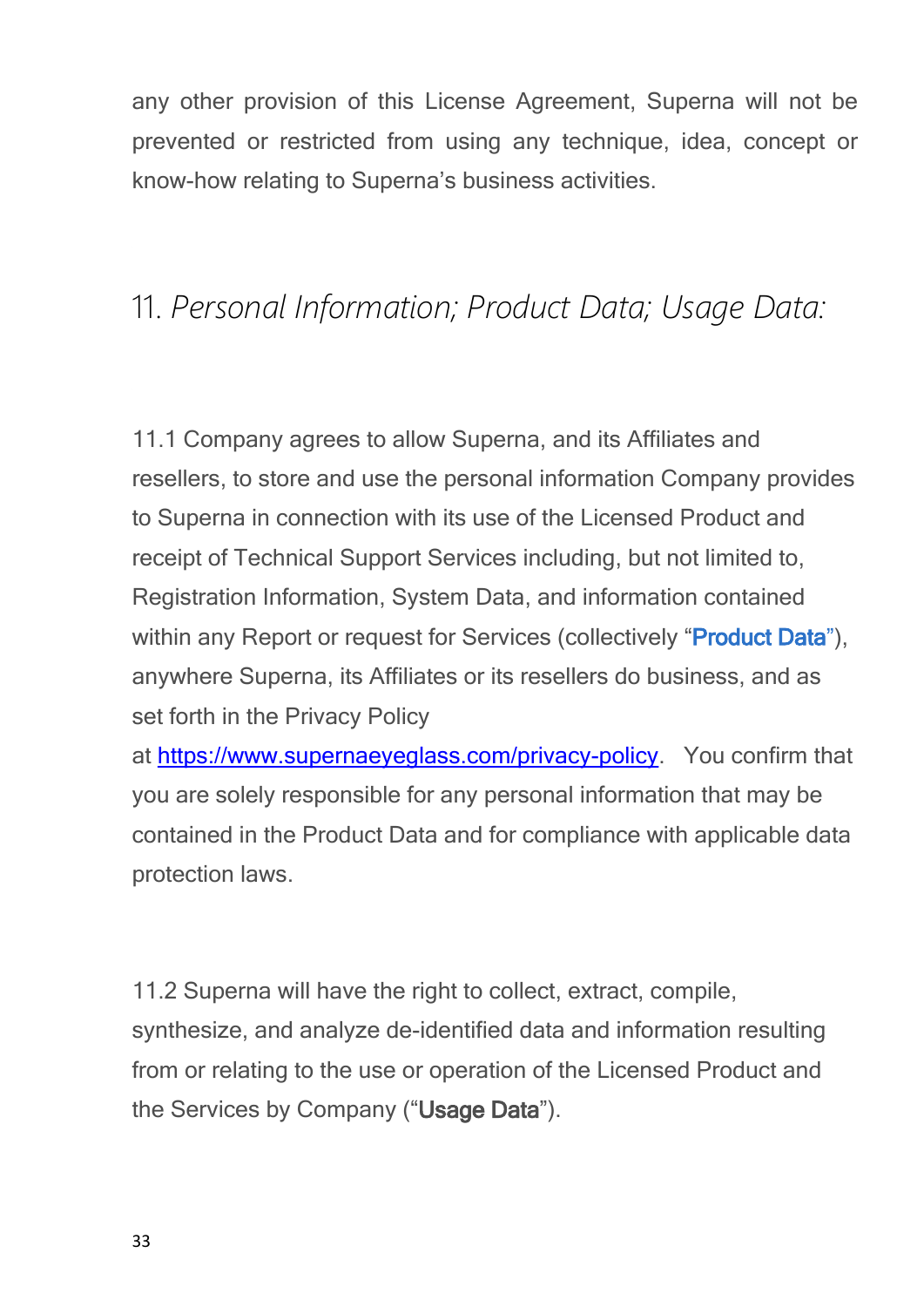any other provision of this License Agreement, Superna will not be prevented or restricted from using any technique, idea, concept or know-how relating to Superna's business activities.

## 11. *Personal Information; Product Data; Usage Data:*

11.1 Company agrees to allow Superna, and its Affiliates and resellers, to store and use the personal information Company provides to Superna in connection with its use of the Licensed Product and receipt of Technical Support Services including, but not limited to, Registration Information, System Data, and information contained within any Report or request for Services (collectively "**Product Data**"), anywhere Superna, its Affiliates or its resellers do business, and as set forth in the Privacy Policy at [https://www.supernaeyeglass.com/privacy-policy](https://www.supernaeyeglass.com/privacy-policy). You confirm that you are solely responsible for any personal information that may be contained in the Product Data and for compliance with applicable data protection laws.

11.2 Superna will have the right to collect, extract, compile, synthesize, and analyze de-identified data and information resulting from or relating to the use or operation of the Licensed Product and the Services by Company ("**Usage Data**").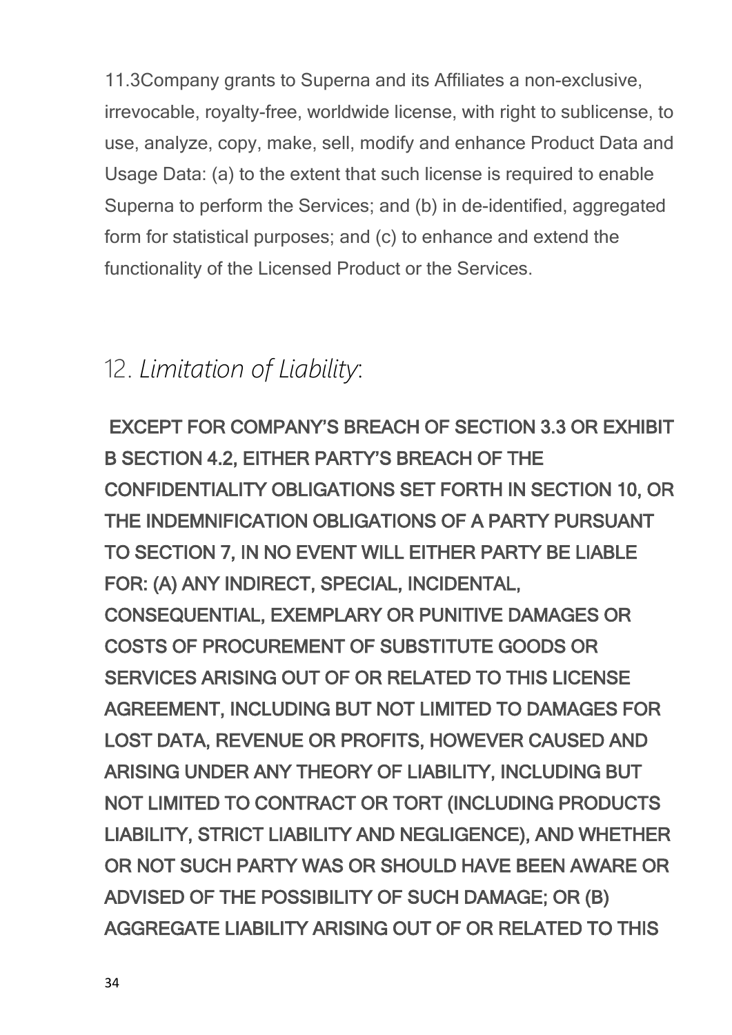11.3Company grants to Superna and its Affiliates a non-exclusive, irrevocable, royalty-free, worldwide license, with right to sublicense, to use, analyze, copy, make, sell, modify and enhance Product Data and Usage Data: (a) to the extent that such license is required to enable Superna to perform the Services; and (b) in de-identified, aggregated form for statistical purposes; and (c) to enhance and extend the functionality of the Licensed Product or the Services.

## 12. *Limitation of Liability*:

**EXCEPT FOR COMPANY'S BREACH OF SECTION 3.3 OR EXHIBIT B SECTION 4.2, EITHER PARTY'S BREACH OF THE CONFIDENTIALITY OBLIGATIONS SET FORTH IN SECTION 10, OR THE INDEMNIFICATION OBLIGATIONS OF A PARTY PURSUANT TO SECTION 7, IN NO EVENT WILL EITHER PARTY BE LIABLE FOR: (A) ANY INDIRECT, SPECIAL, INCIDENTAL, CONSEQUENTIAL, EXEMPLARY OR PUNITIVE DAMAGES OR COSTS OF PROCUREMENT OF SUBSTITUTE GOODS OR SERVICES ARISING OUT OF OR RELATED TO THIS LICENSE AGREEMENT, INCLUDING BUT NOT LIMITED TO DAMAGES FOR LOST DATA, REVENUE OR PROFITS, HOWEVER CAUSED AND ARISING UNDER ANY THEORY OF LIABILITY, INCLUDING BUT NOT LIMITED TO CONTRACT OR TORT (INCLUDING PRODUCTS LIABILITY, STRICT LIABILITY AND NEGLIGENCE), AND WHETHER OR NOT SUCH PARTY WAS OR SHOULD HAVE BEEN AWARE OR ADVISED OF THE POSSIBILITY OF SUCH DAMAGE; OR (B) AGGREGATE LIABILITY ARISING OUT OF OR RELATED TO THIS**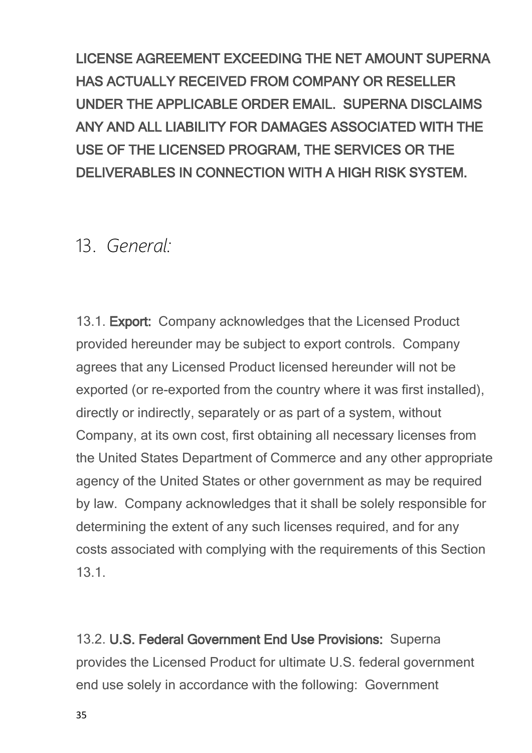**LICENSE AGREEMENT EXCEEDING THE NET AMOUNT SUPERNA HAS ACTUALLY RECEIVED FROM COMPANY OR RESELLER UNDER THE APPLICABLE ORDER EMAIL. SUPERNA DISCLAIMS ANY AND ALL LIABILITY FOR DAMAGES ASSOCIATED WITH THE USE OF THE LICENSED PROGRAM, THE SERVICES OR THE DELIVERABLES IN CONNECTION WITH A HIGH RISK SYSTEM.**

## 13. *General:*

13.1. **Export:** Company acknowledges that the Licensed Product provided hereunder may be subject to export controls. Company agrees that any Licensed Product licensed hereunder will not be exported (or re-exported from the country where it was first installed), directly or indirectly, separately or as part of a system, without Company, at its own cost, first obtaining all necessary licenses from the United States Department of Commerce and any other appropriate agency of the United States or other government as may be required by law. Company acknowledges that it shall be solely responsible for determining the extent of any such licenses required, and for any costs associated with complying with the requirements of this Section 13.1.

13.2. **U.S. Federal Government End Use Provisions:** Superna provides the Licensed Product for ultimate U.S. federal government end use solely in accordance with the following: Government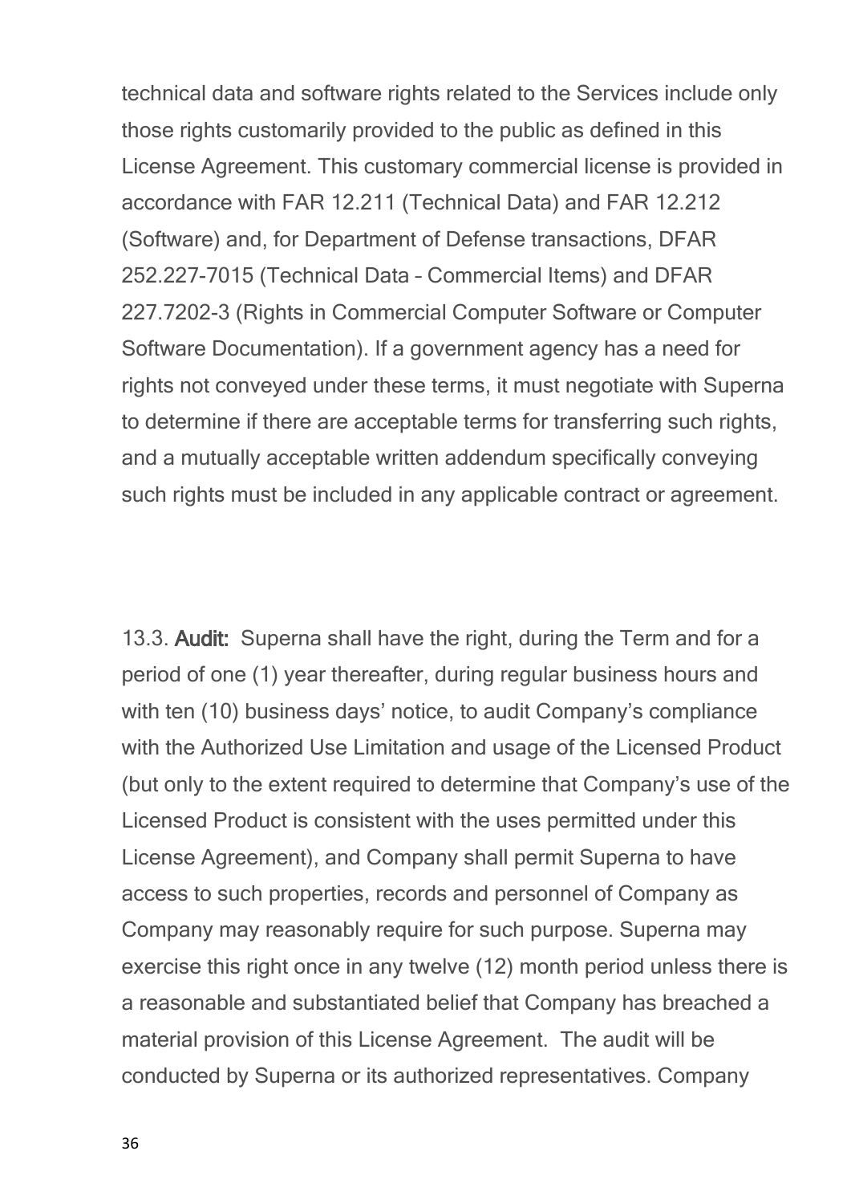technical data and software rights related to the Services include only those rights customarily provided to the public as defined in this License Agreement. This customary commercial license is provided in accordance with FAR 12.211 (Technical Data) and FAR 12.212 (Software) and, for Department of Defense transactions, DFAR 252.227-7015 (Technical Data – Commercial Items) and DFAR 227.7202-3 (Rights in Commercial Computer Software or Computer Software Documentation). If a government agency has a need for rights not conveyed under these terms, it must negotiate with Superna to determine if there are acceptable terms for transferring such rights, and a mutually acceptable written addendum specifically conveying such rights must be included in any applicable contract or agreement.

13.3. **Audit:** Superna shall have the right, during the Term and for a period of one (1) year thereafter, during regular business hours and with ten (10) business days' notice, to audit Company's compliance with the Authorized Use Limitation and usage of the Licensed Product (but only to the extent required to determine that Company's use of the Licensed Product is consistent with the uses permitted under this License Agreement), and Company shall permit Superna to have access to such properties, records and personnel of Company as Company may reasonably require for such purpose. Superna may exercise this right once in any twelve (12) month period unless there is a reasonable and substantiated belief that Company has breached a material provision of this License Agreement. The audit will be conducted by Superna or its authorized representatives. Company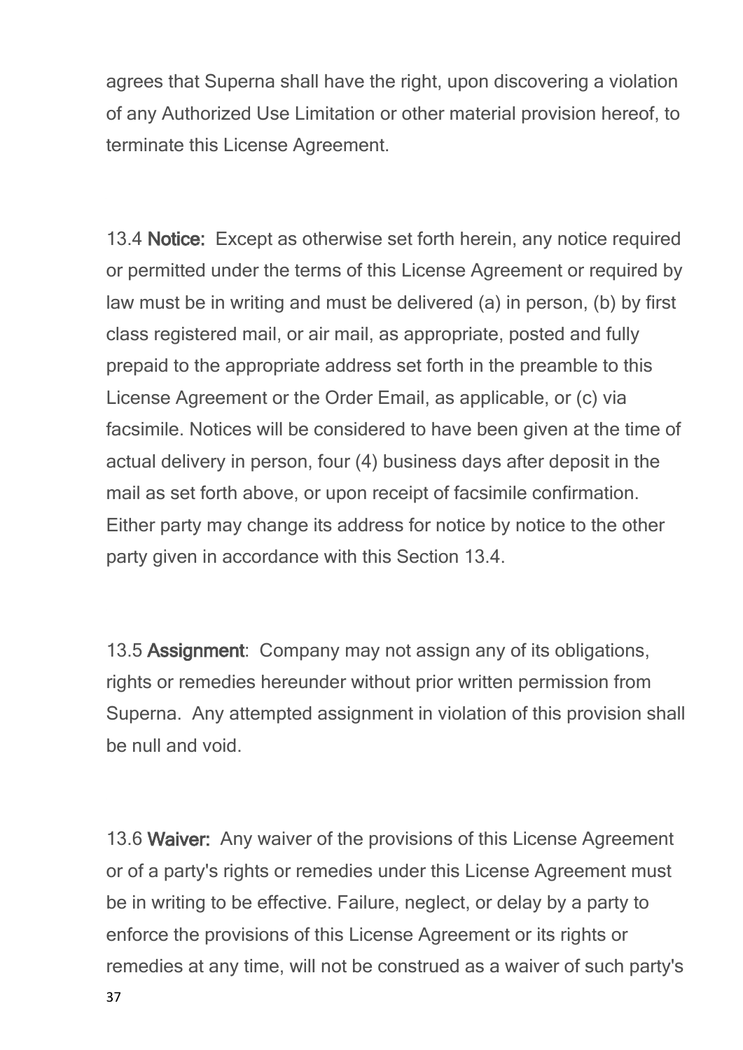agrees that Superna shall have the right, upon discovering a violation of any Authorized Use Limitation or other material provision hereof, to terminate this License Agreement.

13.4 **Notice:** Except as otherwise set forth herein, any notice required or permitted under the terms of this License Agreement or required by law must be in writing and must be delivered (a) in person, (b) by first class registered mail, or air mail, as appropriate, posted and fully prepaid to the appropriate address set forth in the preamble to this License Agreement or the Order Email, as applicable, or (c) via facsimile. Notices will be considered to have been given at the time of actual delivery in person, four (4) business days after deposit in the mail as set forth above, or upon receipt of facsimile confirmation. Either party may change its address for notice by notice to the other party given in accordance with this Section 13.4.

13.5 **Assignment**: Company may not assign any of its obligations, rights or remedies hereunder without prior written permission from Superna. Any attempted assignment in violation of this provision shall be null and void.

13.6 **Waiver:** Any waiver of the provisions of this License Agreement or of a party's rights or remedies under this License Agreement must be in writing to be effective. Failure, neglect, or delay by a party to enforce the provisions of this License Agreement or its rights or remedies at any time, will not be construed as a waiver of such party's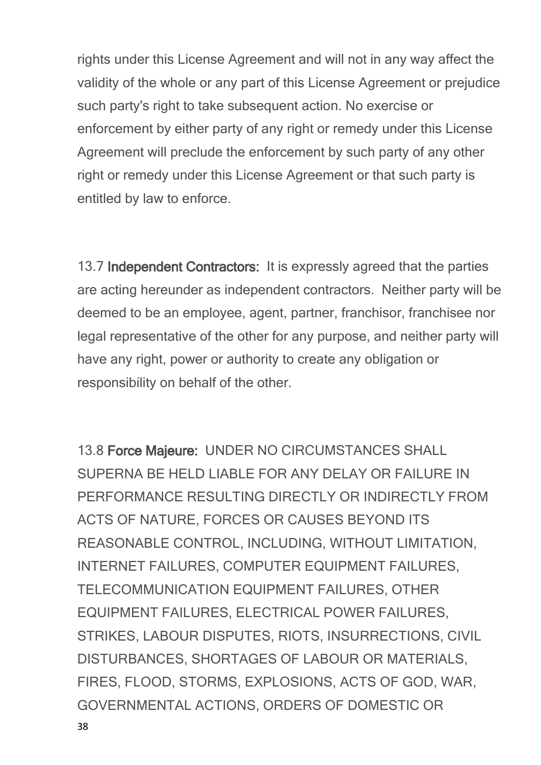rights under this License Agreement and will not in any way affect the validity of the whole or any part of this License Agreement or prejudice such party's right to take subsequent action. No exercise or enforcement by either party of any right or remedy under this License Agreement will preclude the enforcement by such party of any other right or remedy under this License Agreement or that such party is entitled by law to enforce.

13.7 **Independent Contractors:** It is expressly agreed that the parties are acting hereunder as independent contractors. Neither party will be deemed to be an employee, agent, partner, franchisor, franchisee nor legal representative of the other for any purpose, and neither party will have any right, power or authority to create any obligation or responsibility on behalf of the other.

13.8 **Force Majeure:** UNDER NO CIRCUMSTANCES SHALL SUPERNA BE HELD LIABLE FOR ANY DELAY OR FAILURE IN PERFORMANCE RESULTING DIRECTLY OR INDIRECTLY FROM ACTS OF NATURE, FORCES OR CAUSES BEYOND ITS REASONABLE CONTROL, INCLUDING, WITHOUT LIMITATION, INTERNET FAILURES, COMPUTER EQUIPMENT FAILURES, TELECOMMUNICATION EQUIPMENT FAILURES, OTHER EQUIPMENT FAILURES, ELECTRICAL POWER FAILURES, STRIKES, LABOUR DISPUTES, RIOTS, INSURRECTIONS, CIVIL DISTURBANCES, SHORTAGES OF LABOUR OR MATERIALS, FIRES, FLOOD, STORMS, EXPLOSIONS, ACTS OF GOD, WAR, GOVERNMENTAL ACTIONS, ORDERS OF DOMESTIC OR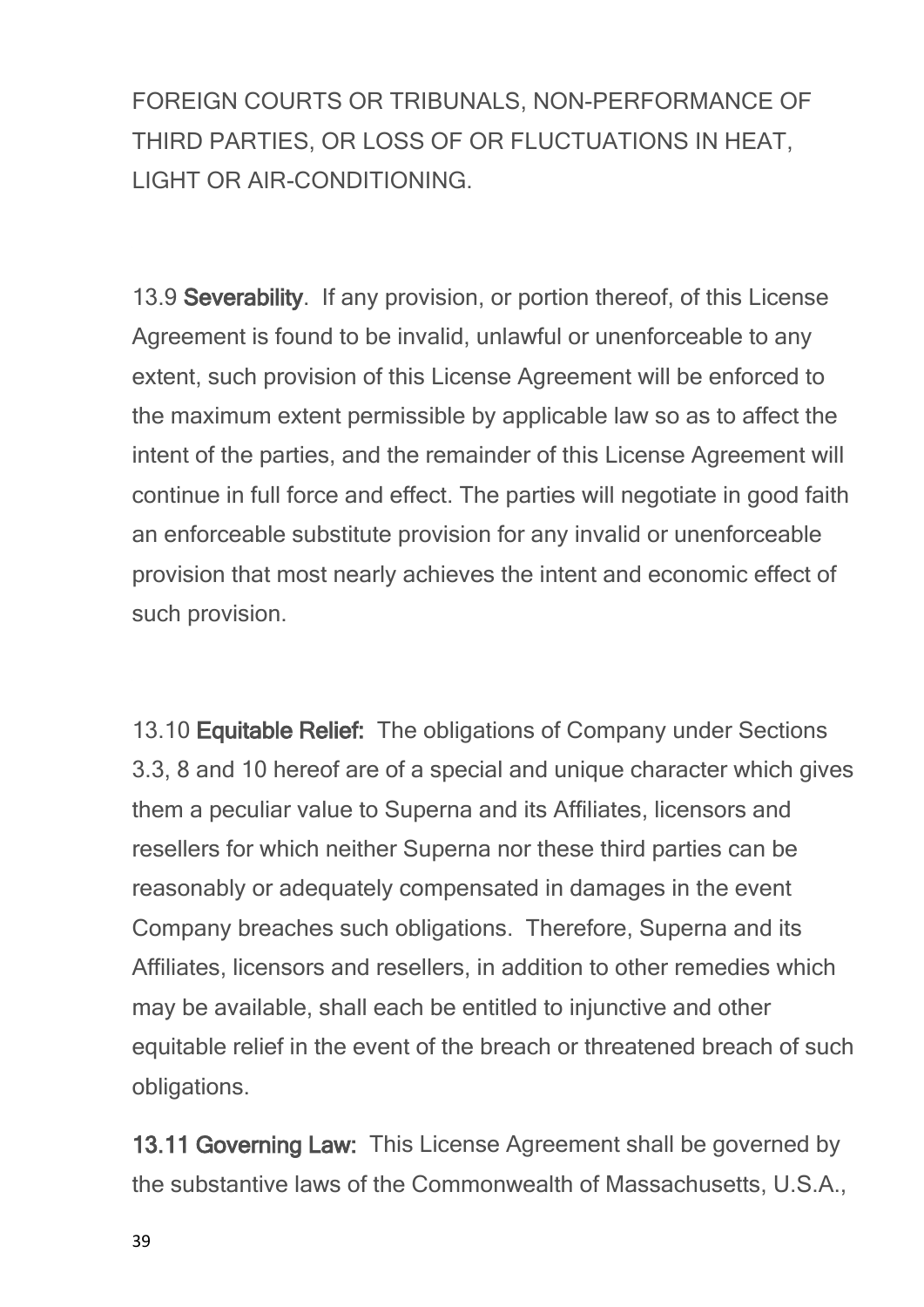FOREIGN COURTS OR TRIBUNALS, NON-PERFORMANCE OF THIRD PARTIES, OR LOSS OF OR FLUCTUATIONS IN HEAT, LIGHT OR AIR-CONDITIONING.

13.9 **Severability**. If any provision, or portion thereof, of this License Agreement is found to be invalid, unlawful or unenforceable to any extent, such provision of this License Agreement will be enforced to the maximum extent permissible by applicable law so as to affect the intent of the parties, and the remainder of this License Agreement will continue in full force and effect. The parties will negotiate in good faith an enforceable substitute provision for any invalid or unenforceable provision that most nearly achieves the intent and economic effect of such provision.

13.10 **Equitable Relief:** The obligations of Company under Sections 3.3, 8 and 10 hereof are of a special and unique character which gives them a peculiar value to Superna and its Affiliates, licensors and resellers for which neither Superna nor these third parties can be reasonably or adequately compensated in damages in the event Company breaches such obligations. Therefore, Superna and its Affiliates, licensors and resellers, in addition to other remedies which may be available, shall each be entitled to injunctive and other equitable relief in the event of the breach or threatened breach of such obligations.

**13.11 Governing Law:** This License Agreement shall be governed by the substantive laws of the Commonwealth of Massachusetts, U.S.A.,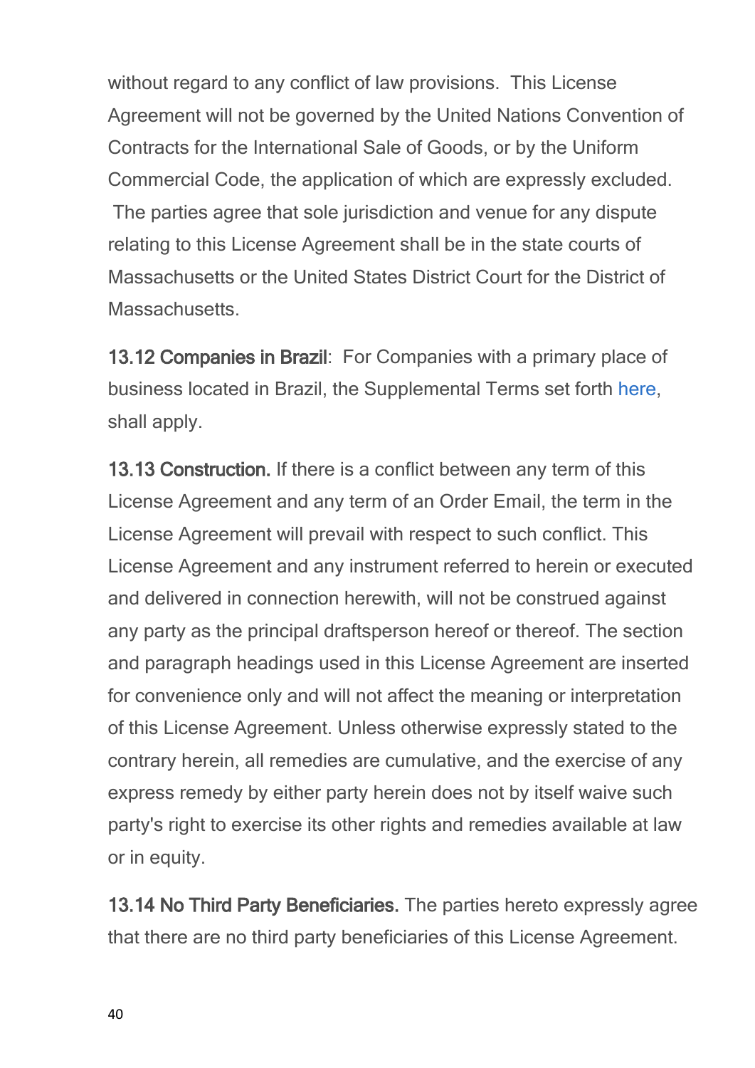without regard to any conflict of law provisions. This License Agreement will not be governed by the United Nations Convention of Contracts for the International Sale of Goods, or by the Uniform Commercial Code, the application of which are expressly excluded. The parties agree that sole jurisdiction and venue for any dispute relating to this License Agreement shall be in the state courts of Massachusetts or the United States District Court for the District of Massachusetts.

**13.12 Companies in Brazil**: For Companies with a primary place of business located in Brazil, the Supplemental Terms set forth here, shall apply.

**13.13 Construction.** If there is a conflict between any term of this License Agreement and any term of an Order Email, the term in the License Agreement will prevail with respect to such conflict. This License Agreement and any instrument referred to herein or executed and delivered in connection herewith, will not be construed against any party as the principal draftsperson hereof or thereof. The section and paragraph headings used in this License Agreement are inserted for convenience only and will not affect the meaning or interpretation of this License Agreement. Unless otherwise expressly stated to the contrary herein, all remedies are cumulative, and the exercise of any express remedy by either party herein does not by itself waive such party's right to exercise its other rights and remedies available at law or in equity.

**13.14 No Third Party Beneficiaries.** The parties hereto expressly agree that there are no third party beneficiaries of this License Agreement.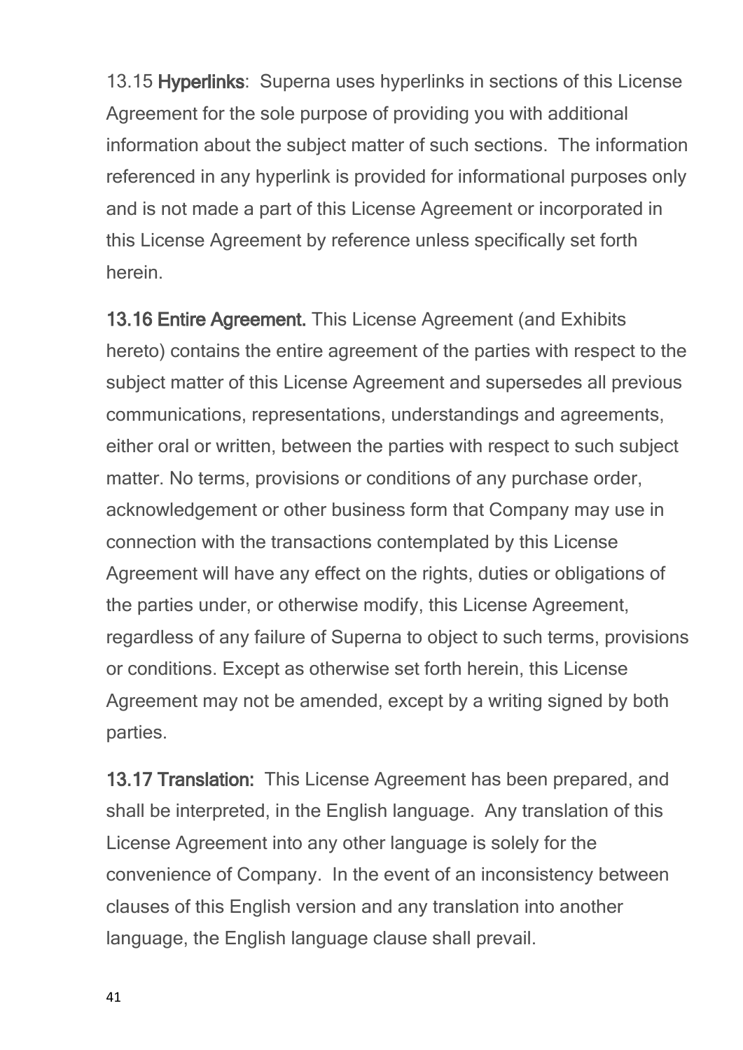13.15 **Hyperlinks**: Superna uses hyperlinks in sections of this License Agreement for the sole purpose of providing you with additional information about the subject matter of such sections. The information referenced in any hyperlink is provided for informational purposes only and is not made a part of this License Agreement or incorporated in this License Agreement by reference unless specifically set forth herein.

**13.16 Entire Agreement.** This License Agreement (and Exhibits hereto) contains the entire agreement of the parties with respect to the subject matter of this License Agreement and supersedes all previous communications, representations, understandings and agreements, either oral or written, between the parties with respect to such subject matter. No terms, provisions or conditions of any purchase order, acknowledgement or other business form that Company may use in connection with the transactions contemplated by this License Agreement will have any effect on the rights, duties or obligations of the parties under, or otherwise modify, this License Agreement, regardless of any failure of Superna to object to such terms, provisions or conditions. Except as otherwise set forth herein, this License Agreement may not be amended, except by a writing signed by both parties.

**13.17 Translation:** This License Agreement has been prepared, and shall be interpreted, in the English language. Any translation of this License Agreement into any other language is solely for the convenience of Company. In the event of an inconsistency between clauses of this English version and any translation into another language, the English language clause shall prevail.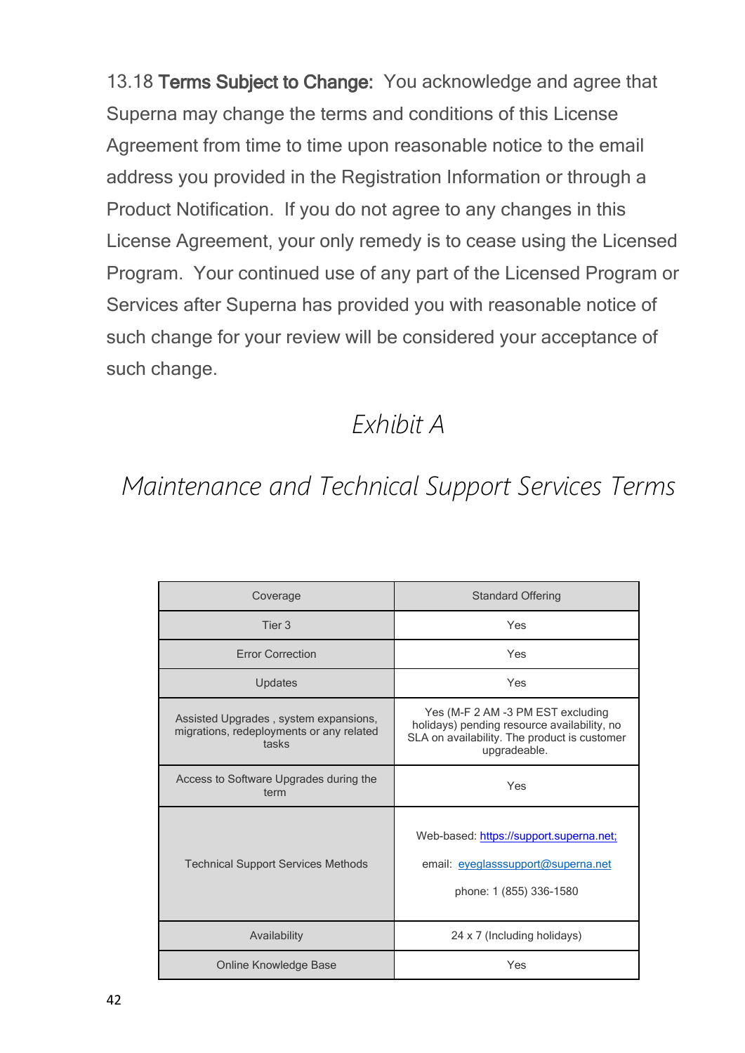13.18 **Terms Subject to Change:** You acknowledge and agree that Superna may change the terms and conditions of this License Agreement from time to time upon reasonable notice to the email address you provided in the Registration Information or through a Product Notification. If you do not agree to any changes in this License Agreement, your only remedy is to cease using the Licensed Program. Your continued use of any part of the Licensed Program or Services after Superna has provided you with reasonable notice of such change for your review will be considered your acceptance of such change.

# *Exhibit A*

# *Maintenance and Technical Support Services Terms*

| Coverage | Standard Offering |
|---|---|
| Tier 3 | Yes |
| Error Correction | Yes |
| Updates | Yes |
| Assisted Upgrades , system expansions, migrations, redeployments or any related tasks | Yes (M-F 2 AM -3 PM EST excluding holidays) pending resource availability, no SLA on availability. The product is customer upgradeable. |
| Access to Software Upgrades during the term | Yes |
| Technical Support Services Methods | Web-based: https://support.superna.net; email: eyeglasssupport@superna.net phone: 1 (855) 336-1580 |
| Availability | 24 x 7 (Including holidays) |
| Online Knowledge Base | Yes |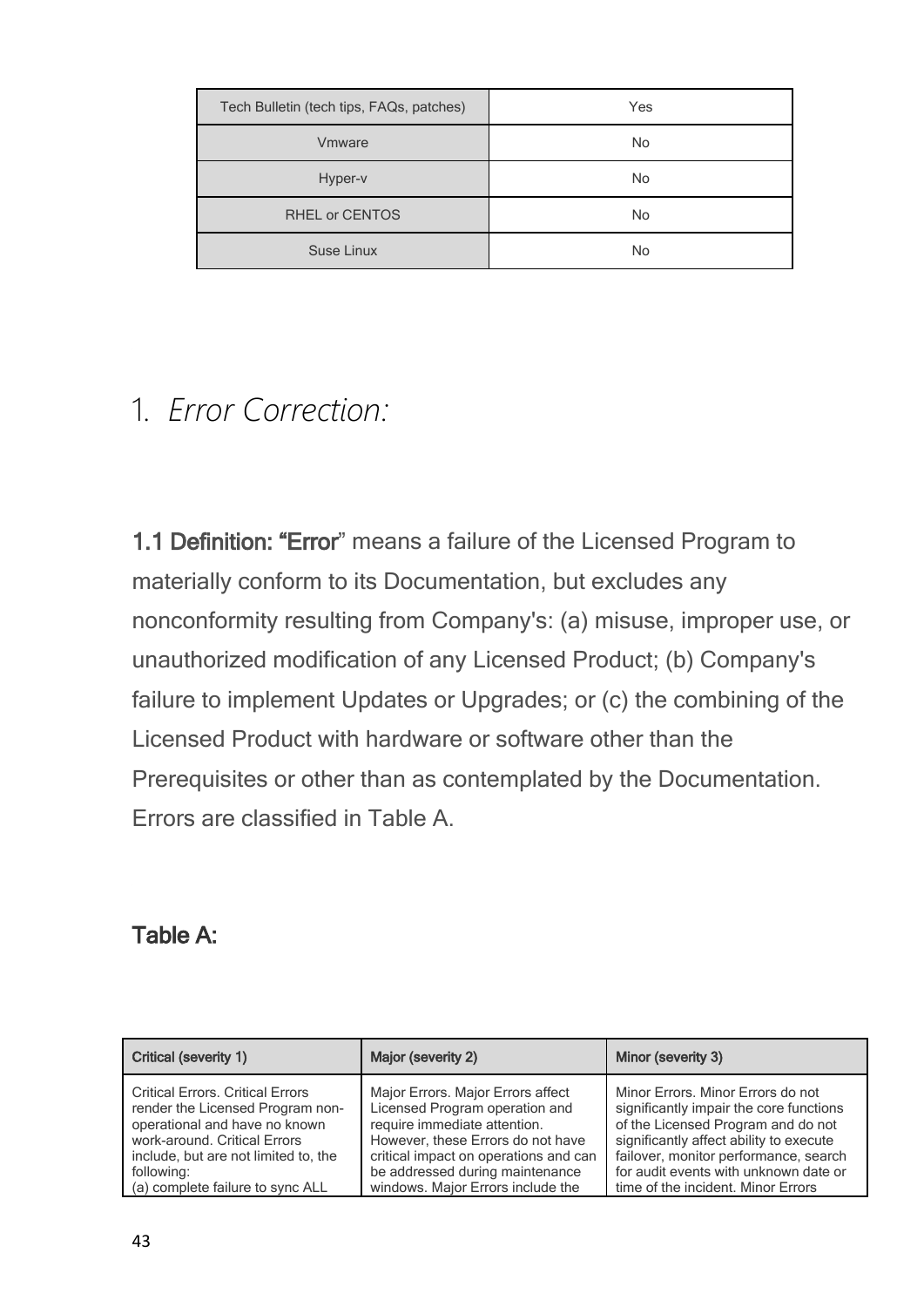| Tech Bulletin (tech tips, FAQs, patches) | Yes |
|---|---|
| Vmware | No |
| Hyper-v | No |
| RHEL or CENTOS | No |
| Suse Linux | No |

# 1. *Error Correction:*

**1.1 Definition: "Error**" means a failure of the Licensed Program to materially conform to its Documentation, but excludes any nonconformity resulting from Company's: (a) misuse, improper use, or unauthorized modification of any Licensed Product; (b) Company's failure to implement Updates or Upgrades; or (c) the combining of the Licensed Product with hardware or software other than the Prerequisites or other than as contemplated by the Documentation. Errors are classified in Table A.

**Table A:**

| Critical (severity 1) | Major (severity 2) | Minor (severity 3) |
|---|---|---|
| Critical Errors. Critical Errors render the Licensed Program non-operational and have no known work-around. Critical Errors include, but are not limited to, the following:<br>(a) complete failure to sync ALL | Major Errors. Major Errors affect Licensed Program operation and require immediate attention. However, these Errors do not have critical impact on operations and can be addressed during maintenance windows. Major Errors include the | Minor Errors. Minor Errors do not significantly impair the core functions of the Licensed Program and do not significantly affect ability to execute failover, monitor performance, search for audit events with unknown date or time of the incident. Minor Errors |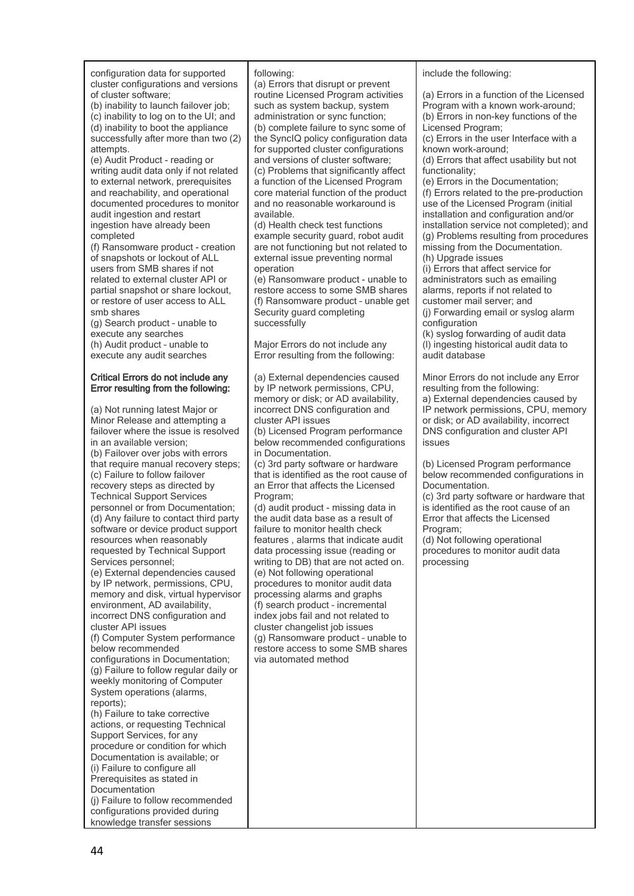| | | |
|---|---|---|
| configuration data for supported cluster configurations and versions of cluster software;<br>(b) inability to launch failover job;<br>(c) inability to log on to the UI; and<br>(d) inability to boot the appliance successfully after more than two (2) attempts.<br>(e) Audit Product - reading or writing audit data only if not related to external network, prerequisites and reachability, and operational documented procedures to monitor audit ingestion and restart ingestion have already been completed<br>(f) Ransomware product - creation of snapshots or lockout of ALL users from SMB shares if not related to external cluster API or partial snapshot or share lockout, or restore of user access to ALL smb shares<br>(g) Search product – unable to execute any searches<br>(h) Audit product – unable to execute any audit searches<br><br>**Critical Errors do not include any Error resulting from the following:**<br><br>(a) Not running latest Major or Minor Release and attempting a failover where the issue is resolved in an available version;<br>(b) Failover over jobs with errors that require manual recovery steps;<br>(c) Failure to follow failover recovery steps as directed by Technical Support Services personnel or from Documentation;<br>(d) Any failure to contact third party software or device product support resources when reasonably requested by Technical Support Services personnel;<br>(e) External dependencies caused by IP network, permissions, CPU, memory and disk, virtual hypervisor environment, AD availability, incorrect DNS configuration and cluster API issues<br>(f) Computer System performance below recommended configurations in Documentation;<br>(g) Failure to follow regular daily or weekly monitoring of Computer System operations (alarms, reports);<br>(h) Failure to take corrective actions, or requesting Technical Support Services, for any procedure or condition for which Documentation is available; or<br>(i) Failure to configure all Prerequisites as stated in Documentation<br>(j) Failure to follow recommended configurations provided during knowledge transfer sessions | following:<br>(a) Errors that disrupt or prevent routine Licensed Program activities such as system backup, system administration or sync function;<br>(b) complete failure to sync some of the SyncIQ policy configuration data for supported cluster configurations and versions of cluster software;<br>(c) Problems that significantly affect a function of the Licensed Program core material function of the product and no reasonable workaround is available.<br>(d) Health check test functions example security guard, robot audit are not functioning but not related to external issue preventing normal operation<br>(e) Ransomware product - unable to restore access to some SMB shares<br>(f) Ransomware product – unable get Security guard completing successfully<br><br>Major Errors do not include any Error resulting from the following:<br><br>(a) External dependencies caused by IP network permissions, CPU, memory or disk; or AD availability, incorrect DNS configuration and cluster API issues<br>(b) Licensed Program performance below recommended configurations in Documentation.<br>(c) 3rd party software or hardware that is identified as the root cause of an Error that affects the Licensed Program;<br>(d) audit product - missing data in the audit data base as a result of failure to monitor health check features , alarms that indicate audit data processing issue (reading or writing to DB) that are not acted on.<br>(e) Not following operational procedures to monitor audit data processing alarms and graphs<br>(f) search product – incremental index jobs fail and not related to cluster changelist job issues<br>(g) Ransomware product – unable to restore access to some SMB shares via automated method | include the following:<br><br>(a) Errors in a function of the Licensed Program with a known work-around;<br>(b) Errors in non-key functions of the Licensed Program;<br>(c) Errors in the user Interface with a known work-around;<br>(d) Errors that affect usability but not functionality;<br>(e) Errors in the Documentation;<br>(f) Errors related to the pre-production use of the Licensed Program (initial installation and configuration and/or installation service not completed); and<br>(g) Problems resulting from procedures missing from the Documentation.<br>(h) Upgrade issues<br>(i) Errors that affect service for administrators such as emailing alarms, reports if not related to customer mail server; and<br>(j) Forwarding email or syslog alarm configuration<br>(k) syslog forwarding of audit data<br>(l) ingesting historical audit data to audit database<br><br>Minor Errors do not include any Error resulting from the following:<br>a) External dependencies caused by IP network permissions, CPU, memory or disk; or AD availability, incorrect DNS configuration and cluster API issues<br><br>(b) Licensed Program performance below recommended configurations in Documentation.<br>(c) 3rd party software or hardware that is identified as the root cause of an Error that affects the Licensed Program;<br>(d) Not following operational procedures to monitor audit data processing |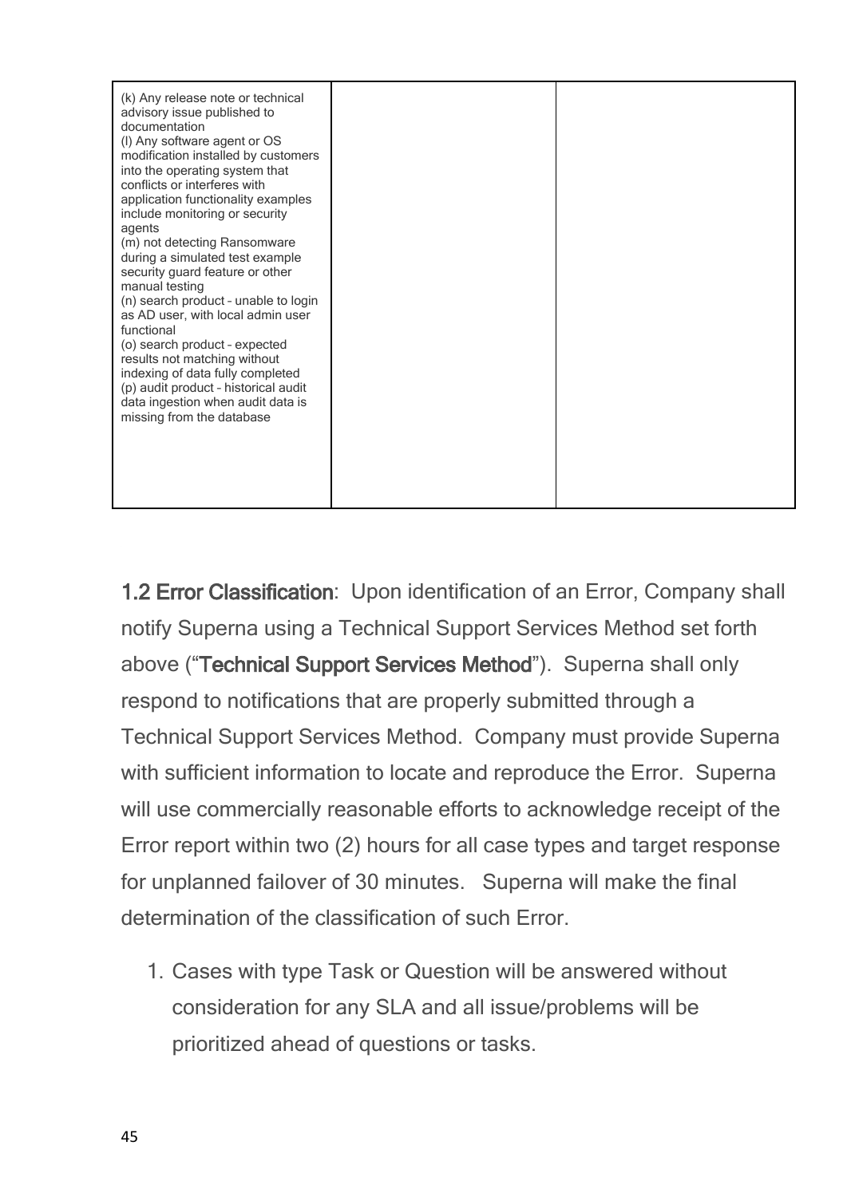| | | |
|---|---|---|
| (k) Any release note or technical advisory issue published to documentation<br>(l) Any software agent or OS modification installed by customers into the operating system that conflicts or interferes with application functionality examples include monitoring or security agents<br>(m) not detecting Ransomware during a simulated test example security guard feature or other manual testing<br>(n) search product – unable to login as AD user, with local admin user functional<br>(o) search product – expected results not matching without indexing of data fully completed<br>(p) audit product – historical audit data ingestion when audit data is missing from the database | | |

**1.2 Error Classification**: Upon identification of an Error, Company shall notify Superna using a Technical Support Services Method set forth above ("**Technical Support Services Method**"). Superna shall only respond to notifications that are properly submitted through a Technical Support Services Method. Company must provide Superna with sufficient information to locate and reproduce the Error. Superna will use commercially reasonable efforts to acknowledge receipt of the Error report within two (2) hours for all case types and target response for unplanned failover of 30 minutes. Superna will make the final determination of the classification of such Error.

1. Cases with type Task or Question will be answered without consideration for any SLA and all issue/problems will be prioritized ahead of questions or tasks.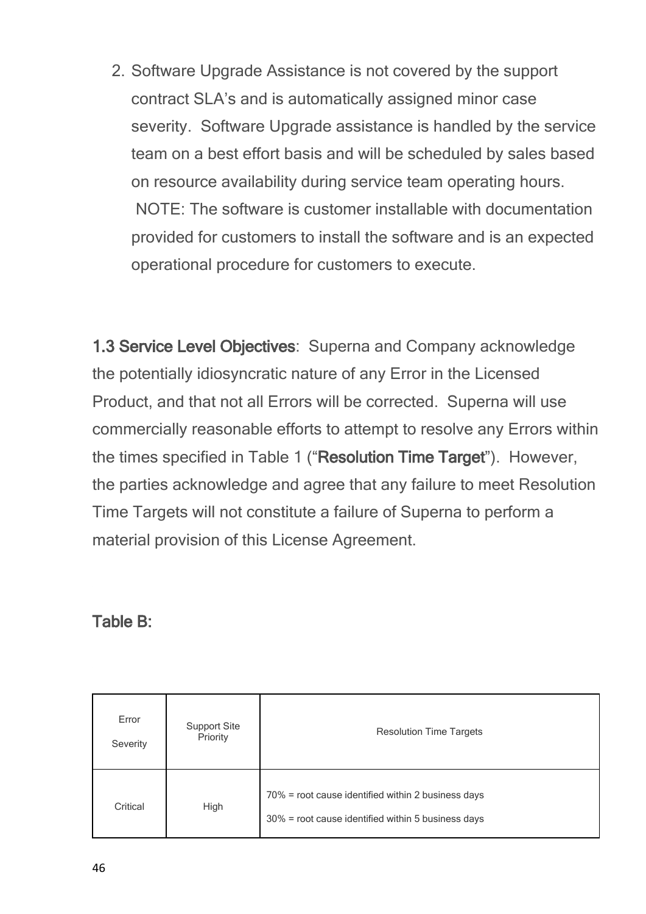2. Software Upgrade Assistance is not covered by the support contract SLA's and is automatically assigned minor case severity. Software Upgrade assistance is handled by the service team on a best effort basis and will be scheduled by sales based on resource availability during service team operating hours. NOTE: The software is customer installable with documentation provided for customers to install the software and is an expected operational procedure for customers to execute.

**1.3 Service Level Objectives**: Superna and Company acknowledge the potentially idiosyncratic nature of any Error in the Licensed Product, and that not all Errors will be corrected. Superna will use commercially reasonable efforts to attempt to resolve any Errors within the times specified in Table 1 ("**Resolution Time Target**"). However, the parties acknowledge and agree that any failure to meet Resolution Time Targets will not constitute a failure of Superna to perform a material provision of this License Agreement.

**Table B:**

| Error Severity | Support Site Priority | Resolution Time Targets |
|---|---|---|
| Critical | High | 70% = root cause identified within 2 business days<br>30% = root cause identified within 5 business days |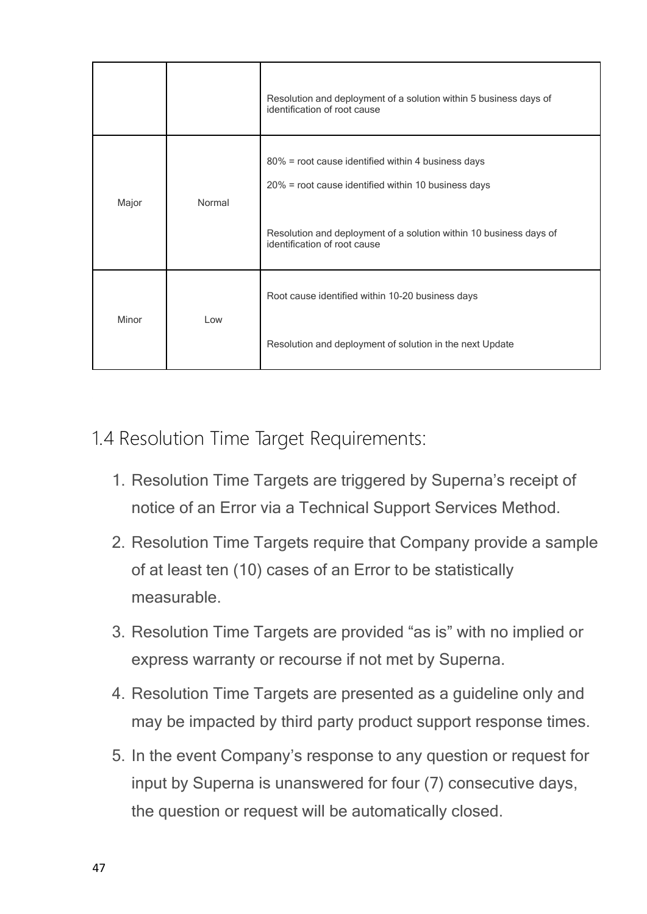| | | |
|---|---|---|
| | | Resolution and deployment of a solution within 5 business days of identification of root cause |
| Major | Normal | 80% = root cause identified within 4 business days<br><br>20% = root cause identified within 10 business days<br><br>Resolution and deployment of a solution within 10 business days of identification of root cause |
| Minor | Low | Root cause identified within 10-20 business days<br><br>Resolution and deployment of solution in the next Update |

## 1.4 Resolution Time Target Requirements:

1. Resolution Time Targets are triggered by Superna's receipt of notice of an Error via a Technical Support Services Method.
2. Resolution Time Targets require that Company provide a sample of at least ten (10) cases of an Error to be statistically measurable.
3. Resolution Time Targets are provided "as is" with no implied or express warranty or recourse if not met by Superna.
4. Resolution Time Targets are presented as a guideline only and may be impacted by third party product support response times.
5. In the event Company's response to any question or request for input by Superna is unanswered for four (7) consecutive days, the question or request will be automatically closed.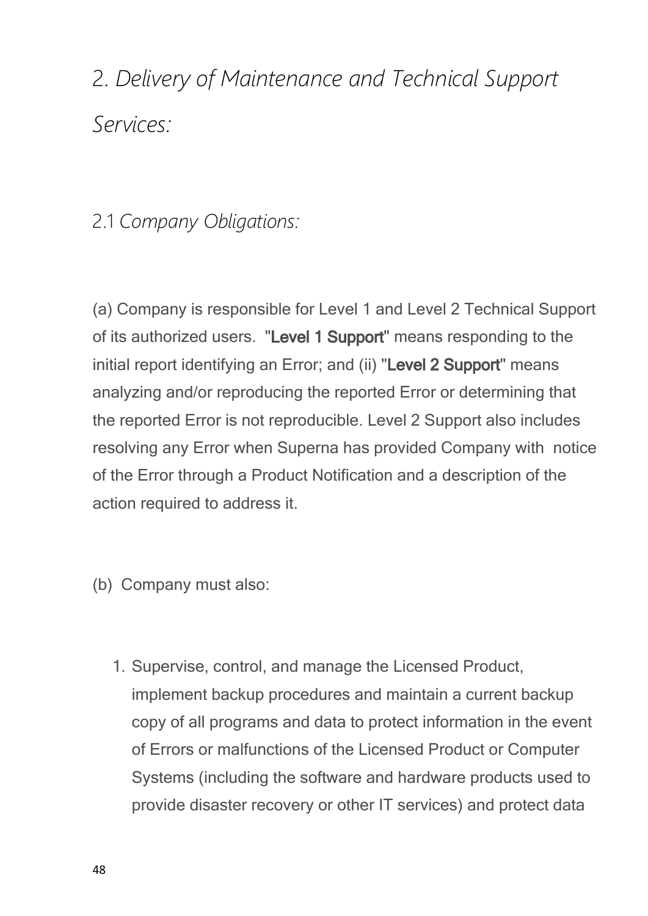## 2. *Delivery of Maintenance and Technical Support Services:*

### 2.1 *Company Obligations:*

(a) Company is responsible for Level 1 and Level 2 Technical Support of its authorized users. "**Level 1 Support**" means responding to the initial report identifying an Error; and (ii) "**Level 2 Support**" means analyzing and/or reproducing the reported Error or determining that the reported Error is not reproducible. Level 2 Support also includes resolving any Error when Superna has provided Company with notice of the Error through a Product Notification and a description of the action required to address it.

(b) Company must also:

1. Supervise, control, and manage the Licensed Product, implement backup procedures and maintain a current backup copy of all programs and data to protect information in the event of Errors or malfunctions of the Licensed Product or Computer Systems (including the software and hardware products used to provide disaster recovery or other IT services) and protect data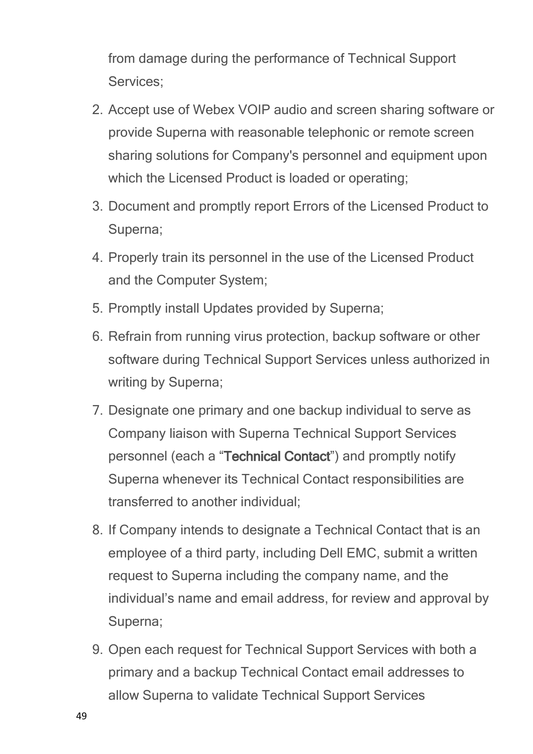from damage during the performance of Technical Support Services;

2. Accept use of Webex VOIP audio and screen sharing software or provide Superna with reasonable telephonic or remote screen sharing solutions for Company's personnel and equipment upon which the Licensed Product is loaded or operating;
3. Document and promptly report Errors of the Licensed Product to Superna;
4. Properly train its personnel in the use of the Licensed Product and the Computer System;
5. Promptly install Updates provided by Superna;
6. Refrain from running virus protection, backup software or other software during Technical Support Services unless authorized in writing by Superna;
7. Designate one primary and one backup individual to serve as Company liaison with Superna Technical Support Services personnel (each a "**Technical Contact**") and promptly notify Superna whenever its Technical Contact responsibilities are transferred to another individual;
8. If Company intends to designate a Technical Contact that is an employee of a third party, including Dell EMC, submit a written request to Superna including the company name, and the individual's name and email address, for review and approval by Superna;
9. Open each request for Technical Support Services with both a primary and a backup Technical Contact email addresses to allow Superna to validate Technical Support Services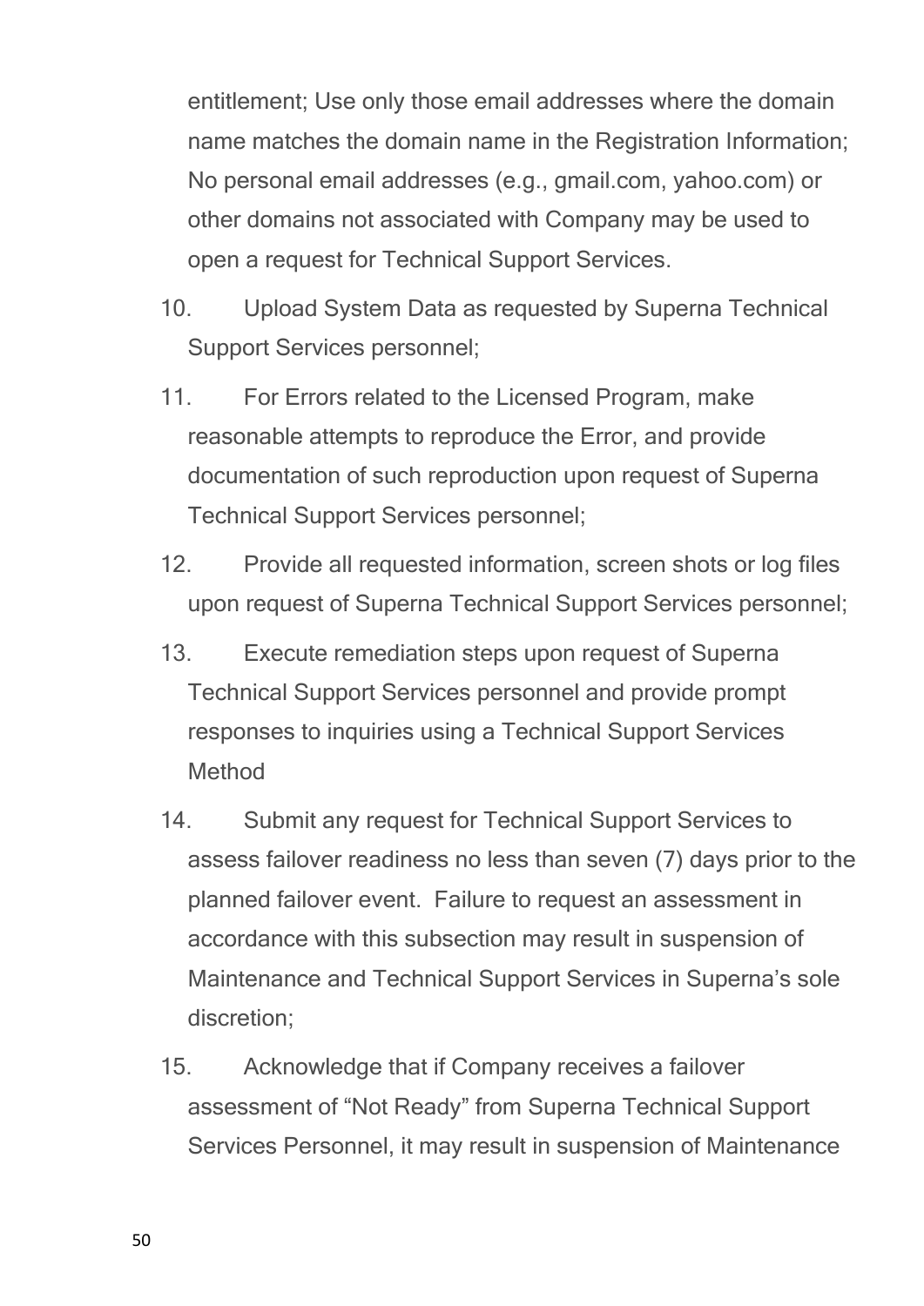entitlement; Use only those email addresses where the domain name matches the domain name in the Registration Information; No personal email addresses (e.g., gmail.com, yahoo.com) or other domains not associated with Company may be used to open a request for Technical Support Services.

10. Upload System Data as requested by Superna Technical Support Services personnel;

11. For Errors related to the Licensed Program, make reasonable attempts to reproduce the Error, and provide documentation of such reproduction upon request of Superna Technical Support Services personnel;

12. Provide all requested information, screen shots or log files upon request of Superna Technical Support Services personnel;

13. Execute remediation steps upon request of Superna Technical Support Services personnel and provide prompt responses to inquiries using a Technical Support Services Method

14. Submit any request for Technical Support Services to assess failover readiness no less than seven (7) days prior to the planned failover event. Failure to request an assessment in accordance with this subsection may result in suspension of Maintenance and Technical Support Services in Superna's sole discretion;

15. Acknowledge that if Company receives a failover assessment of "Not Ready" from Superna Technical Support Services Personnel, it may result in suspension of Maintenance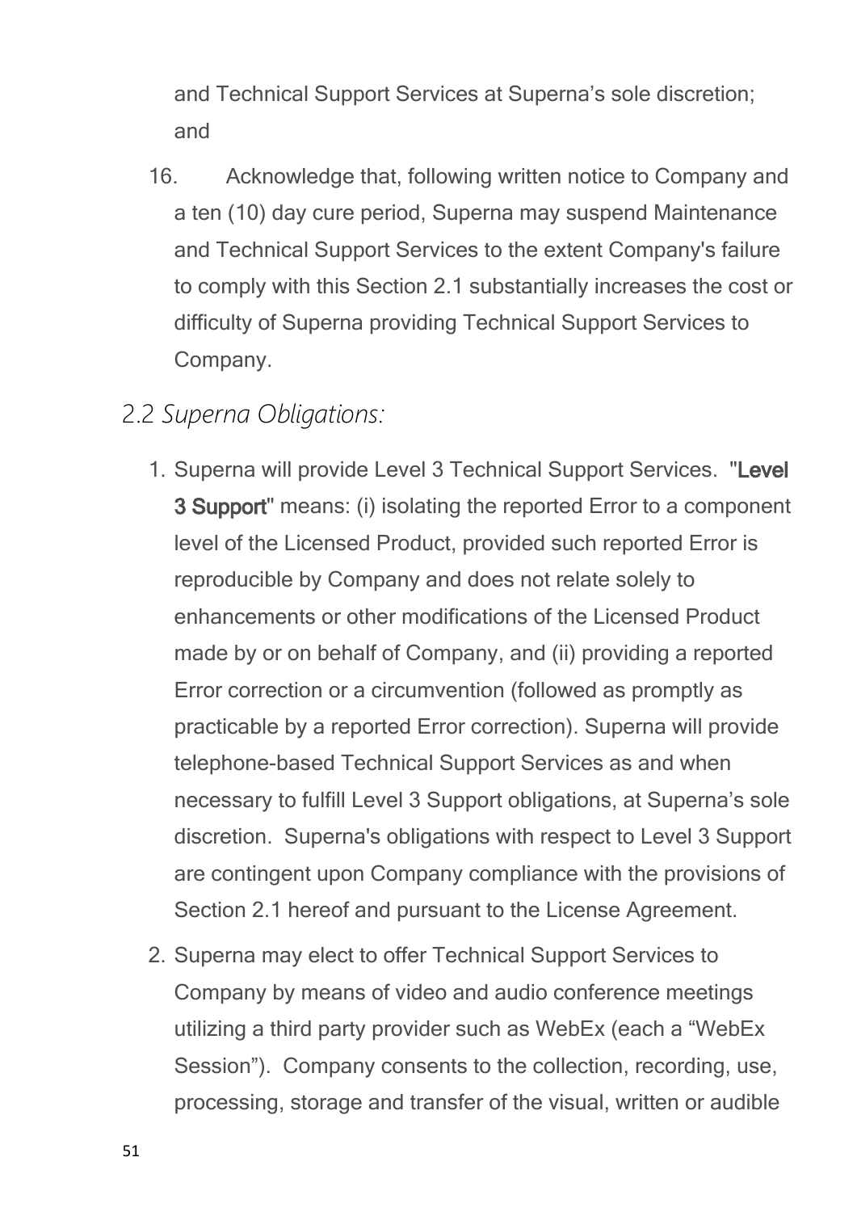and Technical Support Services at Superna's sole discretion; and

16. Acknowledge that, following written notice to Company and a ten (10) day cure period, Superna may suspend Maintenance and Technical Support Services to the extent Company's failure to comply with this Section 2.1 substantially increases the cost or difficulty of Superna providing Technical Support Services to Company.

## *2.2 Superna Obligations:*

1. Superna will provide Level 3 Technical Support Services. "**Level 3 Support**" means: (i) isolating the reported Error to a component level of the Licensed Product, provided such reported Error is reproducible by Company and does not relate solely to enhancements or other modifications of the Licensed Product made by or on behalf of Company, and (ii) providing a reported Error correction or a circumvention (followed as promptly as practicable by a reported Error correction). Superna will provide telephone-based Technical Support Services as and when necessary to fulfill Level 3 Support obligations, at Superna's sole discretion. Superna's obligations with respect to Level 3 Support are contingent upon Company compliance with the provisions of Section 2.1 hereof and pursuant to the License Agreement.
2. Superna may elect to offer Technical Support Services to Company by means of video and audio conference meetings utilizing a third party provider such as WebEx (each a "WebEx Session"). Company consents to the collection, recording, use, processing, storage and transfer of the visual, written or audible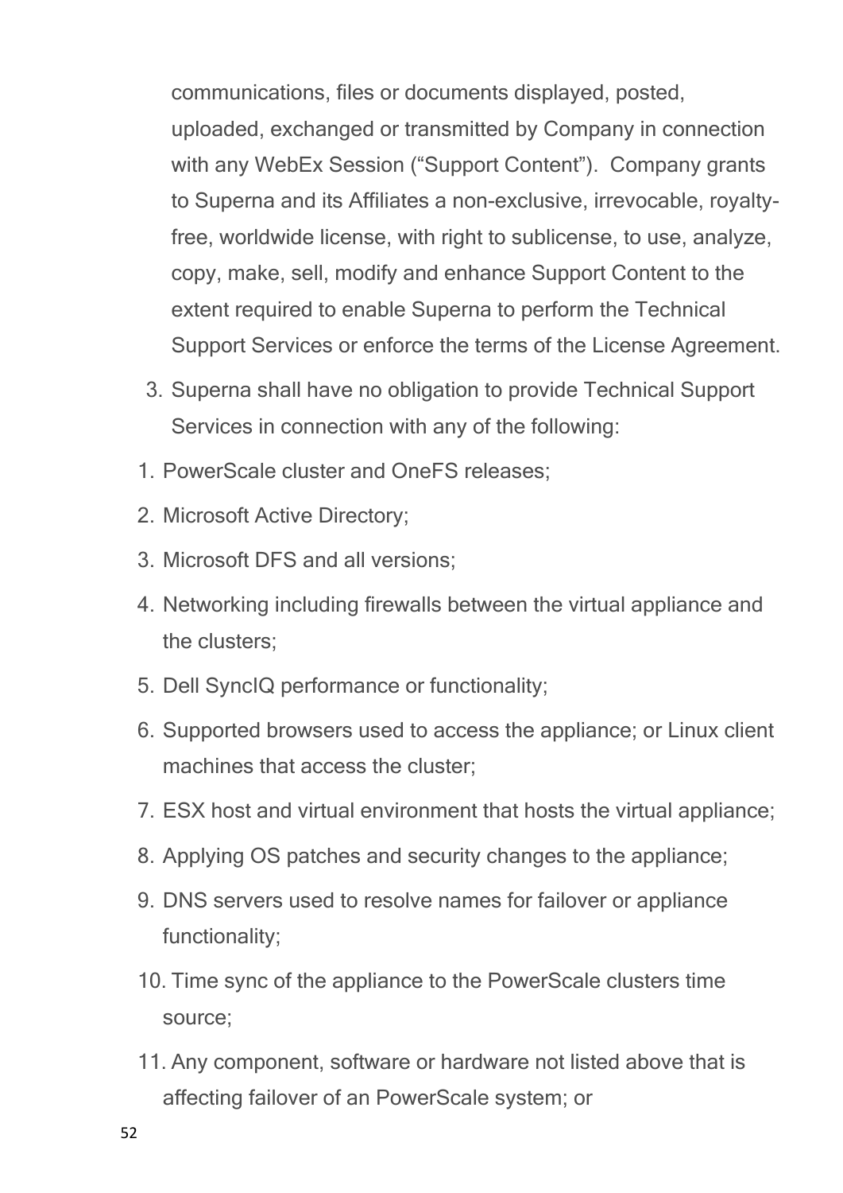communications, files or documents displayed, posted, uploaded, exchanged or transmitted by Company in connection with any WebEx Session ("Support Content"). Company grants to Superna and its Affiliates a non-exclusive, irrevocable, royalty-free, worldwide license, with right to sublicense, to use, analyze, copy, make, sell, modify and enhance Support Content to the extent required to enable Superna to perform the Technical Support Services or enforce the terms of the License Agreement.

3. Superna shall have no obligation to provide Technical Support Services in connection with any of the following:

1. PowerScale cluster and OneFS releases;
2. Microsoft Active Directory;
3. Microsoft DFS and all versions;
4. Networking including firewalls between the virtual appliance and the clusters;
5. Dell SyncIQ performance or functionality;
6. Supported browsers used to access the appliance; or Linux client machines that access the cluster;
7. ESX host and virtual environment that hosts the virtual appliance;
8. Applying OS patches and security changes to the appliance;
9. DNS servers used to resolve names for failover or appliance functionality;
10. Time sync of the appliance to the PowerScale clusters time source;
11. Any component, software or hardware not listed above that is affecting failover of an PowerScale system; or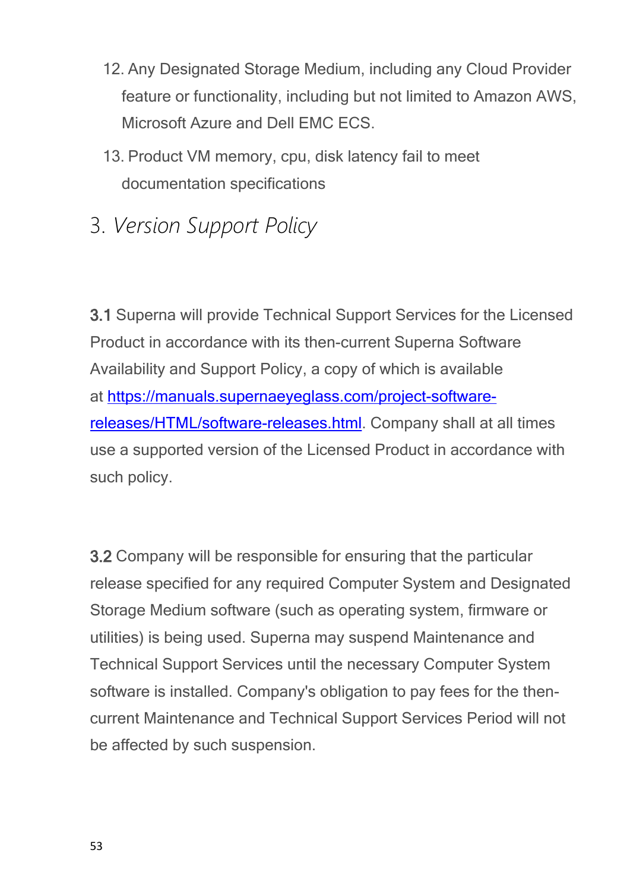12. Any Designated Storage Medium, including any Cloud Provider feature or functionality, including but not limited to Amazon AWS, Microsoft Azure and Dell EMC ECS.
13. Product VM memory, cpu, disk latency fail to meet documentation specifications

## 3. *Version Support Policy*

**3.1** Superna will provide Technical Support Services for the Licensed Product in accordance with its then-current Superna Software Availability and Support Policy, a copy of which is available at [https://manuals.supernaeyeglass.com/project-software-releases/HTML/software-releases.html](https://manuals.supernaeyeglass.com/project-software-releases/HTML/software-releases.html). Company shall at all times use a supported version of the Licensed Product in accordance with such policy.

**3.2** Company will be responsible for ensuring that the particular release specified for any required Computer System and Designated Storage Medium software (such as operating system, firmware or utilities) is being used. Superna may suspend Maintenance and Technical Support Services until the necessary Computer System software is installed. Company's obligation to pay fees for the then-current Maintenance and Technical Support Services Period will not be affected by such suspension.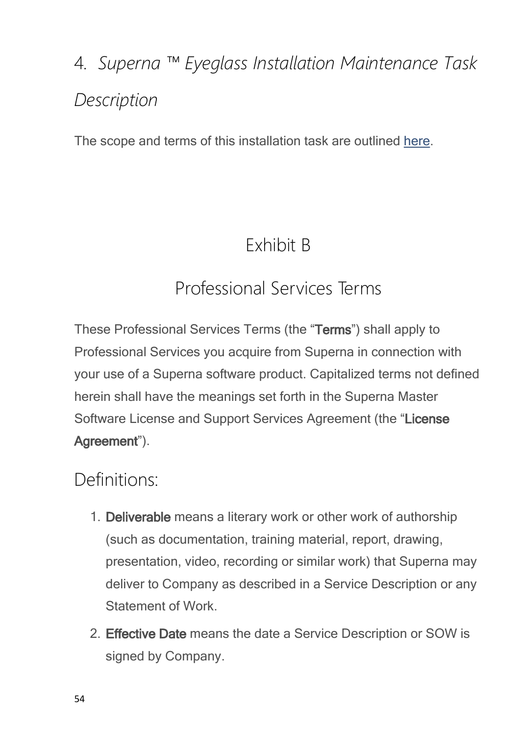## 4. *Superna ™ Eyeglass Installation Maintenance Task Description*

The scope and terms of this installation task are outlined here.

# Exhibit B

# Professional Services Terms

These Professional Services Terms (the "**Terms**") shall apply to Professional Services you acquire from Superna in connection with your use of a Superna software product. Capitalized terms not defined herein shall have the meanings set forth in the Superna Master Software License and Support Services Agreement (the "**License Agreement**").

## Definitions:

1. **Deliverable** means a literary work or other work of authorship (such as documentation, training material, report, drawing, presentation, video, recording or similar work) that Superna may deliver to Company as described in a Service Description or any Statement of Work.
2. **Effective Date** means the date a Service Description or SOW is signed by Company.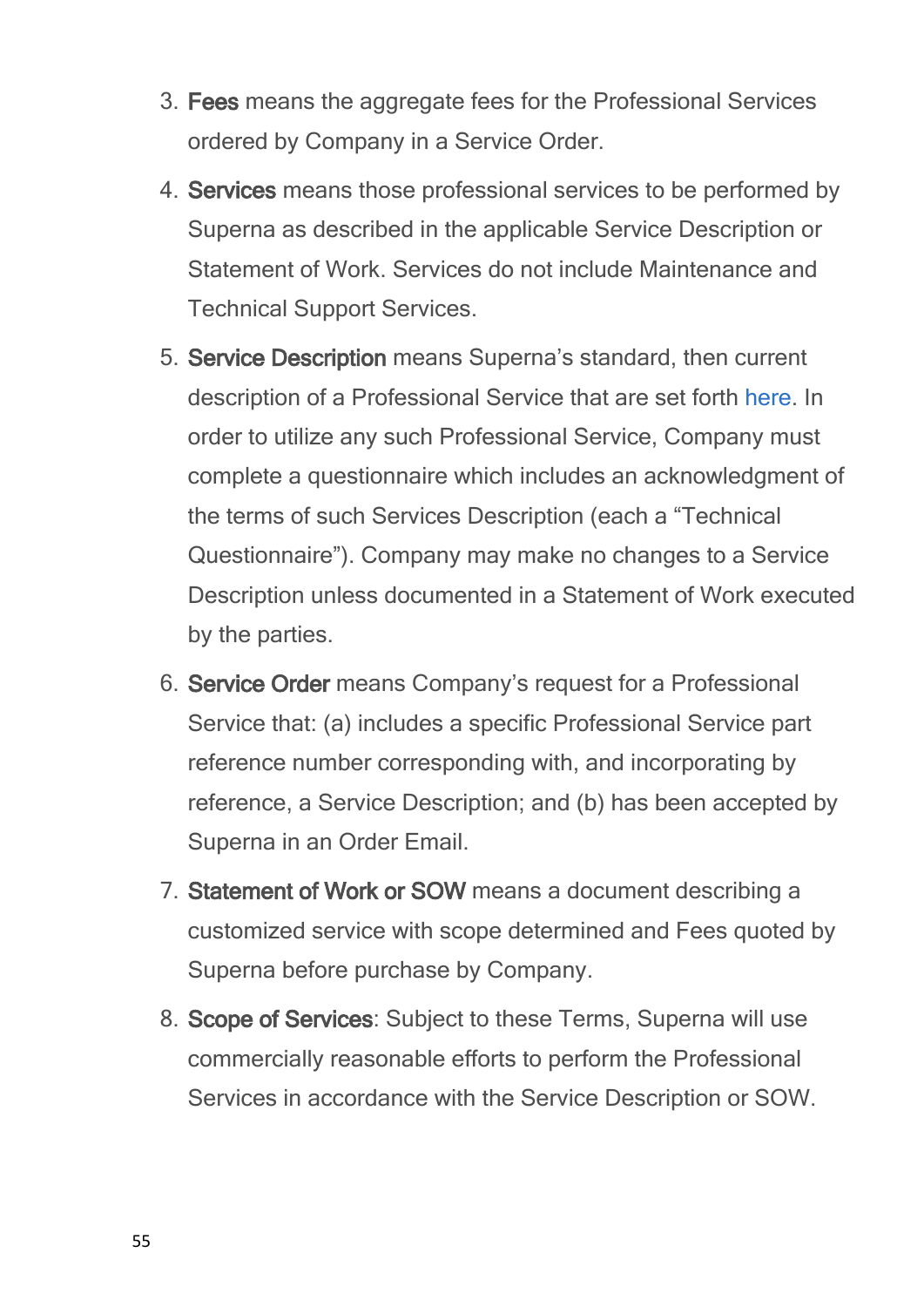3. **Fees** means the aggregate fees for the Professional Services ordered by Company in a Service Order.
4. **Services** means those professional services to be performed by Superna as described in the applicable Service Description or Statement of Work. Services do not include Maintenance and Technical Support Services.
5. **Service Description** means Superna's standard, then current description of a Professional Service that are set forth here. In order to utilize any such Professional Service, Company must complete a questionnaire which includes an acknowledgment of the terms of such Services Description (each a "Technical Questionnaire"). Company may make no changes to a Service Description unless documented in a Statement of Work executed by the parties.
6. **Service Order** means Company's request for a Professional Service that: (a) includes a specific Professional Service part reference number corresponding with, and incorporating by reference, a Service Description; and (b) has been accepted by Superna in an Order Email.
7. **Statement of Work or SOW** means a document describing a customized service with scope determined and Fees quoted by Superna before purchase by Company.
8. **Scope of Services**: Subject to these Terms, Superna will use commercially reasonable efforts to perform the Professional Services in accordance with the Service Description or SOW.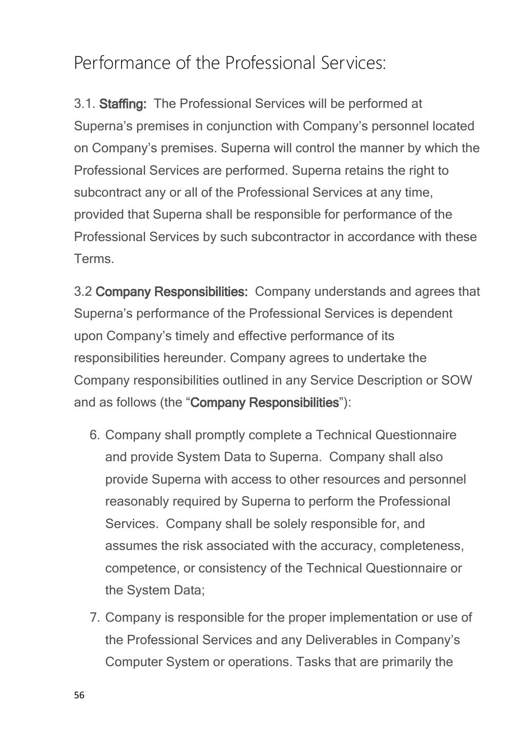# Performance of the Professional Services:

3.1. **Staffing:** The Professional Services will be performed at Superna's premises in conjunction with Company's personnel located on Company's premises. Superna will control the manner by which the Professional Services are performed. Superna retains the right to subcontract any or all of the Professional Services at any time, provided that Superna shall be responsible for performance of the Professional Services by such subcontractor in accordance with these Terms.

3.2 **Company Responsibilities:** Company understands and agrees that Superna's performance of the Professional Services is dependent upon Company's timely and effective performance of its responsibilities hereunder. Company agrees to undertake the Company responsibilities outlined in any Service Description or SOW and as follows (the "**Company Responsibilities**"):

6. Company shall promptly complete a Technical Questionnaire and provide System Data to Superna. Company shall also provide Superna with access to other resources and personnel reasonably required by Superna to perform the Professional Services. Company shall be solely responsible for, and assumes the risk associated with the accuracy, completeness, competence, or consistency of the Technical Questionnaire or the System Data;
7. Company is responsible for the proper implementation or use of the Professional Services and any Deliverables in Company's Computer System or operations. Tasks that are primarily the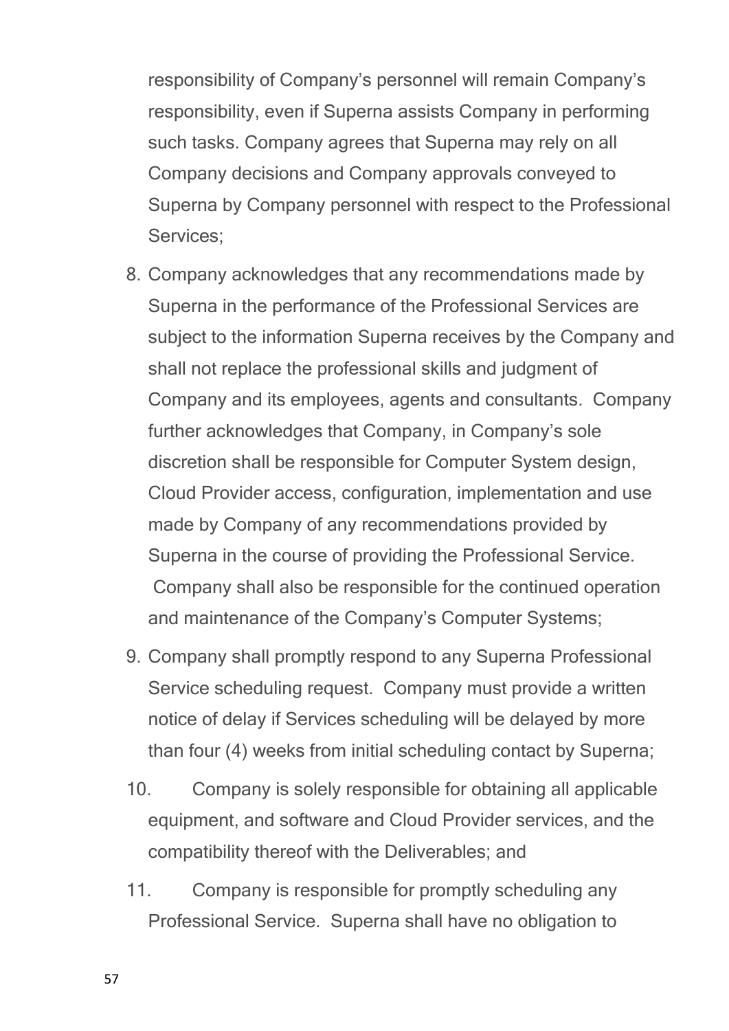responsibility of Company's personnel will remain Company's responsibility, even if Superna assists Company in performing such tasks. Company agrees that Superna may rely on all Company decisions and Company approvals conveyed to Superna by Company personnel with respect to the Professional Services;

8. Company acknowledges that any recommendations made by Superna in the performance of the Professional Services are subject to the information Superna receives by the Company and shall not replace the professional skills and judgment of Company and its employees, agents and consultants. Company further acknowledges that Company, in Company's sole discretion shall be responsible for Computer System design, Cloud Provider access, configuration, implementation and use made by Company of any recommendations provided by Superna in the course of providing the Professional Service. Company shall also be responsible for the continued operation and maintenance of the Company's Computer Systems;
9. Company shall promptly respond to any Superna Professional Service scheduling request. Company must provide a written notice of delay if Services scheduling will be delayed by more than four (4) weeks from initial scheduling contact by Superna;
10. Company is solely responsible for obtaining all applicable equipment, and software and Cloud Provider services, and the compatibility thereof with the Deliverables; and
11. Company is responsible for promptly scheduling any Professional Service. Superna shall have no obligation to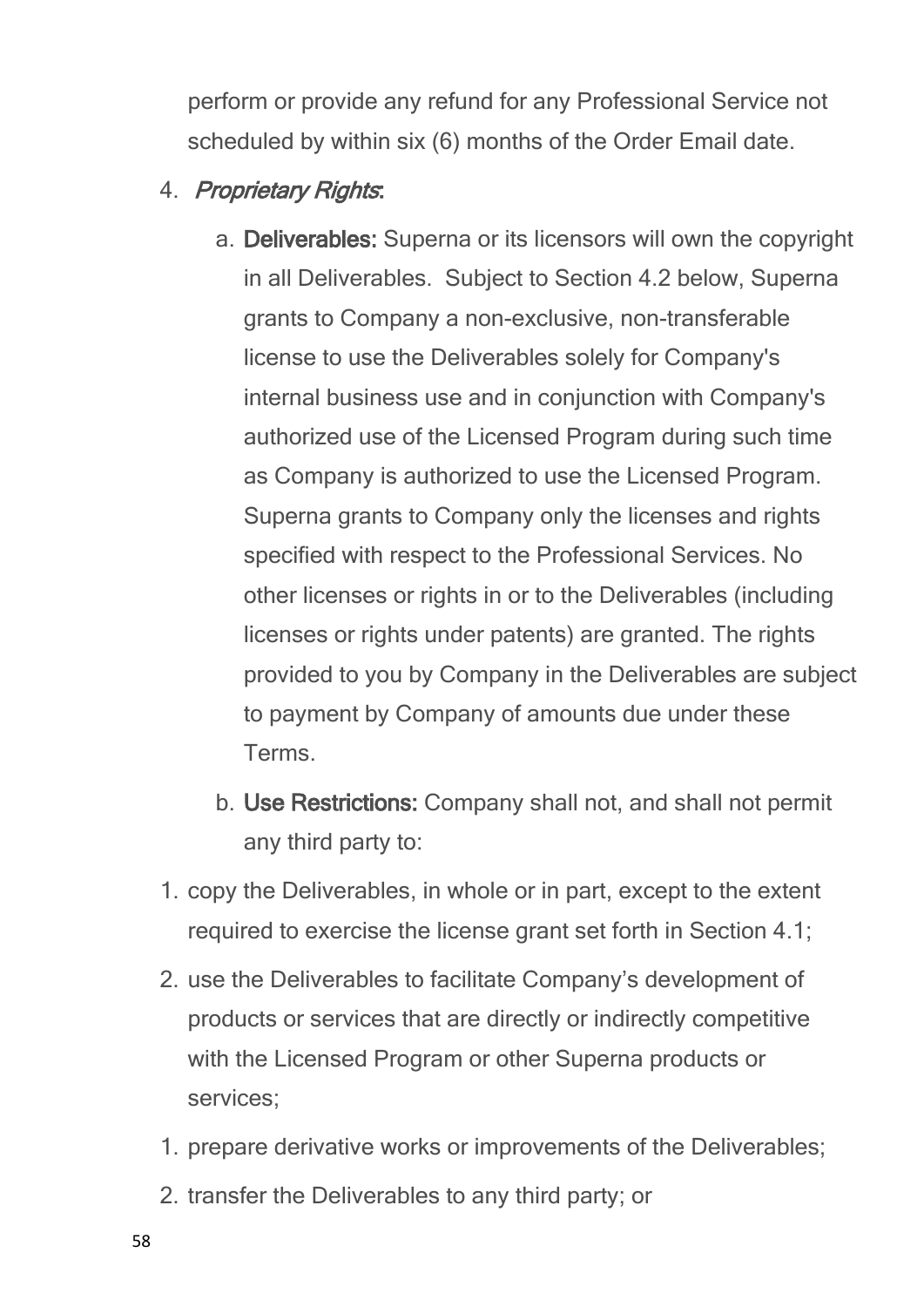perform or provide any refund for any Professional Service not scheduled by within six (6) months of the Order Email date.

4. *Proprietary Rights*:

    a. **Deliverables:** Superna or its licensors will own the copyright in all Deliverables. Subject to Section 4.2 below, Superna grants to Company a non-exclusive, non-transferable license to use the Deliverables solely for Company's internal business use and in conjunction with Company's authorized use of the Licensed Program during such time as Company is authorized to use the Licensed Program. Superna grants to Company only the licenses and rights specified with respect to the Professional Services. No other licenses or rights in or to the Deliverables (including licenses or rights under patents) are granted. The rights provided to you by Company in the Deliverables are subject to payment by Company of amounts due under these Terms.

    b. **Use Restrictions:** Company shall not, and shall not permit any third party to:

1. copy the Deliverables, in whole or in part, except to the extent required to exercise the license grant set forth in Section 4.1;
2. use the Deliverables to facilitate Company's development of products or services that are directly or indirectly competitive with the Licensed Program or other Superna products or services;

1. prepare derivative works or improvements of the Deliverables;
2. transfer the Deliverables to any third party; or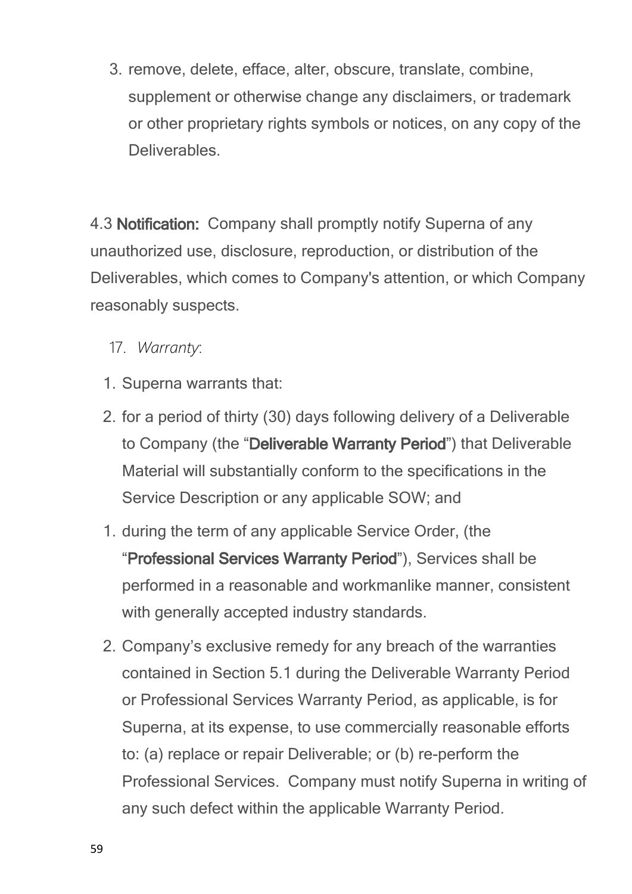3. remove, delete, efface, alter, obscure, translate, combine, supplement or otherwise change any disclaimers, or trademark or other proprietary rights symbols or notices, on any copy of the Deliverables.

4.3 **Notification:** Company shall promptly notify Superna of any unauthorized use, disclosure, reproduction, or distribution of the Deliverables, which comes to Company's attention, or which Company reasonably suspects.

17. *Warranty*:

1. Superna warrants that:
2. for a period of thirty (30) days following delivery of a Deliverable to Company (the "**Deliverable Warranty Period**") that Deliverable Material will substantially conform to the specifications in the Service Description or any applicable SOW; and

1. during the term of any applicable Service Order, (the "**Professional Services Warranty Period**"), Services shall be performed in a reasonable and workmanlike manner, consistent with generally accepted industry standards.
2. Company's exclusive remedy for any breach of the warranties contained in Section 5.1 during the Deliverable Warranty Period or Professional Services Warranty Period, as applicable, is for Superna, at its expense, to use commercially reasonable efforts to: (a) replace or repair Deliverable; or (b) re-perform the Professional Services. Company must notify Superna in writing of any such defect within the applicable Warranty Period.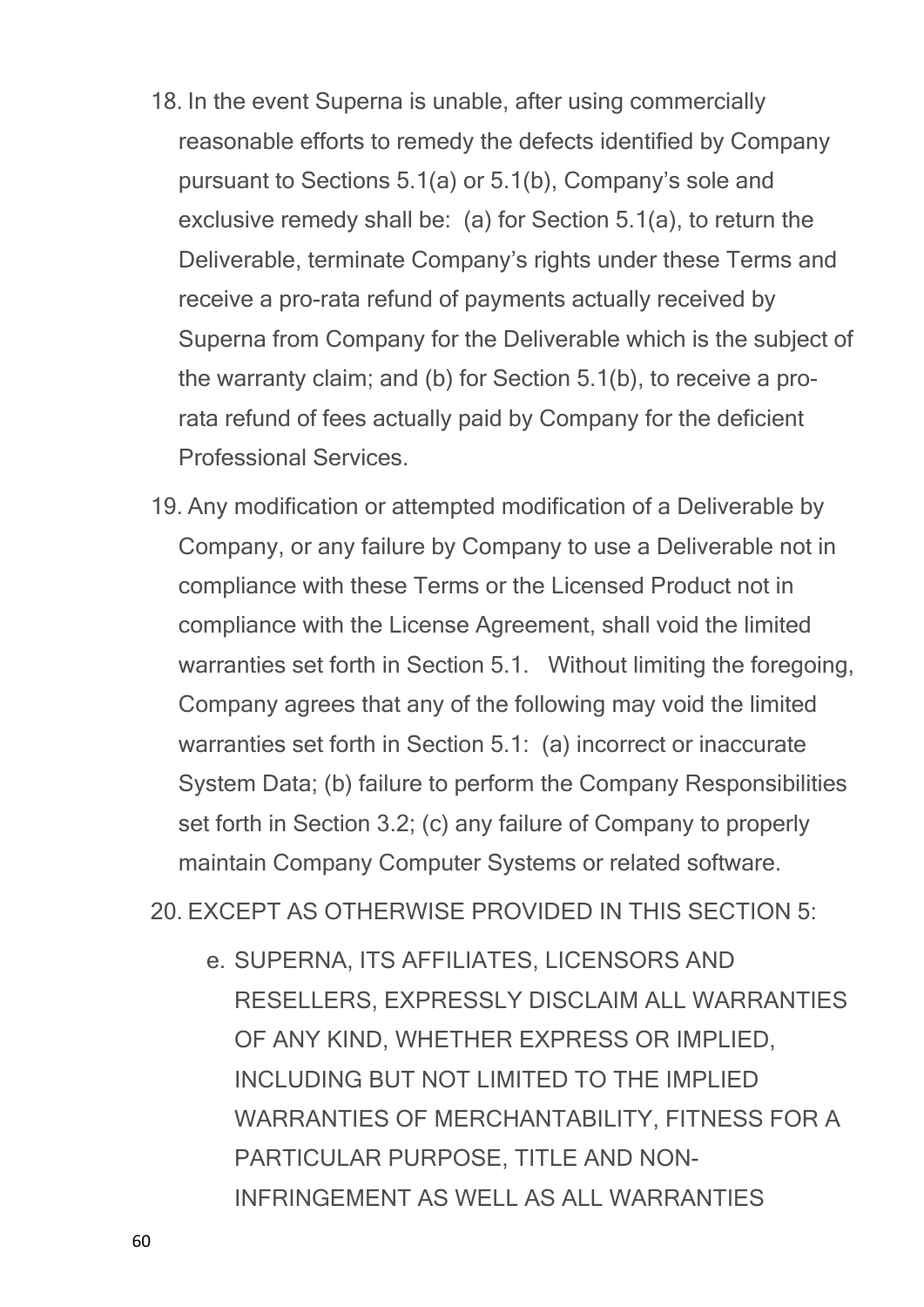18. In the event Superna is unable, after using commercially reasonable efforts to remedy the defects identified by Company pursuant to Sections 5.1(a) or 5.1(b), Company's sole and exclusive remedy shall be: (a) for Section 5.1(a), to return the Deliverable, terminate Company's rights under these Terms and receive a pro-rata refund of payments actually received by Superna from Company for the Deliverable which is the subject of the warranty claim; and (b) for Section 5.1(b), to receive a pro-rata refund of fees actually paid by Company for the deficient Professional Services.
19. Any modification or attempted modification of a Deliverable by Company, or any failure by Company to use a Deliverable not in compliance with these Terms or the Licensed Product not in compliance with the License Agreement, shall void the limited warranties set forth in Section 5.1. Without limiting the foregoing, Company agrees that any of the following may void the limited warranties set forth in Section 5.1: (a) incorrect or inaccurate System Data; (b) failure to perform the Company Responsibilities set forth in Section 3.2; (c) any failure of Company to properly maintain Company Computer Systems or related software.
20. EXCEPT AS OTHERWISE PROVIDED IN THIS SECTION 5:
    e. SUPERNA, ITS AFFILIATES, LICENSORS AND RESELLERS, EXPRESSLY DISCLAIM ALL WARRANTIES OF ANY KIND, WHETHER EXPRESS OR IMPLIED, INCLUDING BUT NOT LIMITED TO THE IMPLIED WARRANTIES OF MERCHANTABILITY, FITNESS FOR A PARTICULAR PURPOSE, TITLE AND NON-INFRINGEMENT AS WELL AS ALL WARRANTIES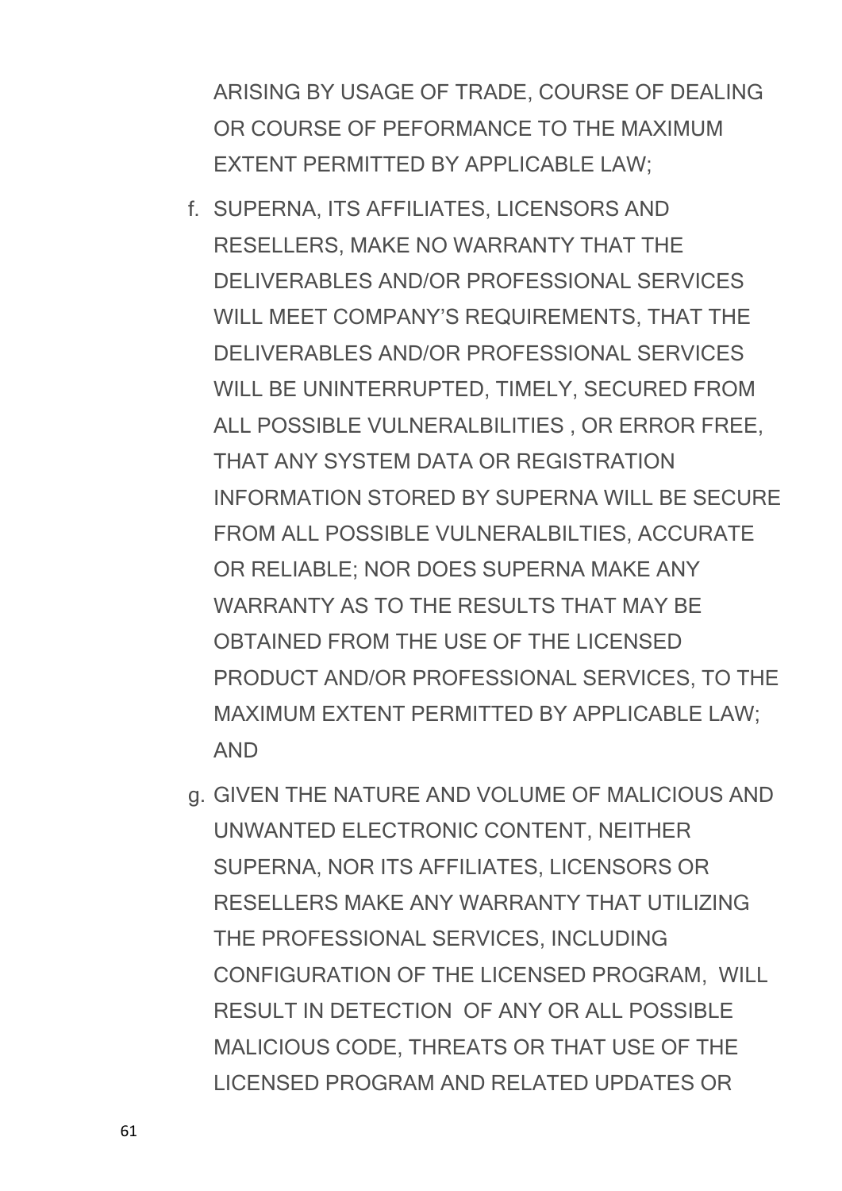ARISING BY USAGE OF TRADE, COURSE OF DEALING OR COURSE OF PEFORMANCE TO THE MAXIMUM EXTENT PERMITTED BY APPLICABLE LAW;

f. SUPERNA, ITS AFFILIATES, LICENSORS AND RESELLERS, MAKE NO WARRANTY THAT THE DELIVERABLES AND/OR PROFESSIONAL SERVICES WILL MEET COMPANY'S REQUIREMENTS, THAT THE DELIVERABLES AND/OR PROFESSIONAL SERVICES WILL BE UNINTERRUPTED, TIMELY, SECURED FROM ALL POSSIBLE VULNERALBILITIES , OR ERROR FREE, THAT ANY SYSTEM DATA OR REGISTRATION INFORMATION STORED BY SUPERNA WILL BE SECURE FROM ALL POSSIBLE VULNERALBILTIES, ACCURATE OR RELIABLE; NOR DOES SUPERNA MAKE ANY WARRANTY AS TO THE RESULTS THAT MAY BE OBTAINED FROM THE USE OF THE LICENSED PRODUCT AND/OR PROFESSIONAL SERVICES, TO THE MAXIMUM EXTENT PERMITTED BY APPLICABLE LAW; AND

g. GIVEN THE NATURE AND VOLUME OF MALICIOUS AND UNWANTED ELECTRONIC CONTENT, NEITHER SUPERNA, NOR ITS AFFILIATES, LICENSORS OR RESELLERS MAKE ANY WARRANTY THAT UTILIZING THE PROFESSIONAL SERVICES, INCLUDING CONFIGURATION OF THE LICENSED PROGRAM, WILL RESULT IN DETECTION OF ANY OR ALL POSSIBLE MALICIOUS CODE, THREATS OR THAT USE OF THE LICENSED PROGRAM AND RELATED UPDATES OR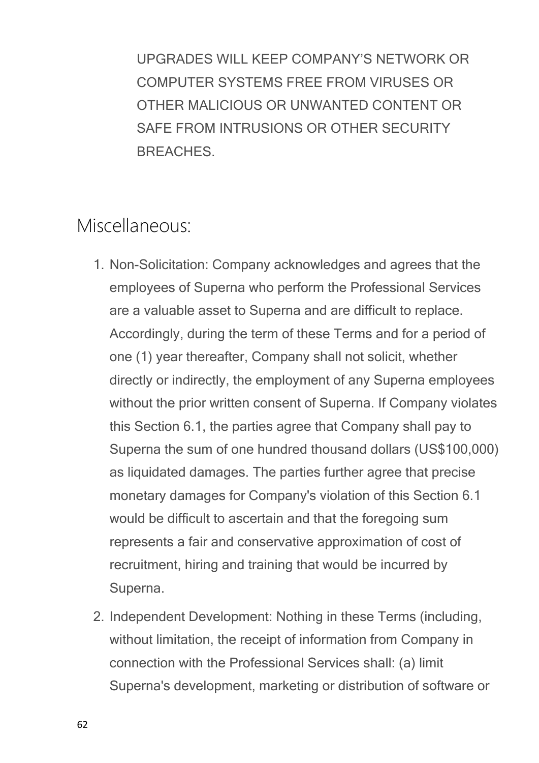UPGRADES WILL KEEP COMPANY'S NETWORK OR COMPUTER SYSTEMS FREE FROM VIRUSES OR OTHER MALICIOUS OR UNWANTED CONTENT OR SAFE FROM INTRUSIONS OR OTHER SECURITY BREACHES.

## Miscellaneous:

1. Non-Solicitation: Company acknowledges and agrees that the employees of Superna who perform the Professional Services are a valuable asset to Superna and are difficult to replace. Accordingly, during the term of these Terms and for a period of one (1) year thereafter, Company shall not solicit, whether directly or indirectly, the employment of any Superna employees without the prior written consent of Superna. If Company violates this Section 6.1, the parties agree that Company shall pay to Superna the sum of one hundred thousand dollars (US$100,000) as liquidated damages. The parties further agree that precise monetary damages for Company's violation of this Section 6.1 would be difficult to ascertain and that the foregoing sum represents a fair and conservative approximation of cost of recruitment, hiring and training that would be incurred by Superna.
2. Independent Development: Nothing in these Terms (including, without limitation, the receipt of information from Company in connection with the Professional Services shall: (a) limit Superna's development, marketing or distribution of software or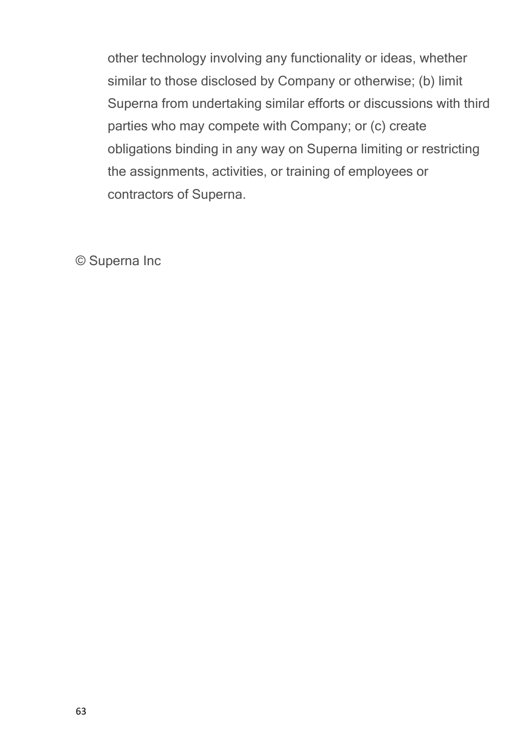other technology involving any functionality or ideas, whether similar to those disclosed by Company or otherwise; (b) limit Superna from undertaking similar efforts or discussions with third parties who may compete with Company; or (c) create obligations binding in any way on Superna limiting or restricting the assignments, activities, or training of employees or contractors of Superna.

© Superna Inc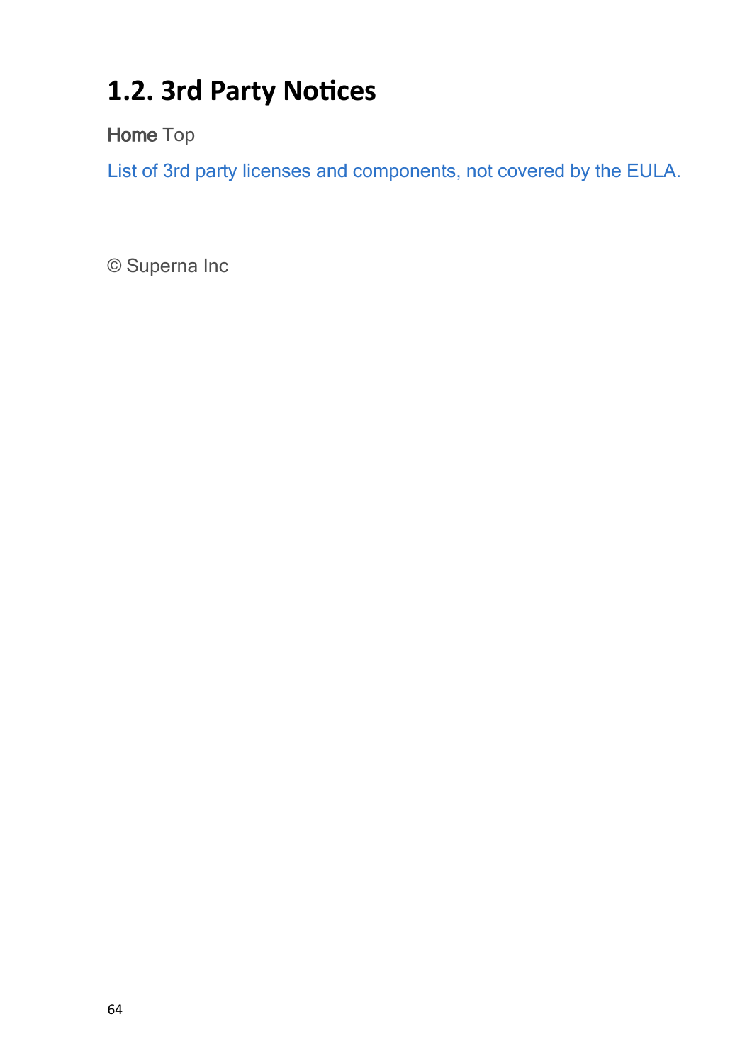# 1.2. 3rd Party Notices

**Home** Top

List of 3rd party licenses and components, not covered by the EULA.

© Superna Inc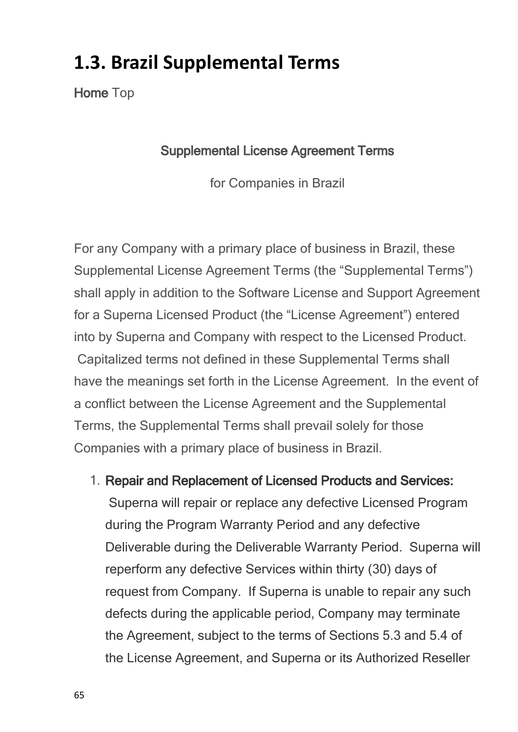# 1.3. Brazil Supplemental Terms

**Home** Top

**Supplemental License Agreement Terms**

for Companies in Brazil

For any Company with a primary place of business in Brazil, these Supplemental License Agreement Terms (the "Supplemental Terms") shall apply in addition to the Software License and Support Agreement for a Superna Licensed Product (the "License Agreement") entered into by Superna and Company with respect to the Licensed Product. Capitalized terms not defined in these Supplemental Terms shall have the meanings set forth in the License Agreement. In the event of a conflict between the License Agreement and the Supplemental Terms, the Supplemental Terms shall prevail solely for those Companies with a primary place of business in Brazil.

1. **Repair and Replacement of Licensed Products and Services:** Superna will repair or replace any defective Licensed Program during the Program Warranty Period and any defective Deliverable during the Deliverable Warranty Period. Superna will reperform any defective Services within thirty (30) days of request from Company. If Superna is unable to repair any such defects during the applicable period, Company may terminate the Agreement, subject to the terms of Sections 5.3 and 5.4 of the License Agreement, and Superna or its Authorized Reseller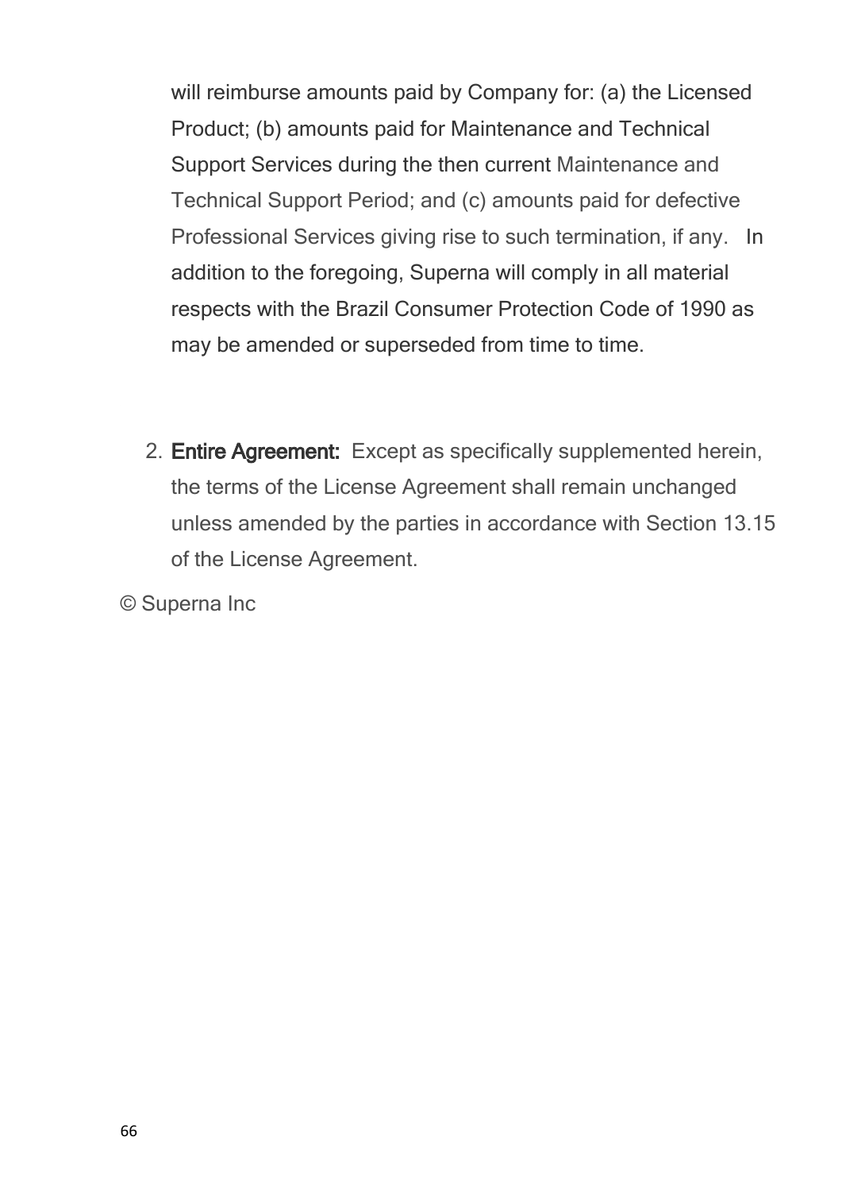will reimburse amounts paid by Company for: (a) the Licensed Product; (b) amounts paid for Maintenance and Technical Support Services during the then current Maintenance and Technical Support Period; and (c) amounts paid for defective Professional Services giving rise to such termination, if any. In addition to the foregoing, Superna will comply in all material respects with the Brazil Consumer Protection Code of 1990 as may be amended or superseded from time to time.

2. **Entire Agreement:** Except as specifically supplemented herein, the terms of the License Agreement shall remain unchanged unless amended by the parties in accordance with Section 13.15 of the License Agreement.

© Superna Inc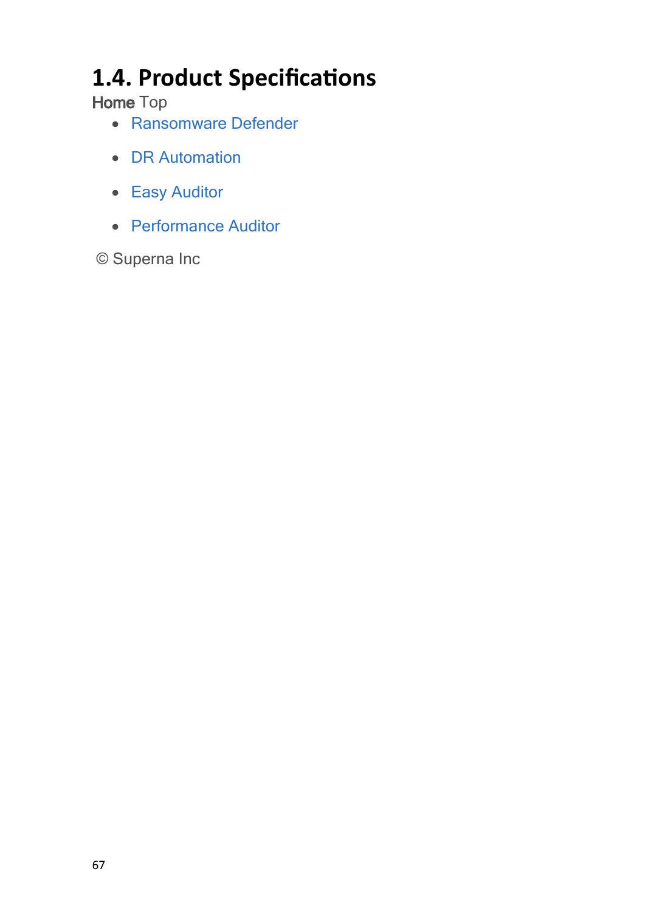# 1.4. Product Specifications

**Home** Top

- Ransomware Defender
- DR Automation
- Easy Auditor
- Performance Auditor

© Superna Inc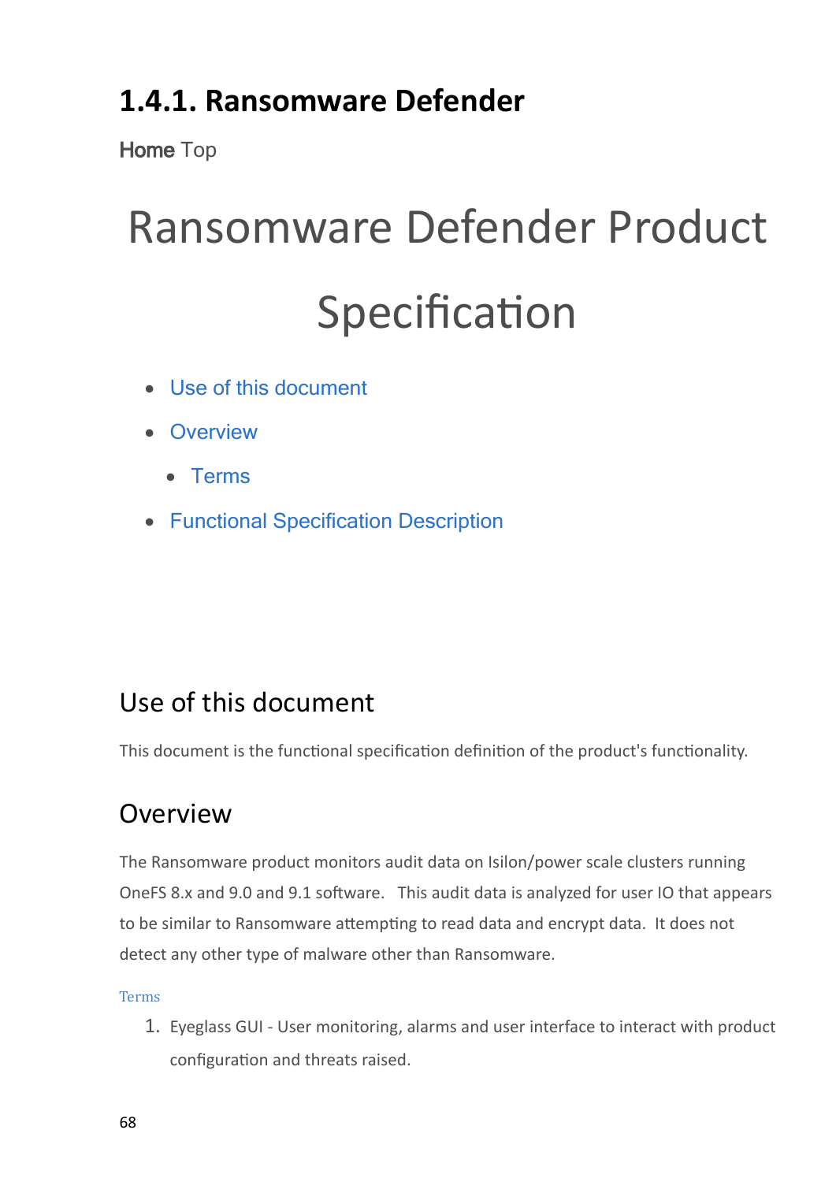## 1.4.1. Ransomware Defender

**Home** Top

# Ransomware Defender Product Specification

- Use of this document
- Overview
  - Terms
- Functional Specification Description

## Use of this document

This document is the functional specification definition of the product's functionality.

## Overview

The Ransomware product monitors audit data on Isilon/power scale clusters running OneFS 8.x and 9.0 and 9.1 software. This audit data is analyzed for user IO that appears to be similar to Ransomware attempting to read data and encrypt data. It does not detect any other type of malware other than Ransomware.

### Terms

1. Eyeglass GUI - User monitoring, alarms and user interface to interact with product configuration and threats raised.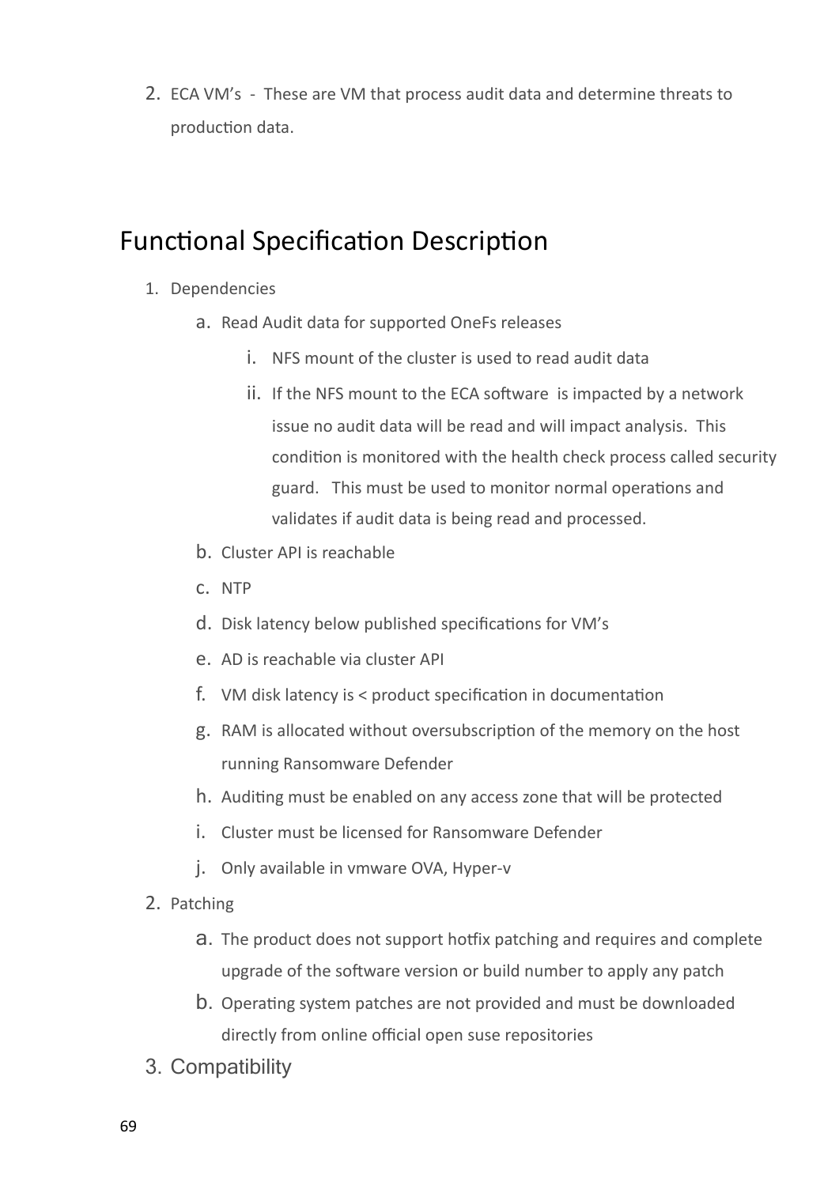2. ECA VM's - These are VM that process audit data and determine threats to production data.

## Functional Specification Description

1. Dependencies
    a. Read Audit data for supported OneFs releases
        i. NFS mount of the cluster is used to read audit data
        ii. If the NFS mount to the ECA software is impacted by a network issue no audit data will be read and will impact analysis. This condition is monitored with the health check process called security guard. This must be used to monitor normal operations and validates if audit data is being read and processed.
    b. Cluster API is reachable
    c. NTP
    d. Disk latency below published specifications for VM's
    e. AD is reachable via cluster API
    f. VM disk latency is < product specification in documentation
    g. RAM is allocated without oversubscription of the memory on the host running Ransomware Defender
    h. Auditing must be enabled on any access zone that will be protected
    i. Cluster must be licensed for Ransomware Defender
    j. Only available in vmware OVA, Hyper-v
2. Patching
    a. The product does not support hotfix patching and requires and complete upgrade of the software version or build number to apply any patch
    b. Operating system patches are not provided and must be downloaded directly from online official open suse repositories
3. Compatibility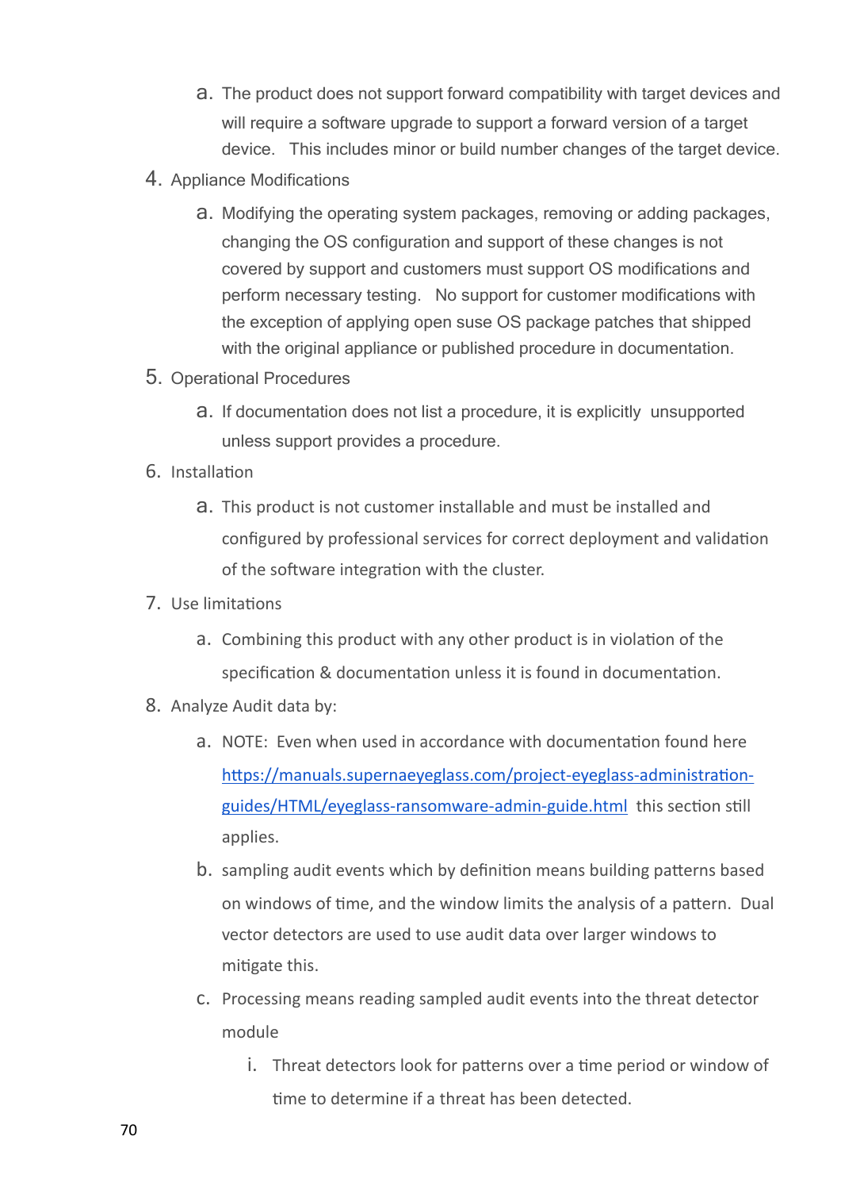a. The product does not support forward compatibility with target devices and will require a software upgrade to support a forward version of a target device. This includes minor or build number changes of the target device.

4. Appliance Modifications
   a. Modifying the operating system packages, removing or adding packages, changing the OS configuration and support of these changes is not covered by support and customers must support OS modifications and perform necessary testing. No support for customer modifications with the exception of applying open suse OS package patches that shipped with the original appliance or published procedure in documentation.
5. Operational Procedures
   a. If documentation does not list a procedure, it is explicitly unsupported unless support provides a procedure.
6. Installation
   a. This product is not customer installable and must be installed and configured by professional services for correct deployment and validation of the software integration with the cluster.
7. Use limitations
   a. Combining this product with any other product is in violation of the specification & documentation unless it is found in documentation.
8. Analyze Audit data by:
   a. NOTE: Even when used in accordance with documentation found here [https://manuals.supernaeyeglass.com/project-eyeglass-administration-guides/HTML/eyeglass-ransomware-admin-guide.html](https://manuals.supernaeyeglass.com/project-eyeglass-administration-guides/HTML/eyeglass-ransomware-admin-guide.html) this section still applies.
   b. sampling audit events which by definition means building patterns based on windows of time, and the window limits the analysis of a pattern. Dual vector detectors are used to use audit data over larger windows to mitigate this.
   c. Processing means reading sampled audit events into the threat detector module
      i. Threat detectors look for patterns over a time period or window of time to determine if a threat has been detected.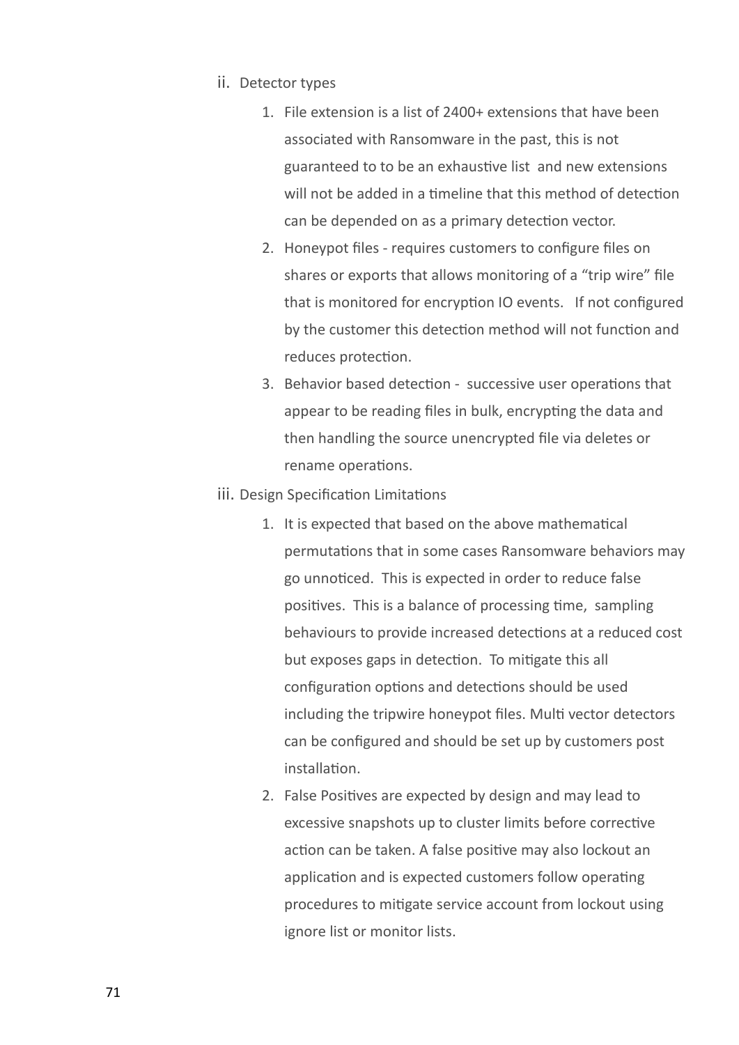ii. Detector types

1. File extension is a list of 2400+ extensions that have been associated with Ransomware in the past, this is not guaranteed to to be an exhaustive list  and new extensions will not be added in a timeline that this method of detection can be depended on as a primary detection vector.
2. Honeypot files - requires customers to configure files on shares or exports that allows monitoring of a "trip wire" file that is monitored for encryption IO events.   If not configured by the customer this detection method will not function and reduces protection.
3. Behavior based detection -  successive user operations that appear to be reading files in bulk, encrypting the data and then handling the source unencrypted file via deletes or rename operations.

iii. Design Specification Limitations

1. It is expected that based on the above mathematical permutations that in some cases Ransomware behaviors may go unnoticed.  This is expected in order to reduce false positives.  This is a balance of processing time,  sampling behaviours to provide increased detections at a reduced cost but exposes gaps in detection.  To mitigate this all configuration options and detections should be used including the tripwire honeypot files. Multi vector detectors can be configured and should be set up by customers post installation.
2. False Positives are expected by design and may lead to excessive snapshots up to cluster limits before corrective action can be taken. A false positive may also lockout an application and is expected customers follow operating procedures to mitigate service account from lockout using ignore list or monitor lists.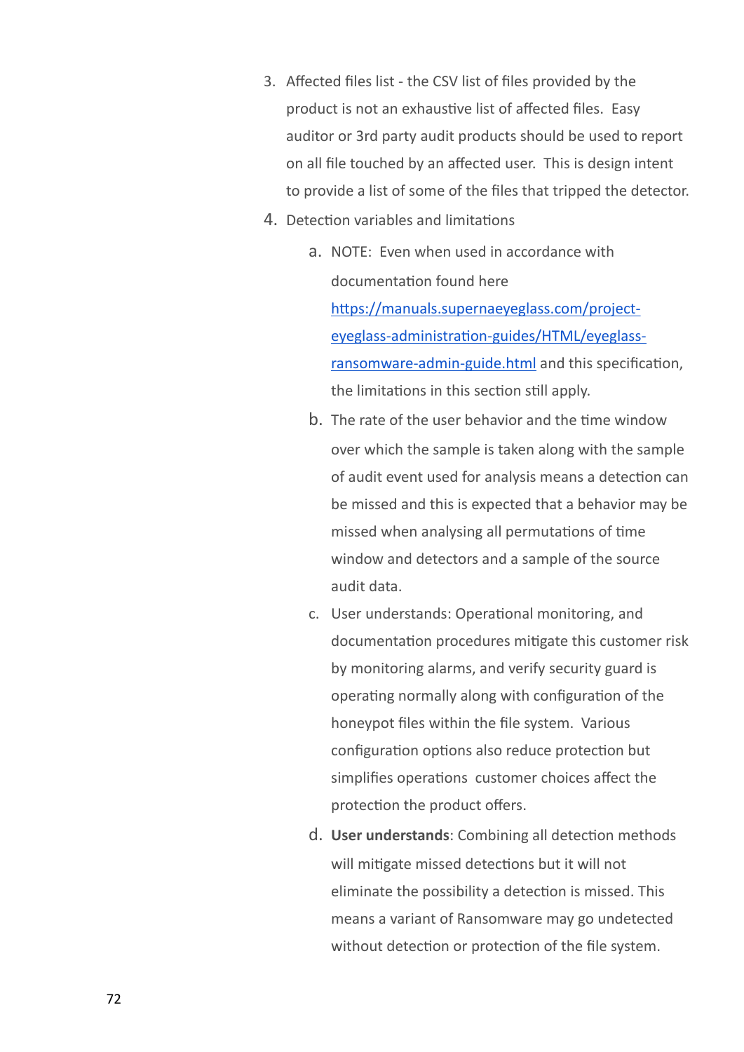3. Affected files list - the CSV list of files provided by the product is not an exhaustive list of affected files.  Easy auditor or 3rd party audit products should be used to report on all file touched by an affected user.  This is design intent to provide a list of some of the files that tripped the detector.
4. Detection variables and limitations
    a. NOTE:  Even when used in accordance with documentation found here [https://manuals.supernaeyeglass.com/project-eyeglass-administration-guides/HTML/eyeglass-ransomware-admin-guide.html](https://manuals.supernaeyeglass.com/project-eyeglass-administration-guides/HTML/eyeglass-ransomware-admin-guide.html) and this specification, the limitations in this section still apply.
    b. The rate of the user behavior and the time window over which the sample is taken along with the sample of audit event used for analysis means a detection can be missed and this is expected that a behavior may be missed when analysing all permutations of time window and detectors and a sample of the source audit data.
    c. User understands: Operational monitoring, and documentation procedures mitigate this customer risk by monitoring alarms, and verify security guard is operating normally along with configuration of the honeypot files within the file system.  Various configuration options also reduce protection but simplifies operations  customer choices affect the protection the product offers.
    d. **User understands**: Combining all detection methods will mitigate missed detections but it will not eliminate the possibility a detection is missed. This means a variant of Ransomware may go undetected without detection or protection of the file system.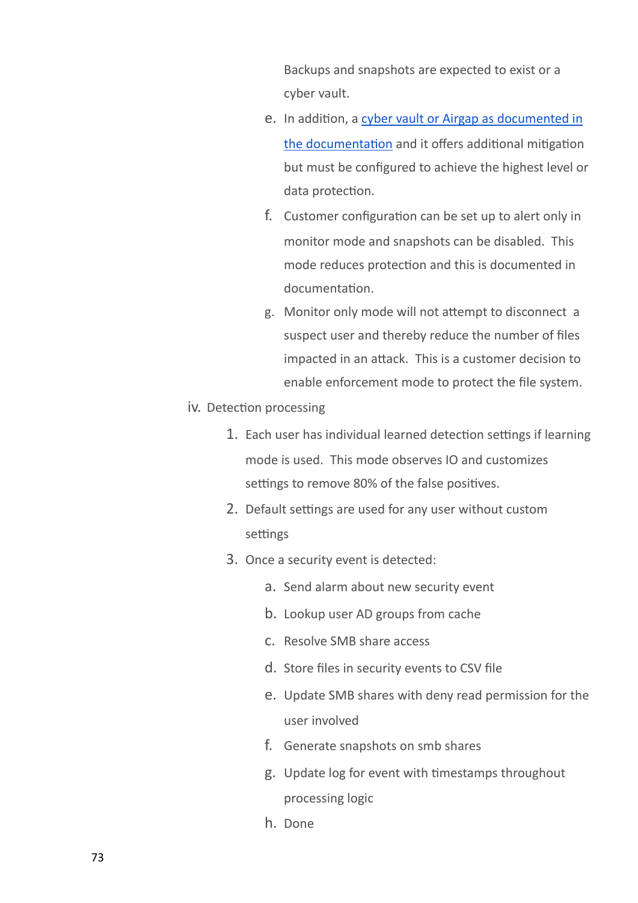Backups and snapshots are expected to exist or a cyber vault.

e. In addition, a [cyber vault or Airgap as documented in the documentation]() and it offers additional mitigation but must be configured to achieve the highest level or data protection.

f. Customer configuration can be set up to alert only in monitor mode and snapshots can be disabled. This mode reduces protection and this is documented in documentation.

g. Monitor only mode will not attempt to disconnect a suspect user and thereby reduce the number of files impacted in an attack. This is a customer decision to enable enforcement mode to protect the file system.

iv. Detection processing

1. Each user has individual learned detection settings if learning mode is used. This mode observes IO and customizes settings to remove 80% of the false positives.
2. Default settings are used for any user without custom settings
3. Once a security event is detected:
   a. Send alarm about new security event
   b. Lookup user AD groups from cache
   c. Resolve SMB share access
   d. Store files in security events to CSV file
   e. Update SMB shares with deny read permission for the user involved
   f. Generate snapshots on smb shares
   g. Update log for event with timestamps throughout processing logic
   h. Done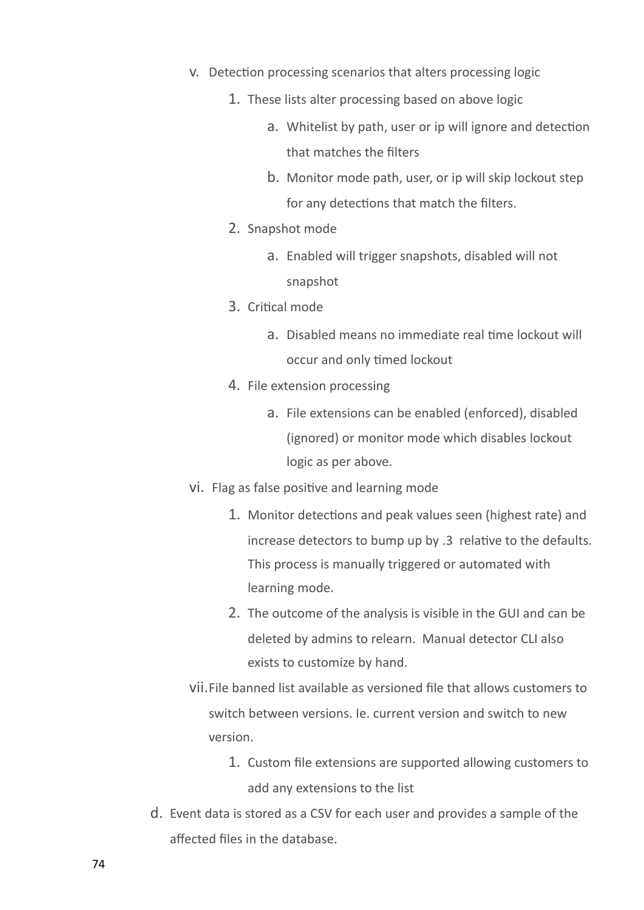v. Detection processing scenarios that alters processing logic

    1. These lists alter processing based on above logic

        a. Whitelist by path, user or ip will ignore and detection that matches the filters

        b. Monitor mode path, user, or ip will skip lockout step for any detections that match the filters.

    2. Snapshot mode

        a. Enabled will trigger snapshots, disabled will not snapshot

    3. Critical mode

        a. Disabled means no immediate real time lockout will occur and only timed lockout

    4. File extension processing

        a. File extensions can be enabled (enforced), disabled (ignored) or monitor mode which disables lockout logic as per above.

vi. Flag as false positive and learning mode

    1. Monitor detections and peak values seen (highest rate) and increase detectors to bump up by .3 relative to the defaults. This process is manually triggered or automated with learning mode.

    2. The outcome of the analysis is visible in the GUI and can be deleted by admins to relearn. Manual detector CLI also exists to customize by hand.

vii. File banned list available as versioned file that allows customers to switch between versions. Ie. current version and switch to new version.

    1. Custom file extensions are supported allowing customers to add any extensions to the list

d. Event data is stored as a CSV for each user and provides a sample of the affected files in the database.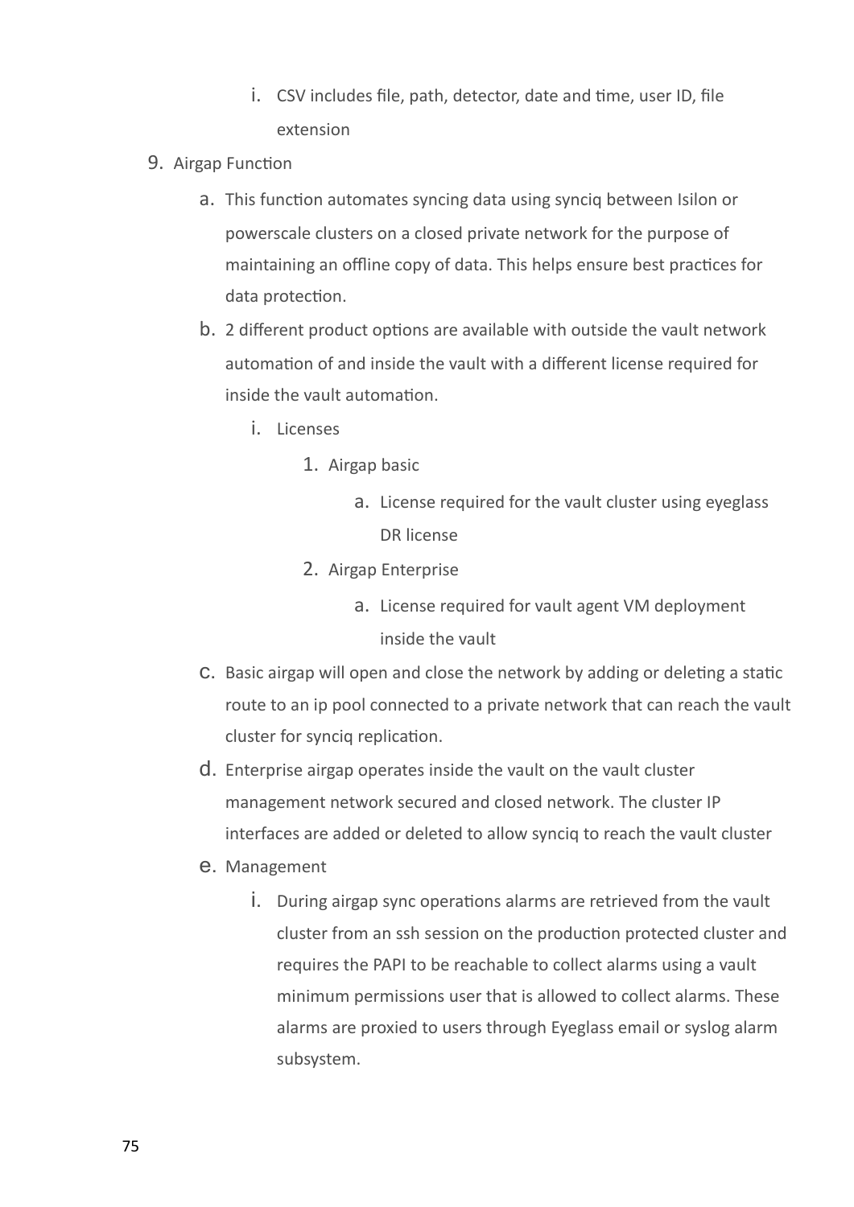i. CSV includes file, path, detector, date and time, user ID, file extension

9. Airgap Function
   a. This function automates syncing data using synciq between Isilon or powerscale clusters on a closed private network for the purpose of maintaining an offline copy of data. This helps ensure best practices for data protection.
   b. 2 different product options are available with outside the vault network automation of and inside the vault with a different license required for inside the vault automation.
      i. Licenses
         1. Airgap basic
            a. License required for the vault cluster using eyeglass DR license
         2. Airgap Enterprise
            a. License required for vault agent VM deployment inside the vault
   c. Basic airgap will open and close the network by adding or deleting a static route to an ip pool connected to a private network that can reach the vault cluster for synciq replication.
   d. Enterprise airgap operates inside the vault on the vault cluster management network secured and closed network. The cluster IP interfaces are added or deleted to allow synciq to reach the vault cluster
   e. Management
      i. During airgap sync operations alarms are retrieved from the vault cluster from an ssh session on the production protected cluster and requires the PAPI to be reachable to collect alarms using a vault minimum permissions user that is allowed to collect alarms. These alarms are proxied to users through Eyeglass email or syslog alarm subsystem.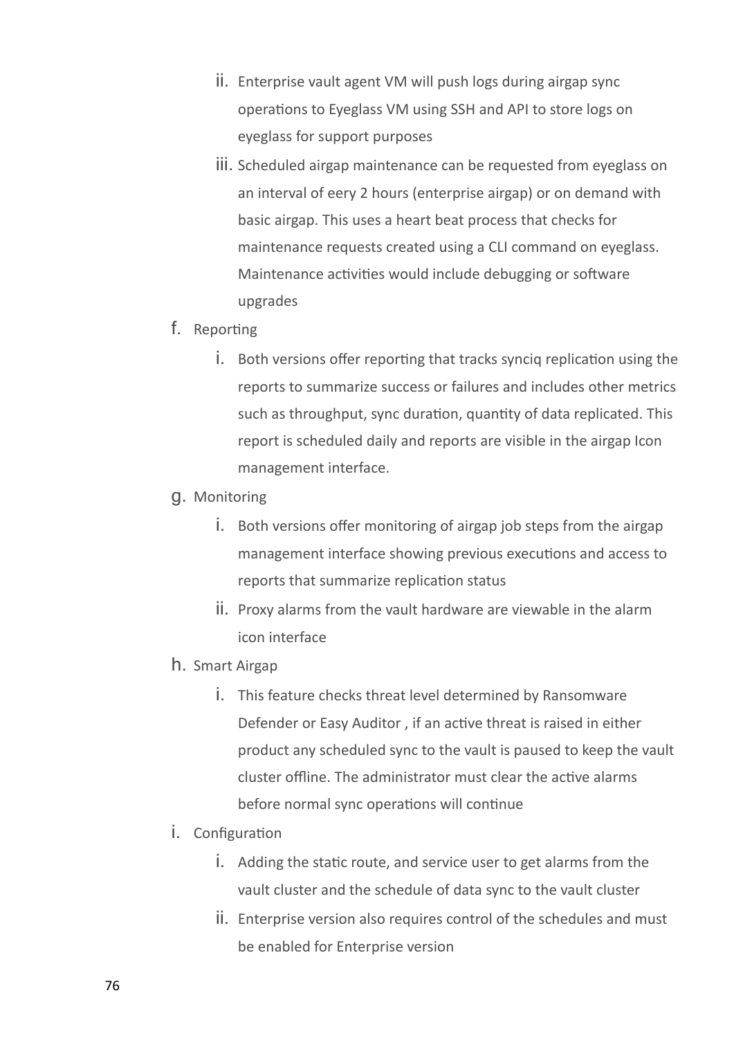ii. Enterprise vault agent VM will push logs during airgap sync operations to Eyeglass VM using SSH and API to store logs on eyeglass for support purposes
   iii. Scheduled airgap maintenance can be requested from eyeglass on an interval of eery 2 hours (enterprise airgap) or on demand with basic airgap. This uses a heart beat process that checks for maintenance requests created using a CLI command on eyeglass. Maintenance activities would include debugging or software upgrades

f. Reporting
   i. Both versions offer reporting that tracks synciq replication using the reports to summarize success or failures and includes other metrics such as throughput, sync duration, quantity of data replicated. This report is scheduled daily and reports are visible in the airgap Icon management interface.

g. Monitoring
   i. Both versions offer monitoring of airgap job steps from the airgap management interface showing previous executions and access to reports that summarize replication status
   ii. Proxy alarms from the vault hardware are viewable in the alarm icon interface

h. Smart Airgap
   i. This feature checks threat level determined by Ransomware Defender or Easy Auditor , if an active threat is raised in either product any scheduled sync to the vault is paused to keep the vault cluster offline. The administrator must clear the active alarms before normal sync operations will continue

i. Configuration
   i. Adding the static route, and service user to get alarms from the vault cluster and the schedule of data sync to the vault cluster
   ii. Enterprise version also requires control of the schedules and must be enabled for Enterprise version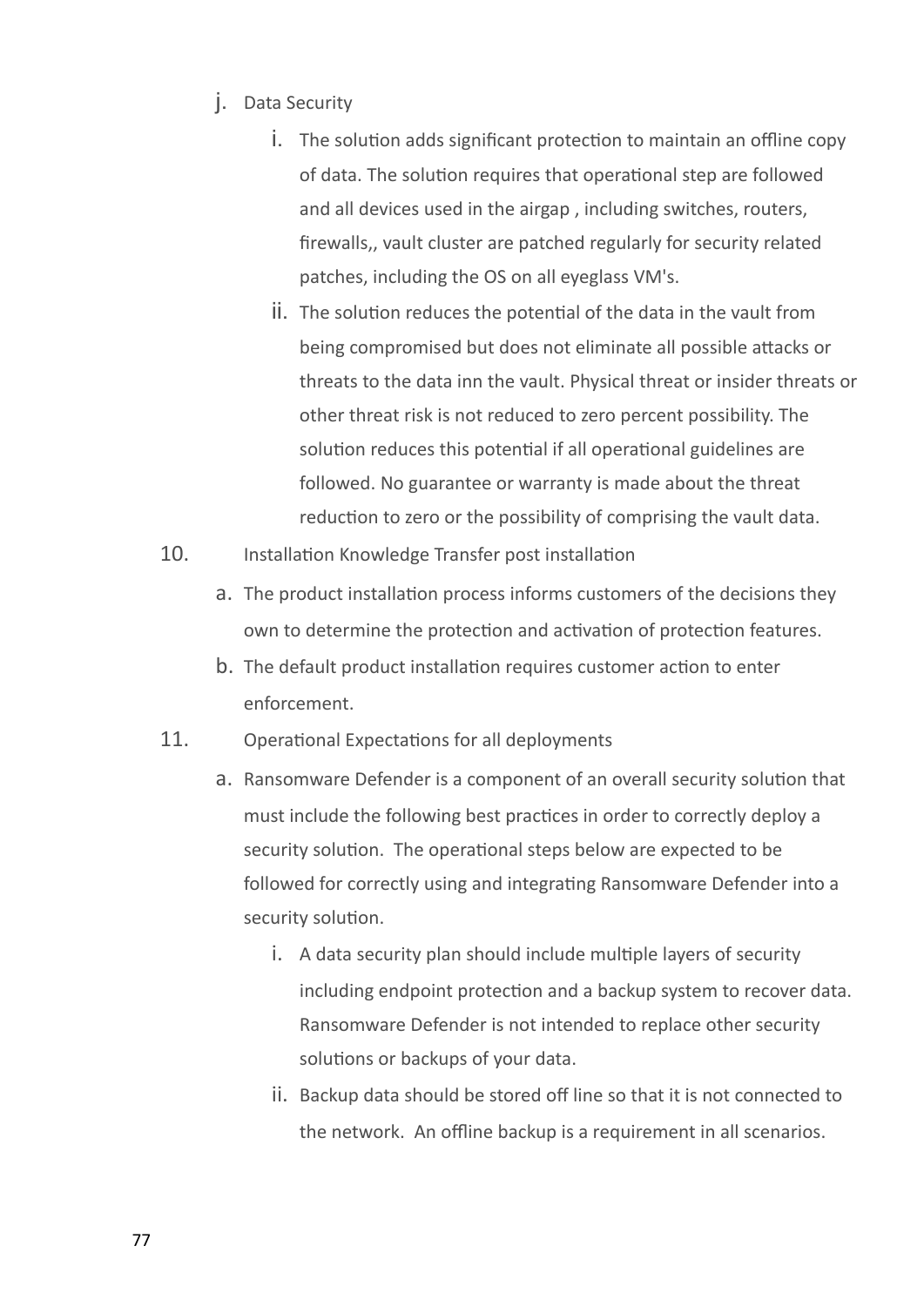j. Data Security

    i. The solution adds significant protection to maintain an offline copy of data. The solution requires that operational step are followed and all devices used in the airgap , including switches, routers, firewalls,, vault cluster are patched regularly for security related patches, including the OS on all eyeglass VM's.

    ii. The solution reduces the potential of the data in the vault from being compromised but does not eliminate all possible attacks or threats to the data inn the vault. Physical threat or insider threats or other threat risk is not reduced to zero percent possibility. The solution reduces this potential if all operational guidelines are followed. No guarantee or warranty is made about the threat reduction to zero or the possibility of comprising the vault data.

10. Installation Knowledge Transfer post installation

    a. The product installation process informs customers of the decisions they own to determine the protection and activation of protection features.

    b. The default product installation requires customer action to enter enforcement.

11. Operational Expectations for all deployments

    a. Ransomware Defender is a component of an overall security solution that must include the following best practices in order to correctly deploy a security solution.  The operational steps below are expected to be followed for correctly using and integrating Ransomware Defender into a security solution.

        i. A data security plan should include multiple layers of security including endpoint protection and a backup system to recover data. Ransomware Defender is not intended to replace other security solutions or backups of your data.

        ii. Backup data should be stored off line so that it is not connected to the network.  An offline backup is a requirement in all scenarios.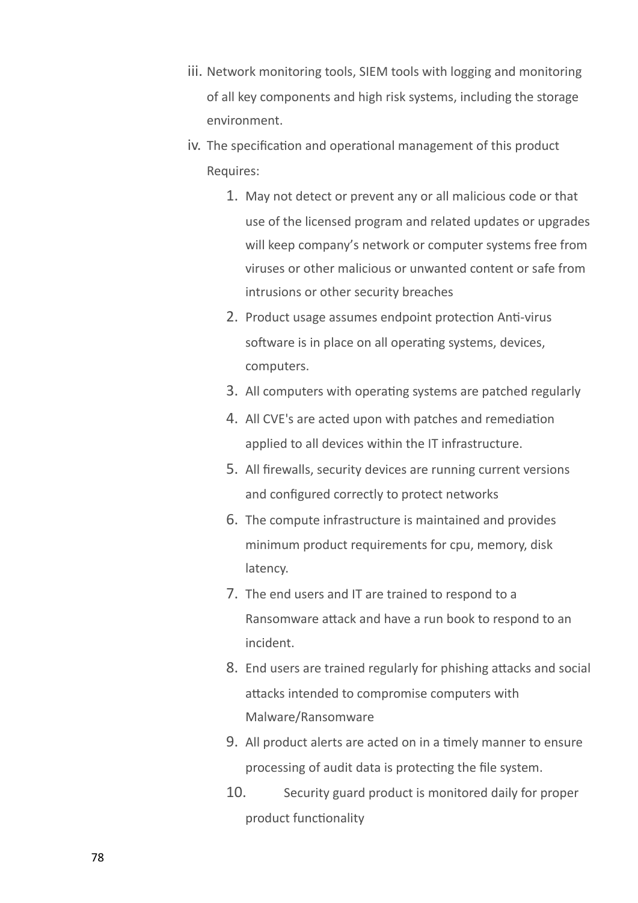iii. Network monitoring tools, SIEM tools with logging and monitoring of all key components and high risk systems, including the storage environment.

iv. The specification and operational management of this product Requires:

1. May not detect or prevent any or all malicious code or that use of the licensed program and related updates or upgrades will keep company's network or computer systems free from viruses or other malicious or unwanted content or safe from intrusions or other security breaches
2. Product usage assumes endpoint protection Anti-virus software is in place on all operating systems, devices, computers.
3. All computers with operating systems are patched regularly
4. All CVE's are acted upon with patches and remediation applied to all devices within the IT infrastructure.
5. All firewalls, security devices are running current versions and configured correctly to protect networks
6. The compute infrastructure is maintained and provides minimum product requirements for cpu, memory, disk latency.
7. The end users and IT are trained to respond to a Ransomware attack and have a run book to respond to an incident.
8. End users are trained regularly for phishing attacks and social attacks intended to compromise computers with Malware/Ransomware
9. All product alerts are acted on in a timely manner to ensure processing of audit data is protecting the file system.
10. Security guard product is monitored daily for proper product functionality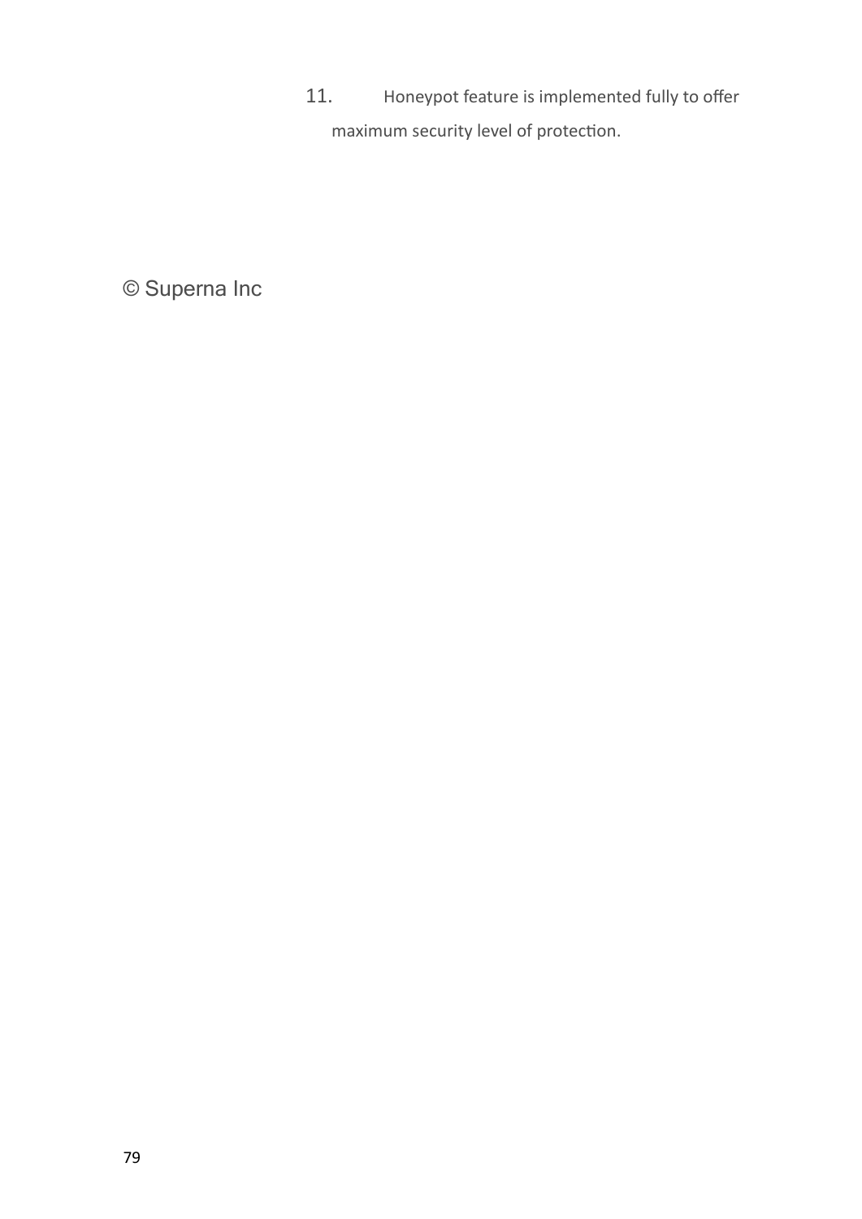11. Honeypot feature is implemented fully to offer maximum security level of protection.

© Superna Inc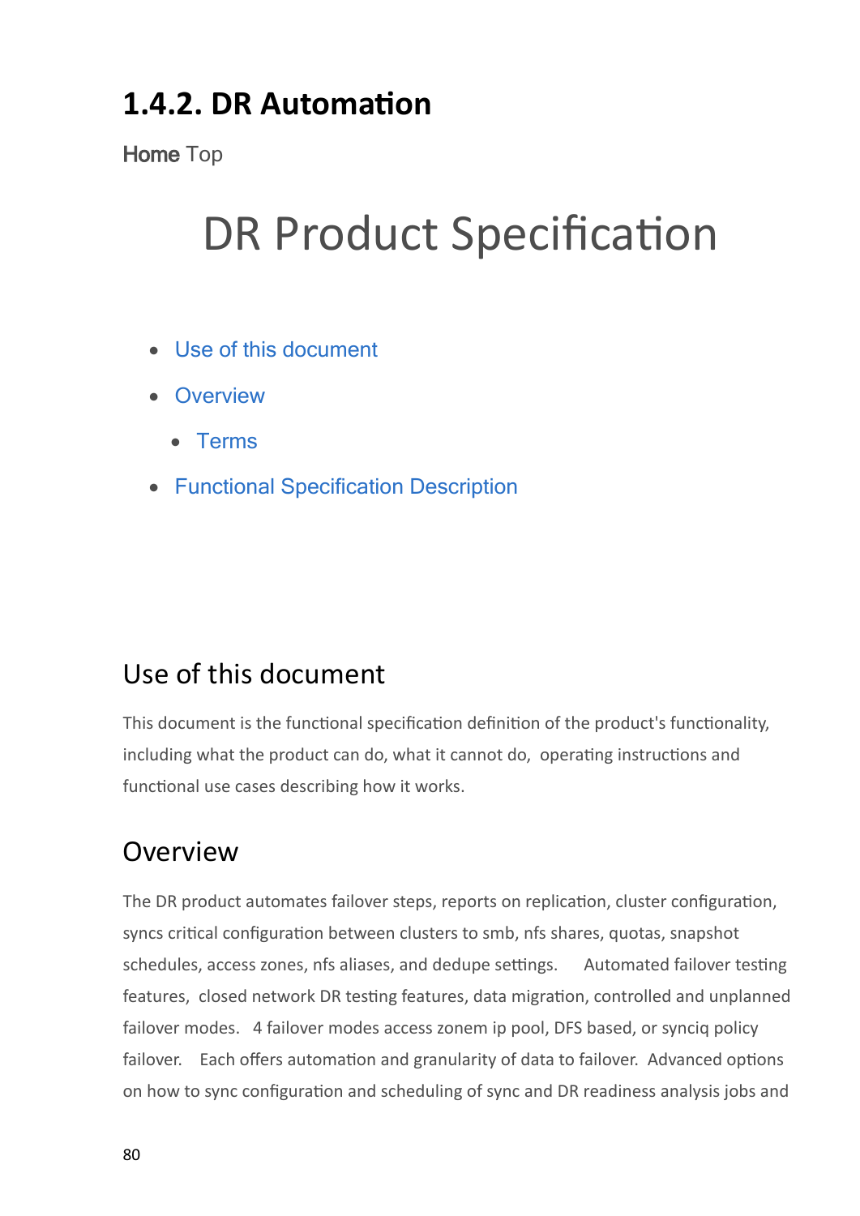## 1.4.2. DR Automation

**Home** Top

# DR Product Specification

- Use of this document
- Overview
    - Terms
- Functional Specification Description

## Use of this document

This document is the functional specification definition of the product's functionality, including what the product can do, what it cannot do, operating instructions and functional use cases describing how it works.

## Overview

The DR product automates failover steps, reports on replication, cluster configuration, syncs critical configuration between clusters to smb, nfs shares, quotas, snapshot schedules, access zones, nfs aliases, and dedupe settings. Automated failover testing features, closed network DR testing features, data migration, controlled and unplanned failover modes. 4 failover modes access zonem ip pool, DFS based, or synciq policy failover. Each offers automation and granularity of data to failover. Advanced options on how to sync configuration and scheduling of sync and DR readiness analysis jobs and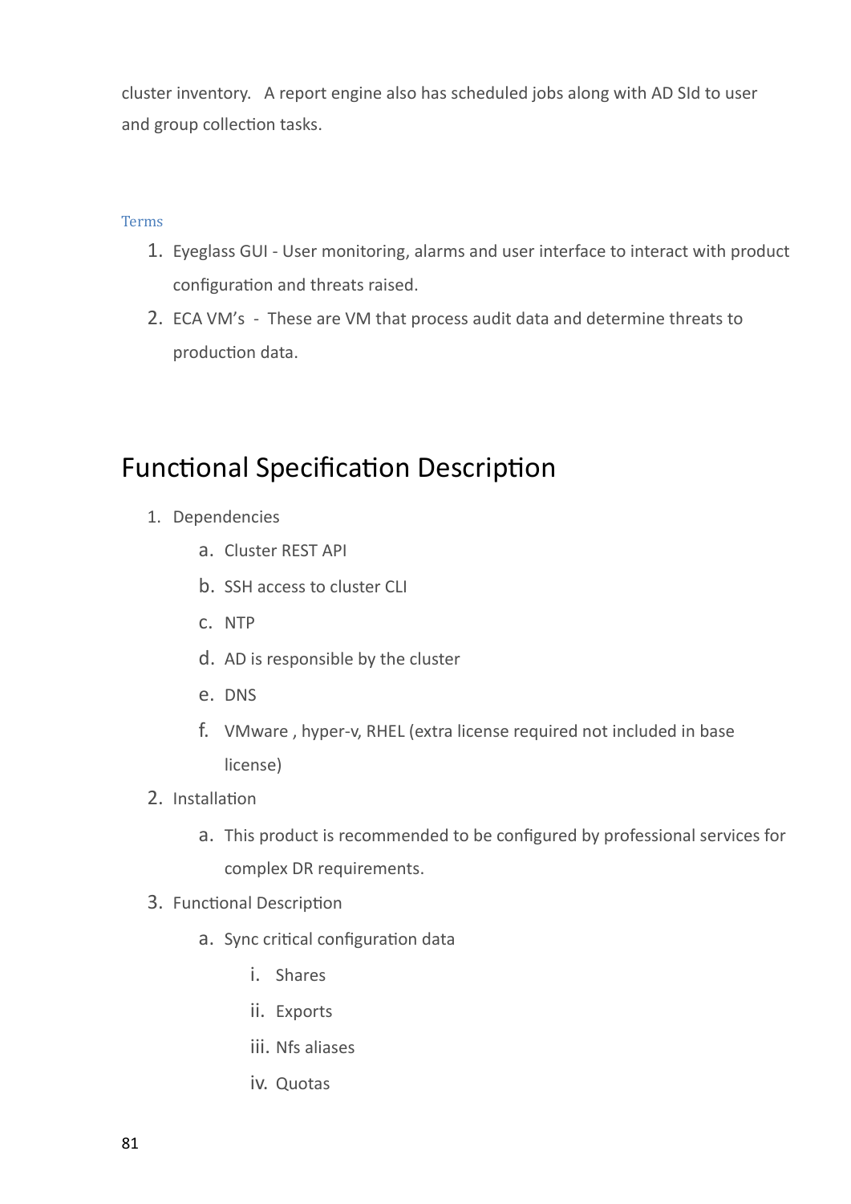cluster inventory. A report engine also has scheduled jobs along with AD SId to user and group collection tasks.

### Terms

1. Eyeglass GUI - User monitoring, alarms and user interface to interact with product configuration and threats raised.
2. ECA VM's - These are VM that process audit data and determine threats to production data.

# Functional Specification Description

1. Dependencies
   a. Cluster REST API
   b. SSH access to cluster CLI
   c. NTP
   d. AD is responsible by the cluster
   e. DNS
   f. VMware , hyper-v, RHEL (extra license required not included in base license)
2. Installation
   a. This product is recommended to be configured by professional services for complex DR requirements.
3. Functional Description
   a. Sync critical configuration data
      i. Shares
      ii. Exports
      iii. Nfs aliases
      iv. Quotas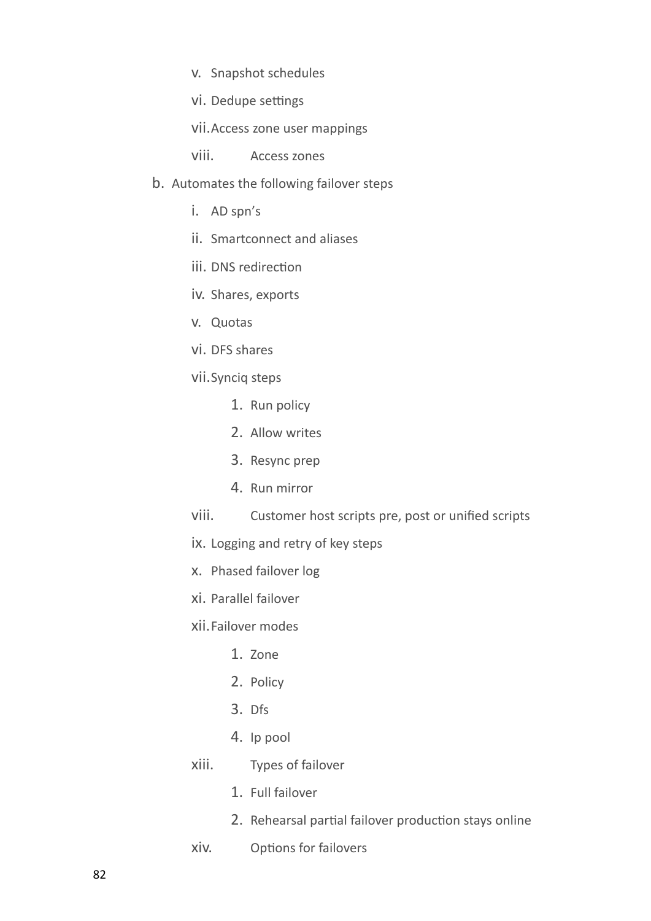v. Snapshot schedules
   vi. Dedupe settings
   vii. Access zone user mappings
   viii. Access zones

b. Automates the following failover steps
   i. AD spn's
   ii. Smartconnect and aliases
   iii. DNS redirection
   iv. Shares, exports
   v. Quotas
   vi. DFS shares
   vii. Synciq steps
      1. Run policy
      2. Allow writes
      3. Resync prep
      4. Run mirror
   viii. Customer host scripts pre, post or unified scripts
   ix. Logging and retry of key steps
   x. Phased failover log
   xi. Parallel failover
   xii. Failover modes
      1. Zone
      2. Policy
      3. Dfs
      4. Ip pool
   xiii. Types of failover
      1. Full failover
      2. Rehearsal partial failover production stays online
   xiv. Options for failovers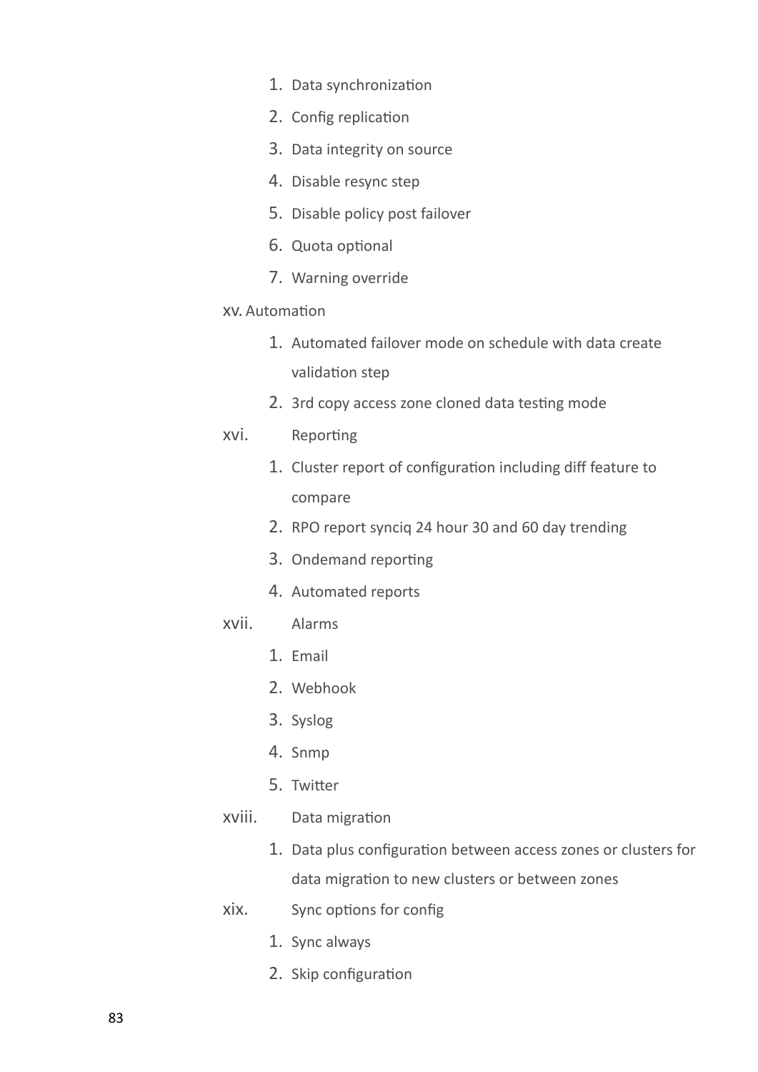1. Data synchronization
2. Config replication
3. Data integrity on source
4. Disable resync step
5. Disable policy post failover
6. Quota optional
7. Warning override

xv. Automation

1. Automated failover mode on schedule with data create validation step
2. 3rd copy access zone cloned data testing mode

xvi. Reporting

1. Cluster report of configuration including diff feature to compare
2. RPO report synciq 24 hour 30 and 60 day trending
3. Ondemand reporting
4. Automated reports

xvii. Alarms

1. Email
2. Webhook
3. Syslog
4. Snmp
5. Twitter

xviii. Data migration

1. Data plus configuration between access zones or clusters for data migration to new clusters or between zones

xix. Sync options for config

1. Sync always
2. Skip configuration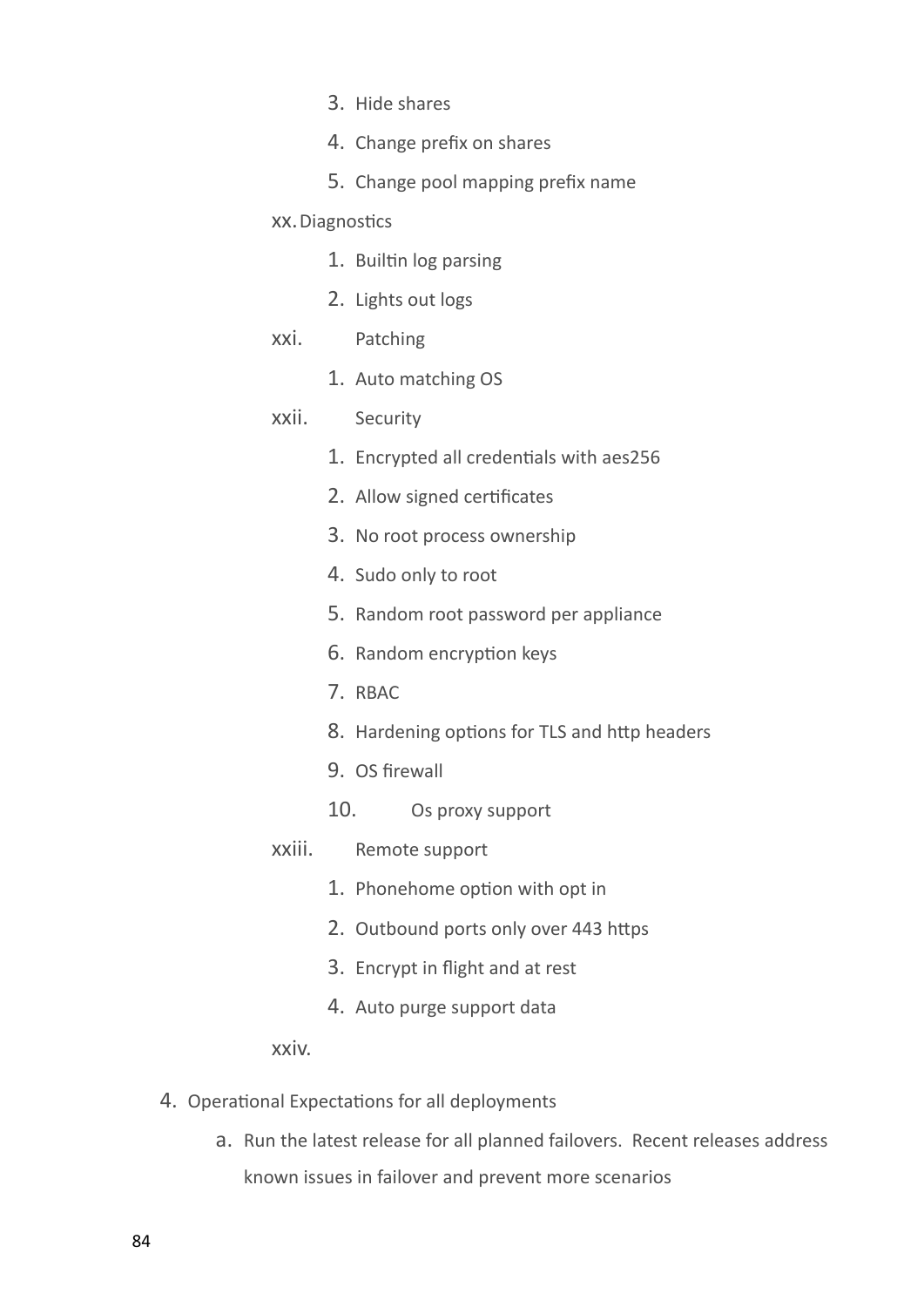3. Hide shares
4. Change prefix on shares
5. Change pool mapping prefix name

xx. Diagnostics

1. Builtin log parsing
2. Lights out logs

xxi. Patching

1. Auto matching OS

xxii. Security

1. Encrypted all credentials with aes256
2. Allow signed certificates
3. No root process ownership
4. Sudo only to root
5. Random root password per appliance
6. Random encryption keys
7. RBAC
8. Hardening options for TLS and http headers
9. OS firewall
10. Os proxy support

xxiii. Remote support

1. Phonehome option with opt in
2. Outbound ports only over 443 https
3. Encrypt in flight and at rest
4. Auto purge support data

xxiv.

4. Operational Expectations for all deployments

   a. Run the latest release for all planned failovers. Recent releases address known issues in failover and prevent more scenarios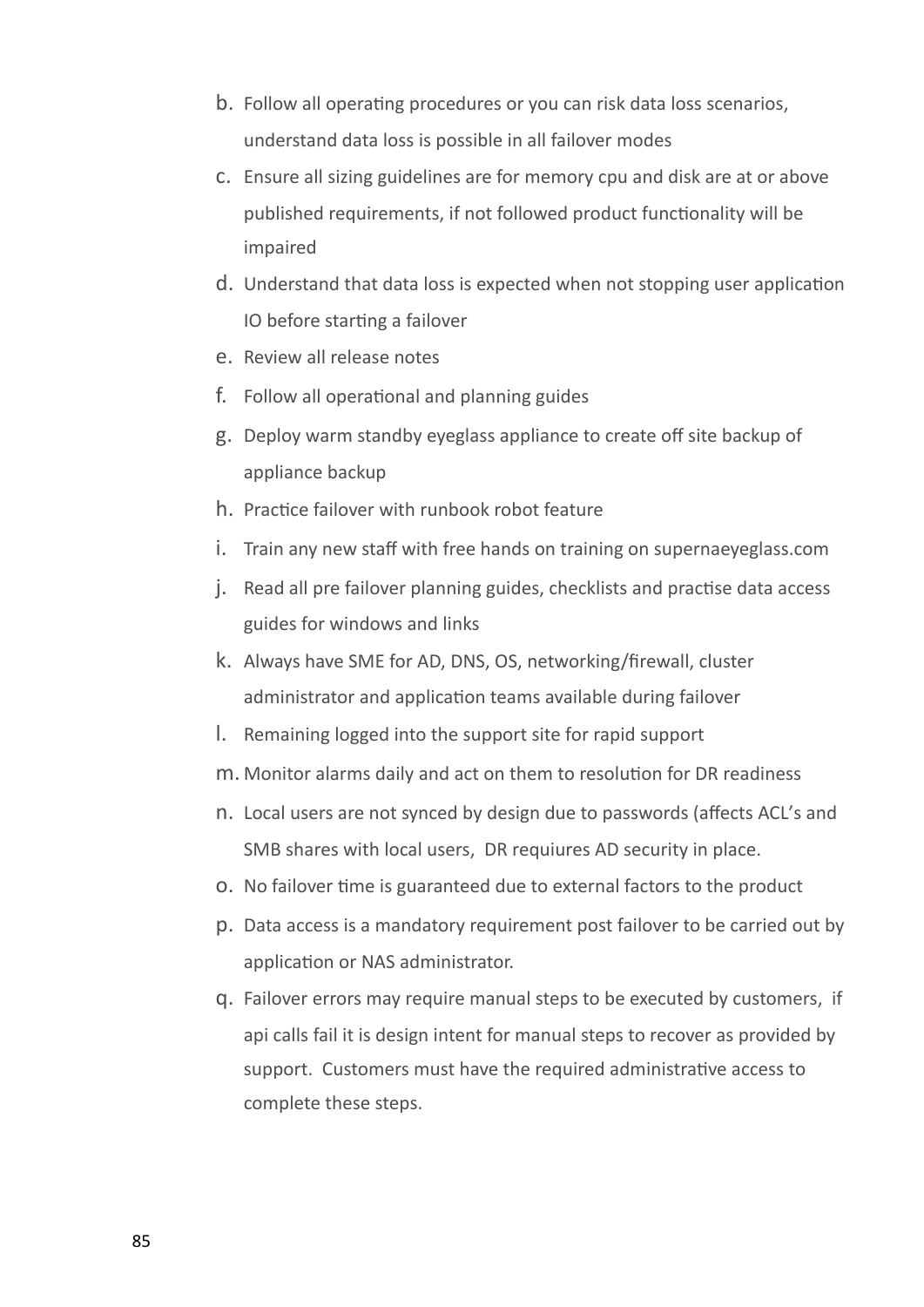b. Follow all operating procedures or you can risk data loss scenarios, understand data loss is possible in all failover modes
c. Ensure all sizing guidelines are for memory cpu and disk are at or above published requirements, if not followed product functionality will be impaired
d. Understand that data loss is expected when not stopping user application IO before starting a failover
e. Review all release notes
f. Follow all operational and planning guides
g. Deploy warm standby eyeglass appliance to create off site backup of appliance backup
h. Practice failover with runbook robot feature
i. Train any new staff with free hands on training on supernaeyeglass.com
j. Read all pre failover planning guides, checklists and practise data access guides for windows and links
k. Always have SME for AD, DNS, OS, networking/firewall, cluster administrator and application teams available during failover
l. Remaining logged into the support site for rapid support
m. Monitor alarms daily and act on them to resolution for DR readiness
n. Local users are not synced by design due to passwords (affects ACL's and SMB shares with local users, DR requiures AD security in place.
o. No failover time is guaranteed due to external factors to the product
p. Data access is a mandatory requirement post failover to be carried out by application or NAS administrator.
q. Failover errors may require manual steps to be executed by customers, if api calls fail it is design intent for manual steps to recover as provided by support. Customers must have the required administrative access to complete these steps.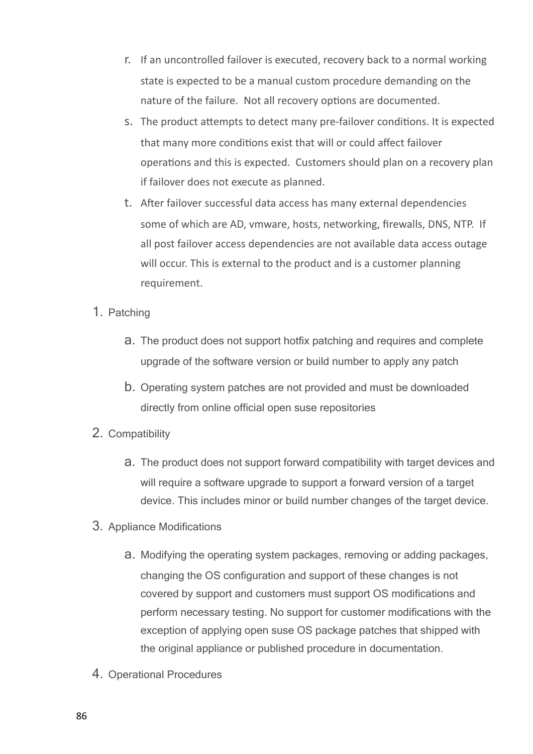r. If an uncontrolled failover is executed, recovery back to a normal working state is expected to be a manual custom procedure demanding on the nature of the failure. Not all recovery options are documented.

s. The product attempts to detect many pre-failover conditions. It is expected that many more conditions exist that will or could affect failover operations and this is expected. Customers should plan on a recovery plan if failover does not execute as planned.

t. After failover successful data access has many external dependencies some of which are AD, vmware, hosts, networking, firewalls, DNS, NTP. If all post failover access dependencies are not available data access outage will occur. This is external to the product and is a customer planning requirement.

1. Patching

   a. The product does not support hotfix patching and requires and complete upgrade of the software version or build number to apply any patch

   b. Operating system patches are not provided and must be downloaded directly from online official open suse repositories

2. Compatibility

   a. The product does not support forward compatibility with target devices and will require a software upgrade to support a forward version of a target device. This includes minor or build number changes of the target device.

3. Appliance Modifications

   a. Modifying the operating system packages, removing or adding packages, changing the OS configuration and support of these changes is not covered by support and customers must support OS modifications and perform necessary testing. No support for customer modifications with the exception of applying open suse OS package patches that shipped with the original appliance or published procedure in documentation.

4. Operational Procedures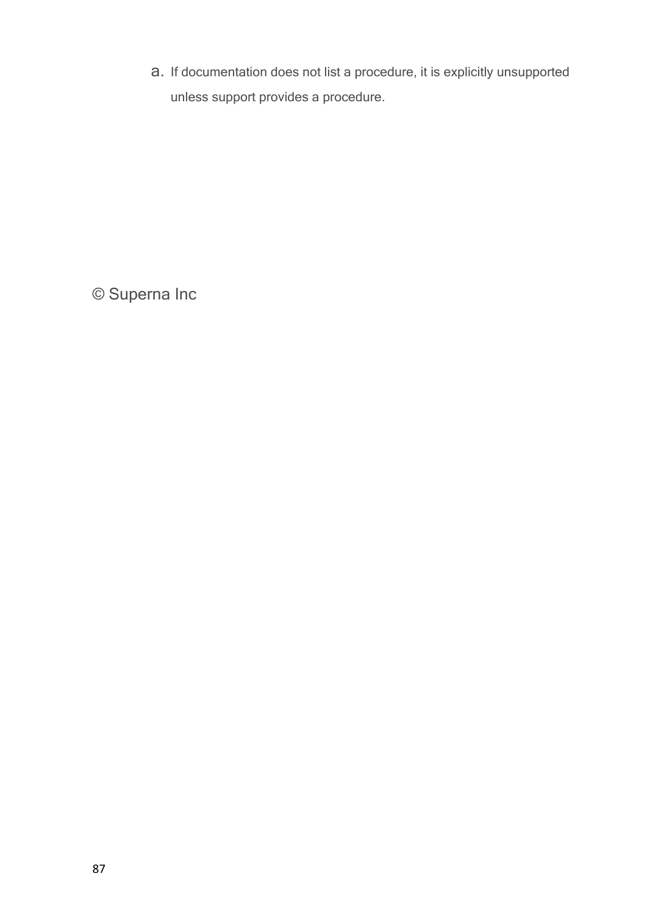a. If documentation does not list a procedure, it is explicitly unsupported unless support provides a procedure.

© Superna Inc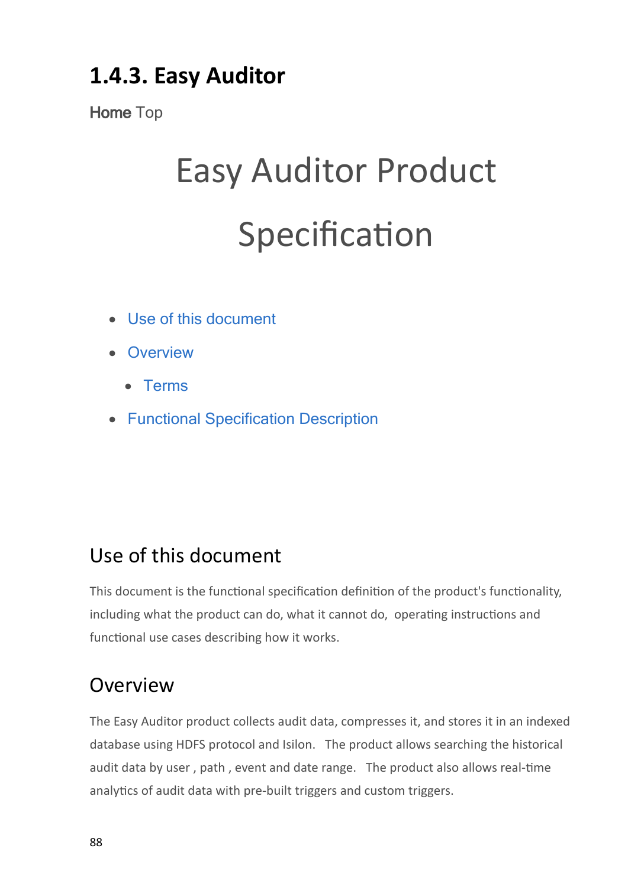# 1.4.3. Easy Auditor

**Home** Top

# Easy Auditor Product Specification

- Use of this document
- Overview
  - Terms
- Functional Specification Description

## Use of this document

This document is the functional specification definition of the product's functionality, including what the product can do, what it cannot do, operating instructions and functional use cases describing how it works.

## Overview

The Easy Auditor product collects audit data, compresses it, and stores it in an indexed database using HDFS protocol and Isilon. The product allows searching the historical audit data by user , path , event and date range. The product also allows real-time analytics of audit data with pre-built triggers and custom triggers.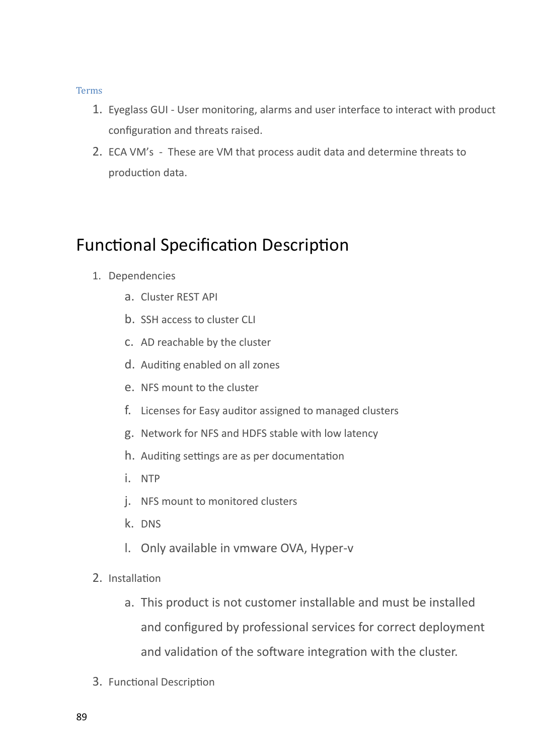### Terms

1. Eyeglass GUI - User monitoring, alarms and user interface to interact with product configuration and threats raised.
2. ECA VM's - These are VM that process audit data and determine threats to production data.

# Functional Specification Description

1. Dependencies
    a. Cluster REST API
    b. SSH access to cluster CLI
    c. AD reachable by the cluster
    d. Auditing enabled on all zones
    e. NFS mount to the cluster
    f. Licenses for Easy auditor assigned to managed clusters
    g. Network for NFS and HDFS stable with low latency
    h. Auditing settings are as per documentation
    i. NTP
    j. NFS mount to monitored clusters
    k. DNS
    l. Only available in vmware OVA, Hyper-v
2. Installation
    a. This product is not customer installable and must be installed and configured by professional services for correct deployment and validation of the software integration with the cluster.
3. Functional Description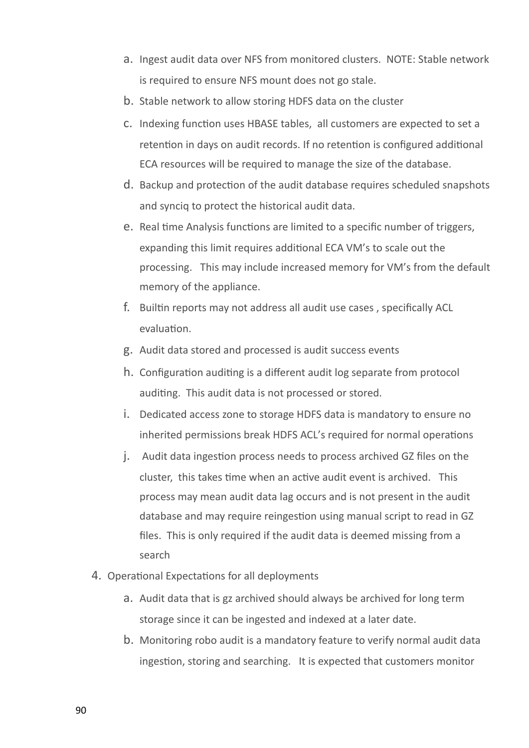a. Ingest audit data over NFS from monitored clusters. NOTE: Stable network is required to ensure NFS mount does not go stale.
   b. Stable network to allow storing HDFS data on the cluster
   c. Indexing function uses HBASE tables, all customers are expected to set a retention in days on audit records. If no retention is configured additional ECA resources will be required to manage the size of the database.
   d. Backup and protection of the audit database requires scheduled snapshots and synciq to protect the historical audit data.
   e. Real time Analysis functions are limited to a specific number of triggers, expanding this limit requires additional ECA VM's to scale out the processing. This may include increased memory for VM's from the default memory of the appliance.
   f. Builtin reports may not address all audit use cases , specifically ACL evaluation.
   g. Audit data stored and processed is audit success events
   h. Configuration auditing is a different audit log separate from protocol auditing. This audit data is not processed or stored.
   i. Dedicated access zone to storage HDFS data is mandatory to ensure no inherited permissions break HDFS ACL's required for normal operations
   j. Audit data ingestion process needs to process archived GZ files on the cluster, this takes time when an active audit event is archived. This process may mean audit data lag occurs and is not present in the audit database and may require reingestion using manual script to read in GZ files. This is only required if the audit data is deemed missing from a search

4. Operational Expectations for all deployments
   a. Audit data that is gz archived should always be archived for long term storage since it can be ingested and indexed at a later date.
   b. Monitoring robo audit is a mandatory feature to verify normal audit data ingestion, storing and searching. It is expected that customers monitor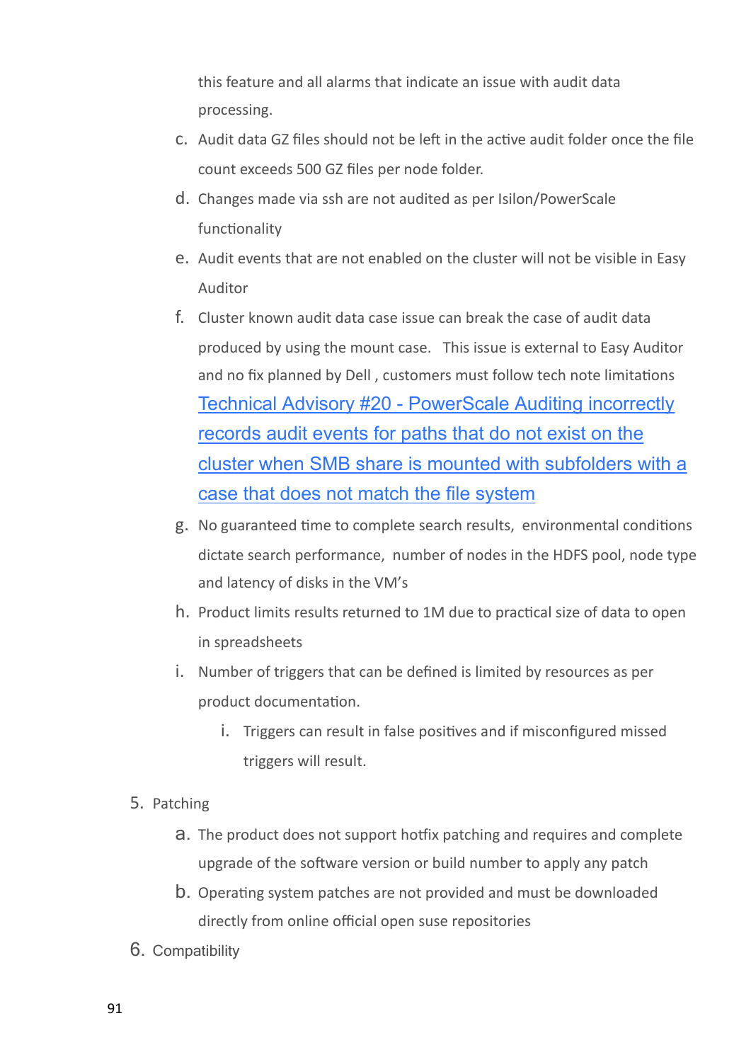this feature and all alarms that indicate an issue with audit data processing.

c. Audit data GZ files should not be left in the active audit folder once the file count exceeds 500 GZ files per node folder.

d. Changes made via ssh are not audited as per Isilon/PowerScale functionality

e. Audit events that are not enabled on the cluster will not be visible in Easy Auditor

f. Cluster known audit data case issue can break the case of audit data produced by using the mount case. This issue is external to Easy Auditor and no fix planned by Dell , customers must follow tech note limitations [Technical Advisory #20 - PowerScale Auditing incorrectly records audit events for paths that do not exist on the cluster when SMB share is mounted with subfolders with a case that does not match the file system]

g. No guaranteed time to complete search results, environmental conditions dictate search performance, number of nodes in the HDFS pool, node type and latency of disks in the VM's

h. Product limits results returned to 1M due to practical size of data to open in spreadsheets

i. Number of triggers that can be defined is limited by resources as per product documentation.

   i. Triggers can result in false positives and if misconfigured missed triggers will result.

5. Patching

   a. The product does not support hotfix patching and requires and complete upgrade of the software version or build number to apply any patch

   b. Operating system patches are not provided and must be downloaded directly from online official open suse repositories

6. Compatibility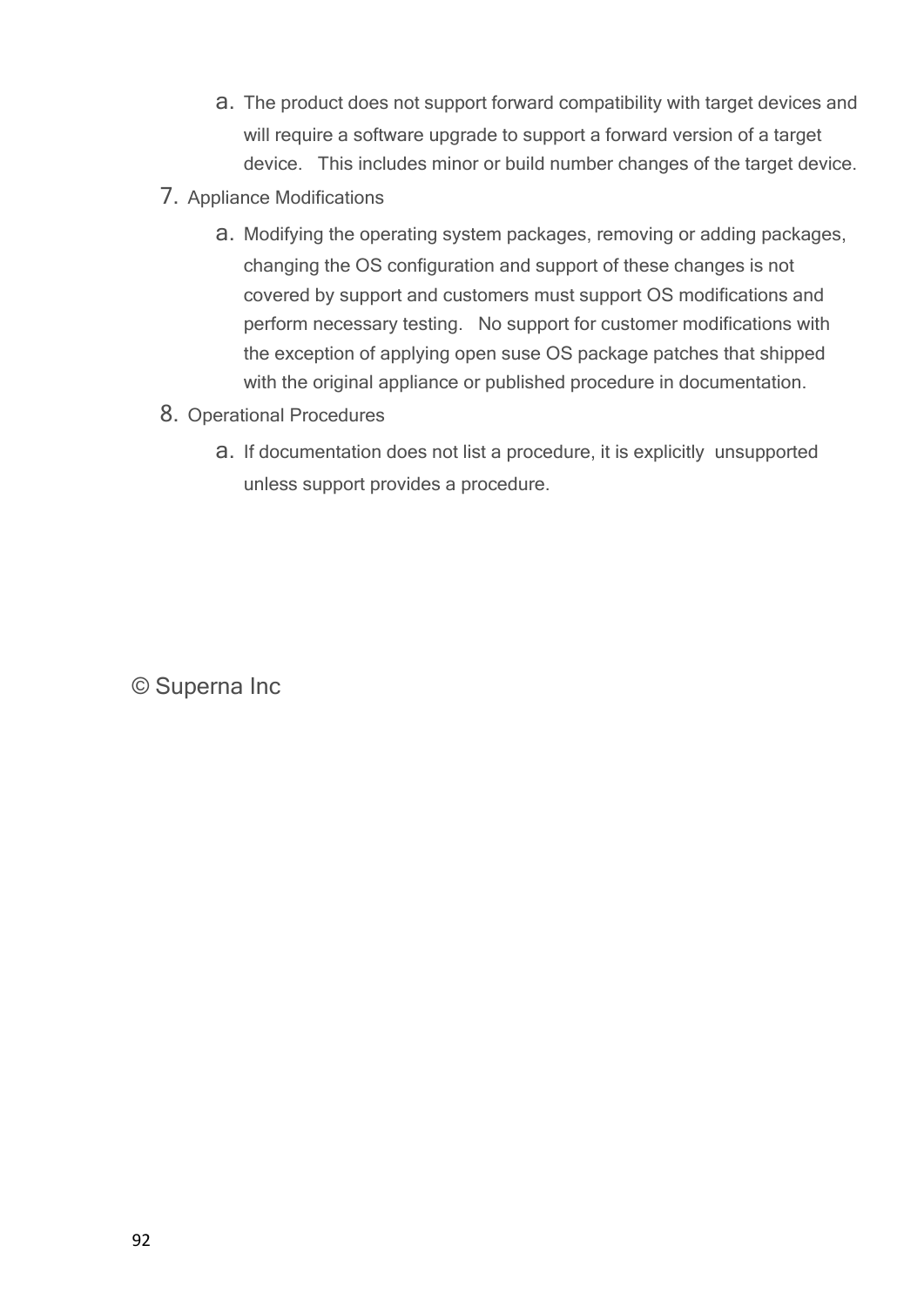a. The product does not support forward compatibility with target devices and will require a software upgrade to support a forward version of a target device. This includes minor or build number changes of the target device.

7. Appliance Modifications
   a. Modifying the operating system packages, removing or adding packages, changing the OS configuration and support of these changes is not covered by support and customers must support OS modifications and perform necessary testing. No support for customer modifications with the exception of applying open suse OS package patches that shipped with the original appliance or published procedure in documentation.
8. Operational Procedures
   a. If documentation does not list a procedure, it is explicitly unsupported unless support provides a procedure.

© Superna Inc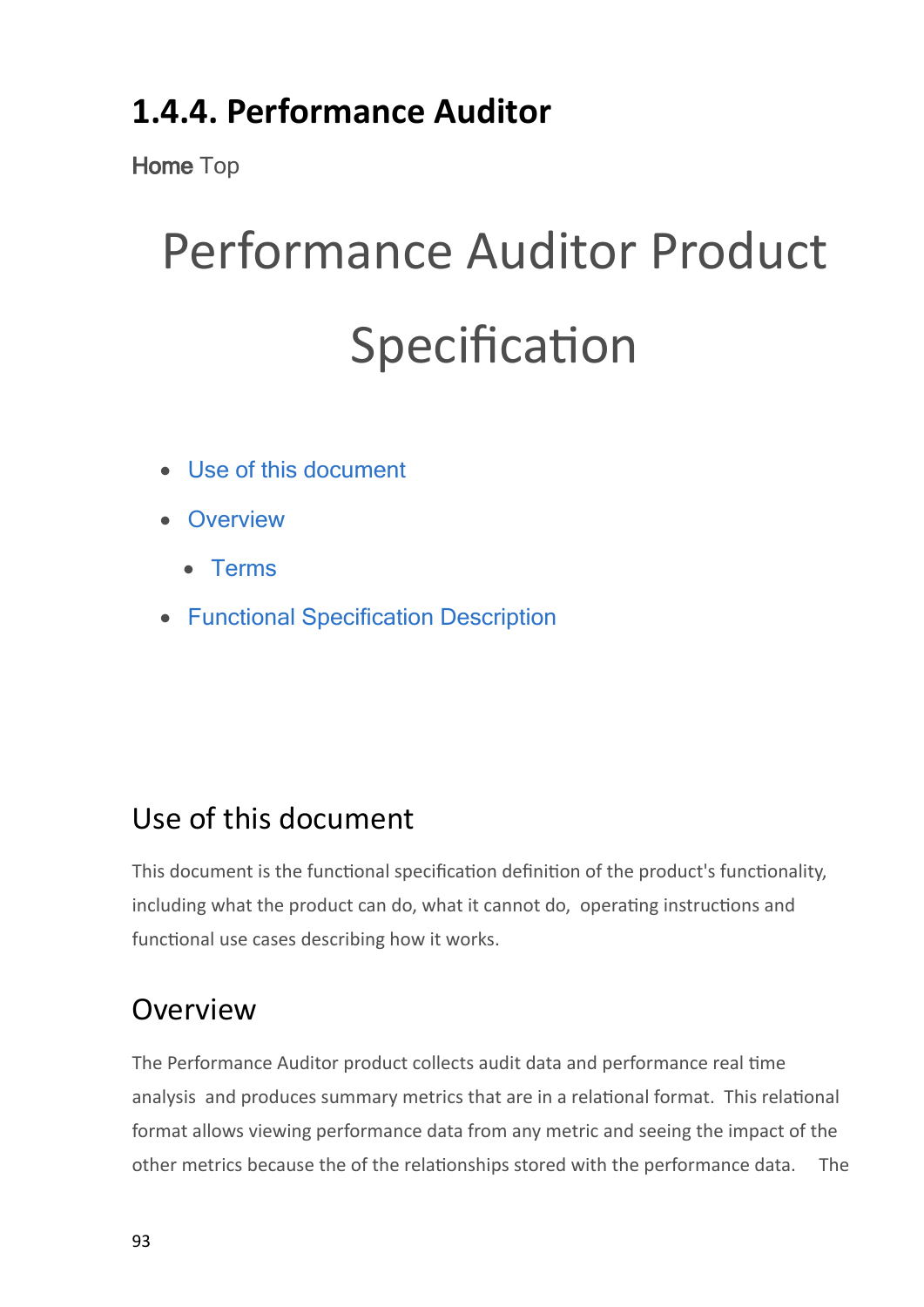## 1.4.4. Performance Auditor

Home Top

# Performance Auditor Product Specification

- Use of this document
- Overview
  - Terms
- Functional Specification Description

## Use of this document

This document is the functional specification definition of the product's functionality, including what the product can do, what it cannot do, operating instructions and functional use cases describing how it works.

## Overview

The Performance Auditor product collects audit data and performance real time analysis and produces summary metrics that are in a relational format. This relational format allows viewing performance data from any metric and seeing the impact of the other metrics because the of the relationships stored with the performance data. The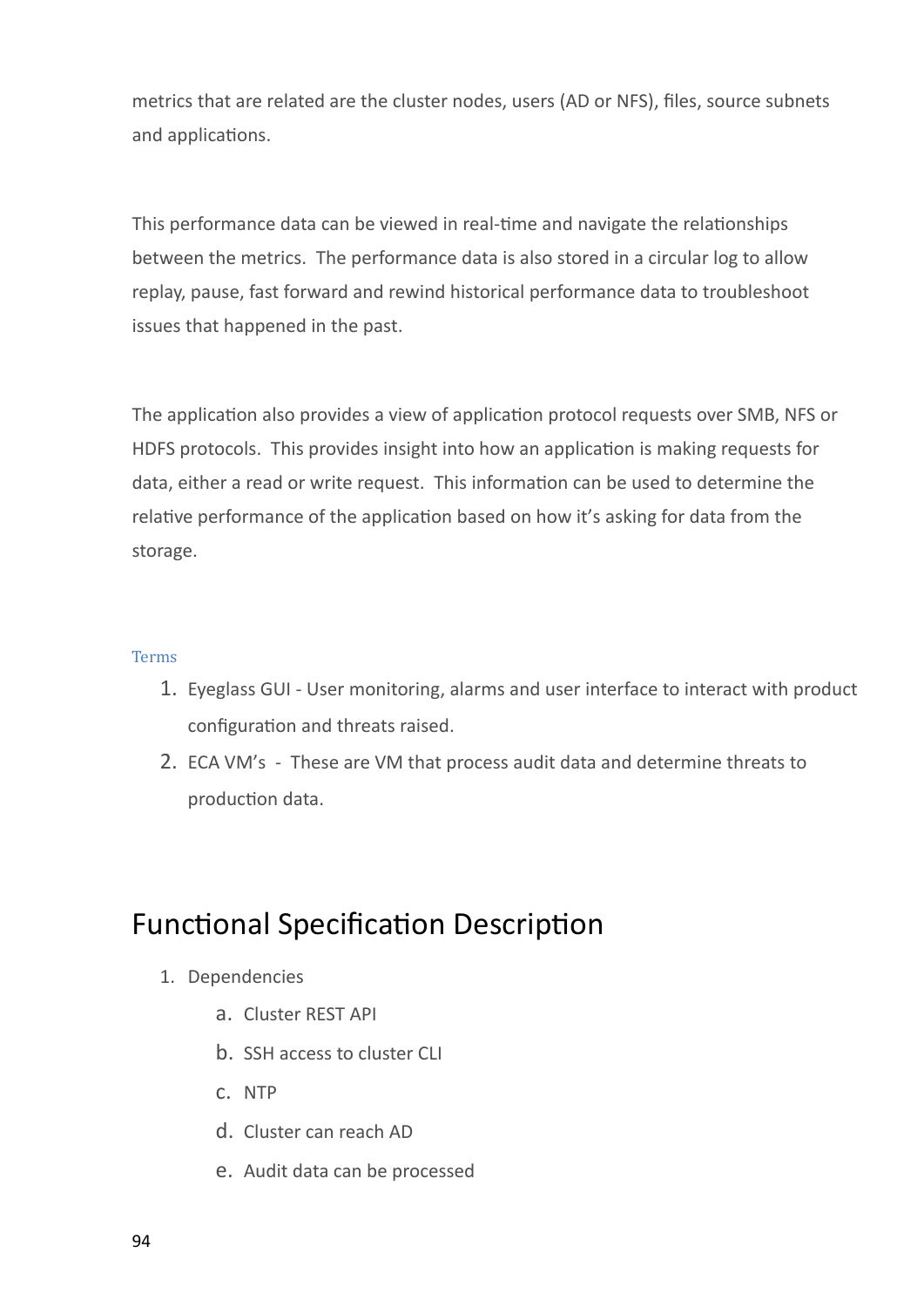metrics that are related are the cluster nodes, users (AD or NFS), files, source subnets and applications.

This performance data can be viewed in real-time and navigate the relationships between the metrics.  The performance data is also stored in a circular log to allow replay, pause, fast forward and rewind historical performance data to troubleshoot issues that happened in the past.

The application also provides a view of application protocol requests over SMB, NFS or HDFS protocols.  This provides insight into how an application is making requests for data, either a read or write request.  This information can be used to determine the relative performance of the application based on how it's asking for data from the storage.

### Terms

1. Eyeglass GUI - User monitoring, alarms and user interface to interact with product configuration and threats raised.
2. ECA VM's  -  These are VM that process audit data and determine threats to production data.

# Functional Specification Description

1. Dependencies
    a. Cluster REST API
    b. SSH access to cluster CLI
    c. NTP
    d. Cluster can reach AD
    e. Audit data can be processed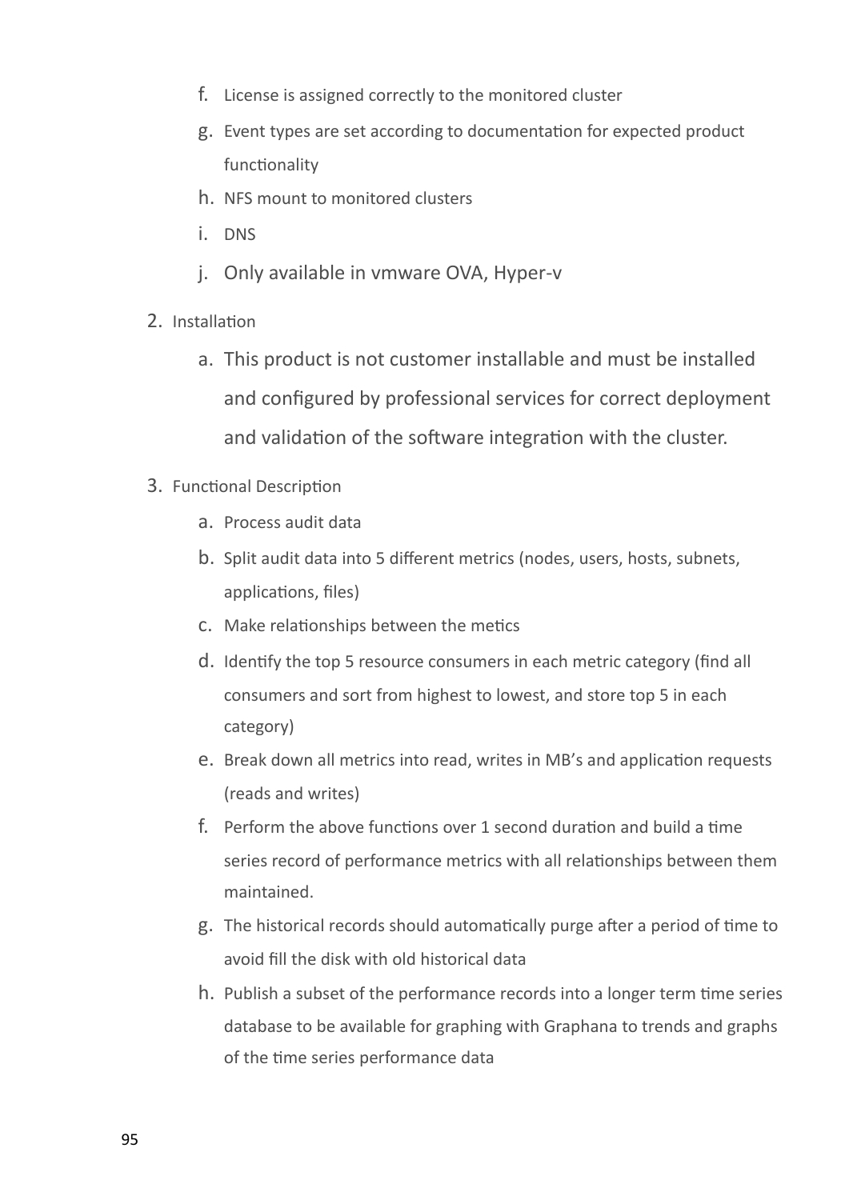f. License is assigned correctly to the monitored cluster
g. Event types are set according to documentation for expected product functionality
h. NFS mount to monitored clusters
i. DNS
j. Only available in vmware OVA, Hyper-v

2. Installation
   a. This product is not customer installable and must be installed and configured by professional services for correct deployment and validation of the software integration with the cluster.

3. Functional Description
   a. Process audit data
   b. Split audit data into 5 different metrics (nodes, users, hosts, subnets, applications, files)
   c. Make relationships between the metics
   d. Identify the top 5 resource consumers in each metric category (find all consumers and sort from highest to lowest, and store top 5 in each category)
   e. Break down all metrics into read, writes in MB's and application requests (reads and writes)
   f. Perform the above functions over 1 second duration and build a time series record of performance metrics with all relationships between them maintained.
   g. The historical records should automatically purge after a period of time to avoid fill the disk with old historical data
   h. Publish a subset of the performance records into a longer term time series database to be available for graphing with Graphana to trends and graphs of the time series performance data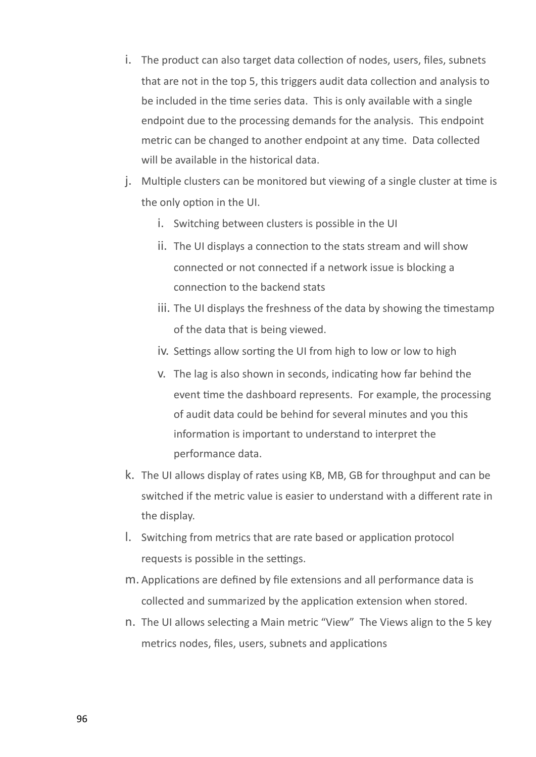i. The product can also target data collection of nodes, users, files, subnets that are not in the top 5, this triggers audit data collection and analysis to be included in the time series data. This is only available with a single endpoint due to the processing demands for the analysis. This endpoint metric can be changed to another endpoint at any time. Data collected will be available in the historical data.

j. Multiple clusters can be monitored but viewing of a single cluster at time is the only option in the UI.
    i. Switching between clusters is possible in the UI
    ii. The UI displays a connection to the stats stream and will show connected or not connected if a network issue is blocking a connection to the backend stats
    iii. The UI displays the freshness of the data by showing the timestamp of the data that is being viewed.
    iv. Settings allow sorting the UI from high to low or low to high
    v. The lag is also shown in seconds, indicating how far behind the event time the dashboard represents. For example, the processing of audit data could be behind for several minutes and you this information is important to understand to interpret the performance data.

k. The UI allows display of rates using KB, MB, GB for throughput and can be switched if the metric value is easier to understand with a different rate in the display.

l. Switching from metrics that are rate based or application protocol requests is possible in the settings.

m. Applications are defined by file extensions and all performance data is collected and summarized by the application extension when stored.

n. The UI allows selecting a Main metric “View” The Views align to the 5 key metrics nodes, files, users, subnets and applications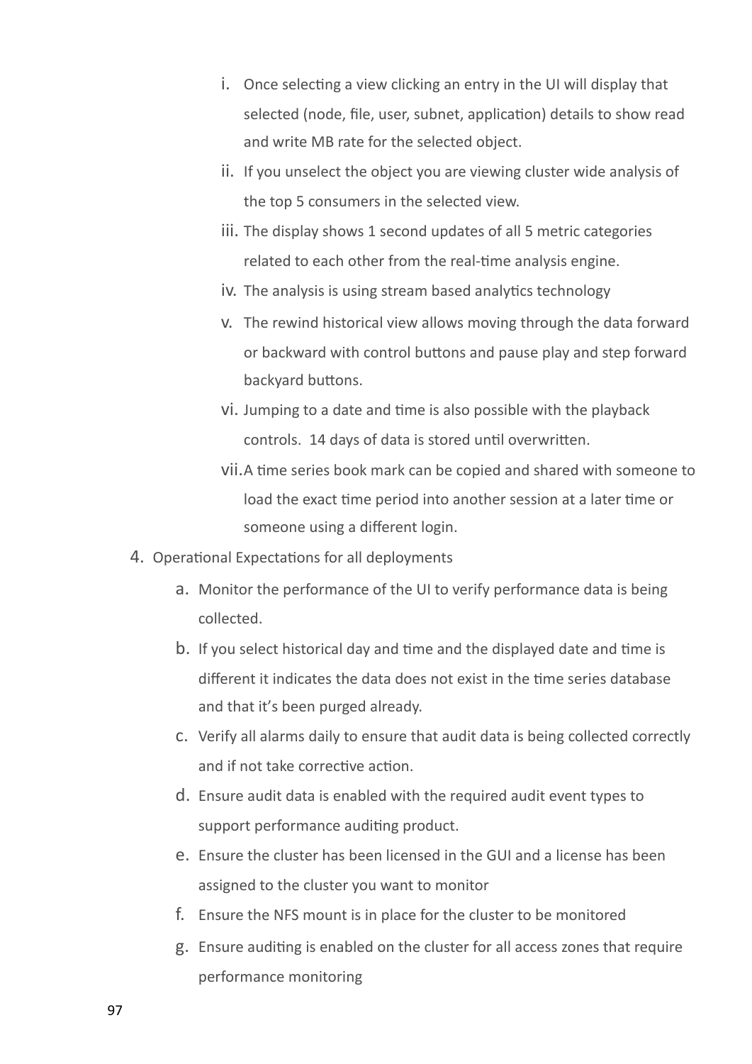i. Once selecting a view clicking an entry in the UI will display that selected (node, file, user, subnet, application) details to show read and write MB rate for the selected object.
   ii. If you unselect the object you are viewing cluster wide analysis of the top 5 consumers in the selected view.
   iii. The display shows 1 second updates of all 5 metric categories related to each other from the real-time analysis engine.
   iv. The analysis is using stream based analytics technology
   v. The rewind historical view allows moving through the data forward or backward with control buttons and pause play and step forward backyard buttons.
   vi. Jumping to a date and time is also possible with the playback controls.  14 days of data is stored until overwritten.
   vii. A time series book mark can be copied and shared with someone to load the exact time period into another session at a later time or someone using a different login.

4. Operational Expectations for all deployments
   a. Monitor the performance of the UI to verify performance data is being collected.
   b. If you select historical day and time and the displayed date and time is different it indicates the data does not exist in the time series database and that it's been purged already.
   c. Verify all alarms daily to ensure that audit data is being collected correctly and if not take corrective action.
   d. Ensure audit data is enabled with the required audit event types to support performance auditing product.
   e. Ensure the cluster has been licensed in the GUI and a license has been assigned to the cluster you want to monitor
   f. Ensure the NFS mount is in place for the cluster to be monitored
   g. Ensure auditing is enabled on the cluster for all access zones that require performance monitoring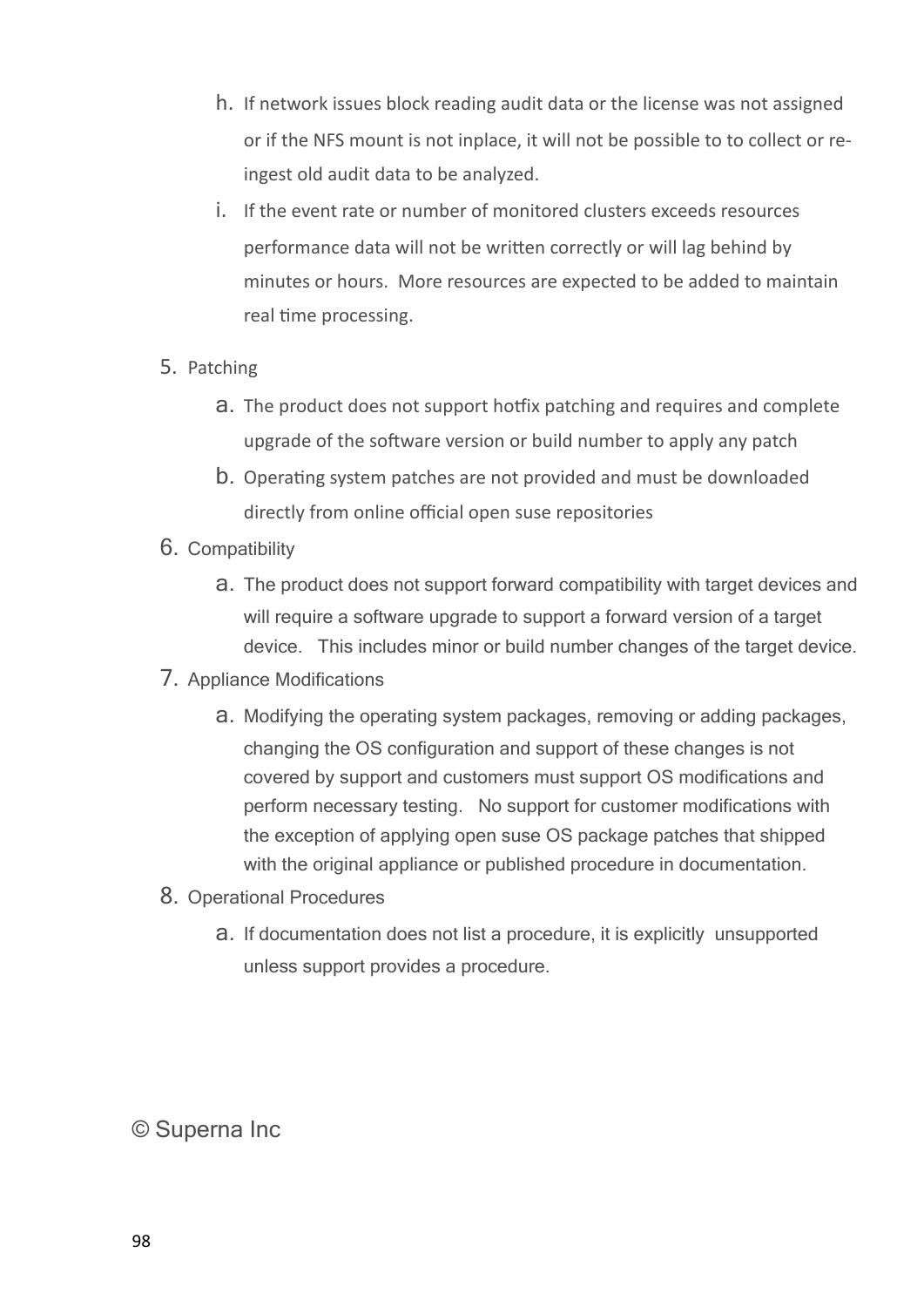h. If network issues block reading audit data or the license was not assigned or if the NFS mount is not inplace, it will not be possible to to collect or re-ingest old audit data to be analyzed.

i. If the event rate or number of monitored clusters exceeds resources performance data will not be written correctly or will lag behind by minutes or hours. More resources are expected to be added to maintain real time processing.

5. Patching
   a. The product does not support hotfix patching and requires and complete upgrade of the software version or build number to apply any patch
   b. Operating system patches are not provided and must be downloaded directly from online official open suse repositories
6. Compatibility
   a. The product does not support forward compatibility with target devices and will require a software upgrade to support a forward version of a target device. This includes minor or build number changes of the target device.
7. Appliance Modifications
   a. Modifying the operating system packages, removing or adding packages, changing the OS configuration and support of these changes is not covered by support and customers must support OS modifications and perform necessary testing. No support for customer modifications with the exception of applying open suse OS package patches that shipped with the original appliance or published procedure in documentation.
8. Operational Procedures
   a. If documentation does not list a procedure, it is explicitly unsupported unless support provides a procedure.

© Superna Inc